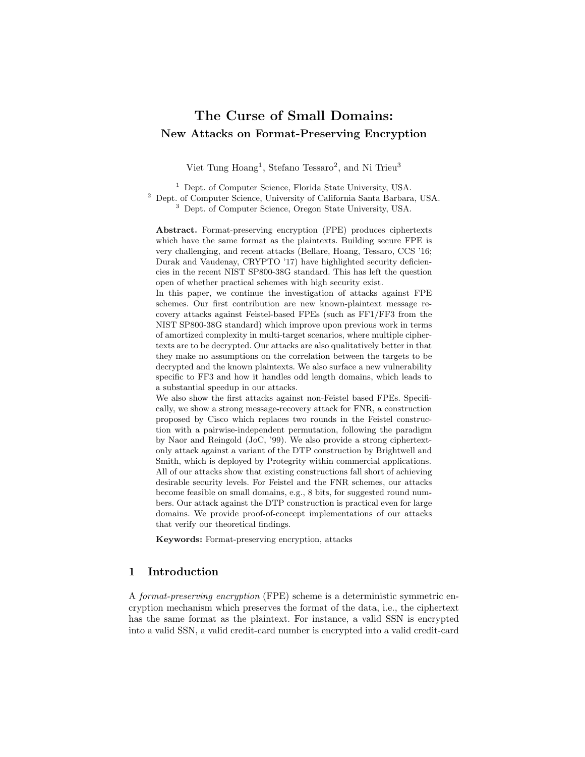# The Curse of Small Domains:

## New Attacks on Format-Preserving Encryption

Viet Tung Hoang[1], Stefano Tessaro[2], and Ni Trieu[3]

[1] Dept. of Computer Science, Florida State University, USA.
[2] Dept. of Computer Science, University of California Santa Barbara, USA.
[3] Dept. of Computer Science, Oregon State University, USA.

**Abstract.** Format-preserving encryption (FPE) produces ciphertexts which have the same format as the plaintexts. Building secure FPE is very challenging, and recent attacks (Bellare, Hoang, Tessaro, CCS '16; Durak and Vaudenay, CRYPTO '17) have highlighted security deficiencies in the recent NIST SP800-38G standard. This has left the question open of whether practical schemes with high security exist.

In this paper, we continue the investigation of attacks against FPE schemes. Our first contribution are new known-plaintext message recovery attacks against Feistel-based FPEs (such as FF1/FF3 from the NIST SP800-38G standard) which improve upon previous work in terms of amortized complexity in multi-target scenarios, where multiple ciphertexts are to be decrypted. Our attacks are also qualitatively better in that they make no assumptions on the correlation between the targets to be decrypted and the known plaintexts. We also surface a new vulnerability specific to FF3 and how it handles odd length domains, which leads to a substantial speedup in our attacks.

We also show the first attacks against non-Feistel based FPEs. Specifically, we show a strong message-recovery attack for FNR, a construction proposed by Cisco which replaces two rounds in the Feistel construction with a pairwise-independent permutation, following the paradigm by Naor and Reingold (JoC, '99). We also provide a strong ciphertext-only attack against a variant of the DTP construction by Brightwell and Smith, which is deployed by Protegrity within commercial applications. All of our attacks show that existing constructions fall short of achieving desirable security levels. For Feistel and the FNR schemes, our attacks become feasible on small domains, e.g., 8 bits, for suggested round numbers. Our attack against the DTP construction is practical even for large domains. We provide proof-of-concept implementations of our attacks that verify our theoretical findings.

**Keywords:** Format-preserving encryption, attacks

## 1 Introduction

A *format-preserving encryption* (FPE) scheme is a deterministic symmetric encryption mechanism which preserves the format of the data, i.e., the ciphertext has the same format as the plaintext. For instance, a valid SSN is encrypted into a valid SSN, a valid credit-card number is encrypted into a valid credit-card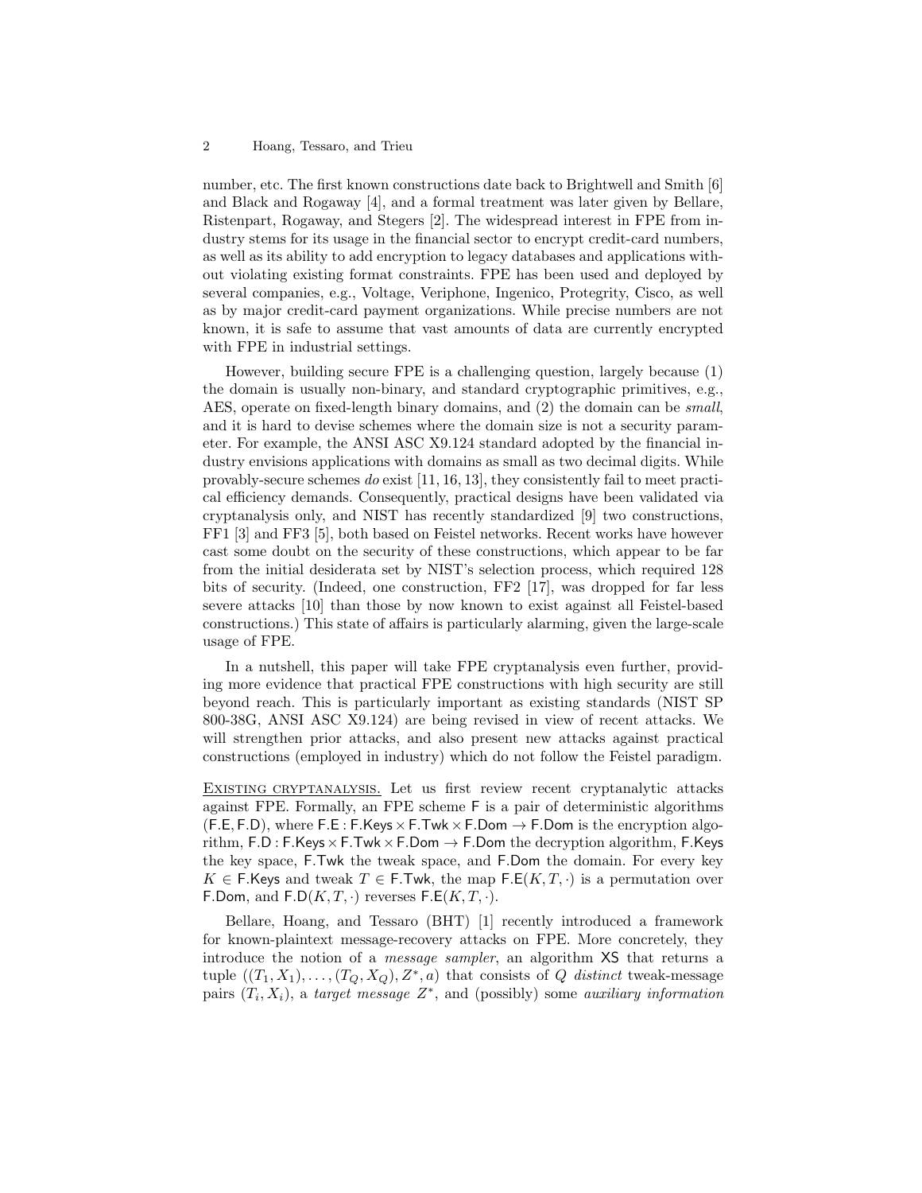number, etc. The first known constructions date back to Brightwell and Smith [6] and Black and Rogaway [4], and a formal treatment was later given by Bellare, Ristenpart, Rogaway, and Stegers [2]. The widespread interest in FPE from industry stems for its usage in the financial sector to encrypt credit-card numbers, as well as its ability to add encryption to legacy databases and applications without violating existing format constraints. FPE has been used and deployed by several companies, e.g., Voltage, Veriphone, Ingenico, Protegrity, Cisco, as well as by major credit-card payment organizations. While precise numbers are not known, it is safe to assume that vast amounts of data are currently encrypted with FPE in industrial settings.

However, building secure FPE is a challenging question, largely because (1) the domain is usually non-binary, and standard cryptographic primitives, e.g., AES, operate on fixed-length binary domains, and (2) the domain can be *small*, and it is hard to devise schemes where the domain size is not a security parameter. For example, the ANSI ASC X9.124 standard adopted by the financial industry envisions applications with domains as small as two decimal digits. While provably-secure schemes *do* exist [11, 16, 13], they consistently fail to meet practical efficiency demands. Consequently, practical designs have been validated via cryptanalysis only, and NIST has recently standardized [9] two constructions, FF1 [3] and FF3 [5], both based on Feistel networks. Recent works have however cast some doubt on the security of these constructions, which appear to be far from the initial desiderata set by NIST's selection process, which required 128 bits of security. (Indeed, one construction, FF2 [17], was dropped for far less severe attacks [10] than those by now known to exist against all Feistel-based constructions.) This state of affairs is particularly alarming, given the large-scale usage of FPE.

In a nutshell, this paper will take FPE cryptanalysis even further, providing more evidence that practical FPE constructions with high security are still beyond reach. This is particularly important as existing standards (NIST SP 800-38G, ANSI ASC X9.124) are being revised in view of recent attacks. We will strengthen prior attacks, and also present new attacks against practical constructions (employed in industry) which do not follow the Feistel paradigm.

Existing cryptanalysis. Let us first review recent cryptanalytic attacks against FPE. Formally, an FPE scheme $\mathsf{F}$ is a pair of deterministic algorithms $(\mathsf{F.E}, \mathsf{F.D})$, where $\mathsf{F.E} : \mathsf{F.Keys} \times \mathsf{F.Twk} \times \mathsf{F.Dom} \to \mathsf{F.Dom}$ is the encryption algorithm, $\mathsf{F.D} : \mathsf{F.Keys} \times \mathsf{F.Twk} \times \mathsf{F.Dom} \to \mathsf{F.Dom}$ the decryption algorithm, $\mathsf{F.Keys}$ the key space, $\mathsf{F.Twk}$ the tweak space, and $\mathsf{F.Dom}$ the domain. For every key $K \in \mathsf{F.Keys}$ and tweak $T \in \mathsf{F.Twk}$, the map $\mathsf{F.E}(K, T, \cdot)$ is a permutation over $\mathsf{F.Dom}$, and $\mathsf{F.D}(K, T, \cdot)$ reverses $\mathsf{F.E}(K, T, \cdot)$.

Bellare, Hoang, and Tessaro (BHT) [1] recently introduced a framework for known-plaintext message-recovery attacks on FPE. More concretely, they introduce the notion of a *message sampler*, an algorithm $\mathsf{XS}$ that returns a tuple $((T_1, X_1), \ldots, (T_Q, X_Q), Z^*, a)$ that consists of $Q$ *distinct* tweak-message pairs $(T_i, X_i)$, a *target message* $Z^*$, and (possibly) some *auxiliary information*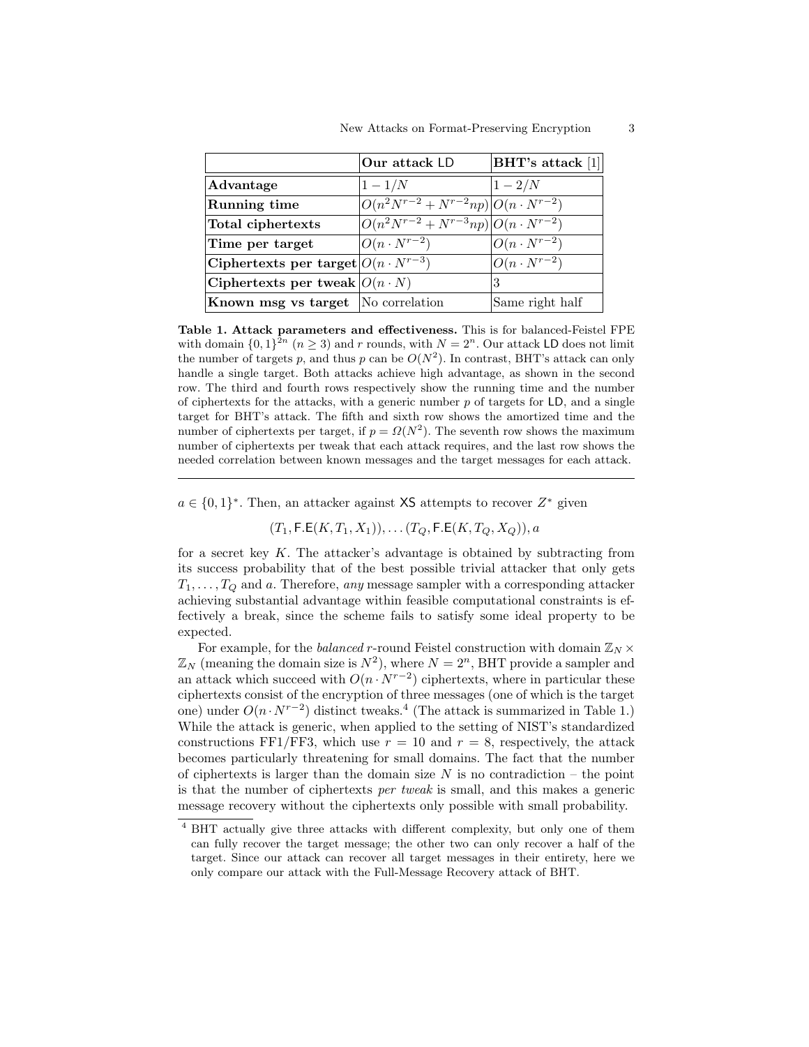| | **Our attack** LD | **BHT's attack** [1] |
|---|---|---|
| **Advantage** | $1 - 1/N$ | $1 - 2/N$ |
| **Running time** | $O(n^2 N^{r-2} + N^{r-2}np)$ | $O(n \cdot N^{r-2})$ |
| **Total ciphertexts** | $O(n^2 N^{r-2} + N^{r-3}np)$ | $O(n \cdot N^{r-2})$ |
| **Time per target** | $O(n \cdot N^{r-2})$ | $O(n \cdot N^{r-2})$ |
| **Ciphertexts per target** | $O(n \cdot N^{r-3})$ | $O(n \cdot N^{r-2})$ |
| **Ciphertexts per tweak** | $O(n \cdot N)$ | 3 |
| **Known msg vs target** | No correlation | Same right half |

**Table 1. Attack parameters and effectiveness.** This is for balanced-Feistel FPE with domain $\{0,1\}^{2n}$ ($n \geq 3$) and $r$ rounds, with $N = 2^n$. Our attack LD does not limit the number of targets $p$, and thus $p$ can be $O(N^2)$. In contrast, BHT's attack can only handle a single target. Both attacks achieve high advantage, as shown in the second row. The third and fourth rows respectively show the running time and the number of ciphertexts for the attacks, with a generic number $p$ of targets for LD, and a single target for BHT's attack. The fifth and sixth row shows the amortized time and the number of ciphertexts per target, if $p = \Omega(N^2)$. The seventh row shows the maximum number of ciphertexts per tweak that each attack requires, and the last row shows the needed correlation between known messages and the target messages for each attack.

---

$a \in \{0,1\}^*$. Then, an attacker against XS attempts to recover $Z^*$ given

$$(T_1, \mathsf{F.E}(K, T_1, X_1)), \ldots (T_Q, \mathsf{F.E}(K, T_Q, X_Q)), a$$

for a secret key $K$. The attacker's advantage is obtained by subtracting from its success probability that of the best possible trivial attacker that only gets $T_1, \ldots, T_Q$ and $a$. Therefore, *any* message sampler with a corresponding attacker achieving substantial advantage within feasible computational constraints is effectively a break, since the scheme fails to satisfy some ideal property to be expected.

For example, for the *balanced* $r$-round Feistel construction with domain $\mathbb{Z}_N \times \mathbb{Z}_N$ (meaning the domain size is $N^2$), where $N = 2^n$, BHT provide a sampler and an attack which succeed with $O(n \cdot N^{r-2})$ ciphertexts, where in particular these ciphertexts consist of the encryption of three messages (one of which is the target one) under $O(n \cdot N^{r-2})$ distinct tweaks.[4] (The attack is summarized in Table 1.) While the attack is generic, when applied to the setting of NIST's standardized constructions FF1/FF3, which use $r = 10$ and $r = 8$, respectively, the attack becomes particularly threatening for small domains. The fact that the number of ciphertexts is larger than the domain size $N$ is no contradiction – the point is that the number of ciphertexts *per tweak* is small, and this makes a generic message recovery without the ciphertexts only possible with small probability.

[4] BHT actually give three attacks with different complexity, but only one of them can fully recover the target message; the other two can only recover a half of the target. Since our attack can recover all target messages in their entirety, here we only compare our attack with the Full-Message Recovery attack of BHT.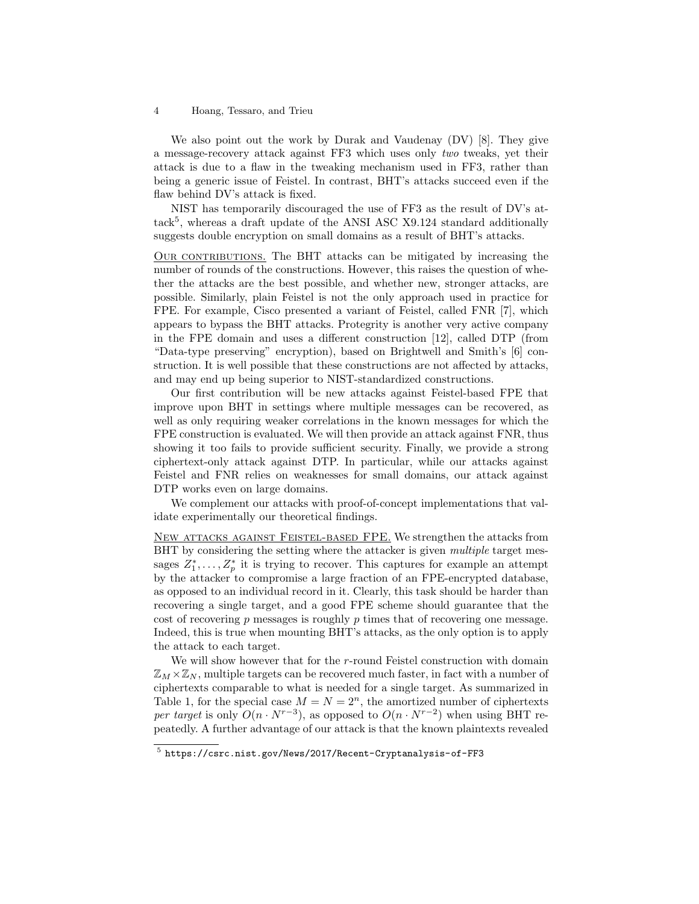We also point out the work by Durak and Vaudenay (DV) [8]. They give a message-recovery attack against FF3 which uses only *two* tweaks, yet their attack is due to a flaw in the tweaking mechanism used in FF3, rather than being a generic issue of Feistel. In contrast, BHT's attacks succeed even if the flaw behind DV's attack is fixed.

NIST has temporarily discouraged the use of FF3 as the result of DV's attack[5], whereas a draft update of the ANSI ASC X9.124 standard additionally suggests double encryption on small domains as a result of BHT's attacks.

<u>Our contributions.</u> The BHT attacks can be mitigated by increasing the number of rounds of the constructions. However, this raises the question of whether the attacks are the best possible, and whether new, stronger attacks, are possible. Similarly, plain Feistel is not the only approach used in practice for FPE. For example, Cisco presented a variant of Feistel, called FNR [7], which appears to bypass the BHT attacks. Protegrity is another very active company in the FPE domain and uses a different construction [12], called DTP (from "Data-type preserving" encryption), based on Brightwell and Smith's [6] construction. It is well possible that these constructions are not affected by attacks, and may end up being superior to NIST-standardized constructions.

Our first contribution will be new attacks against Feistel-based FPE that improve upon BHT in settings where multiple messages can be recovered, as well as only requiring weaker correlations in the known messages for which the FPE construction is evaluated. We will then provide an attack against FNR, thus showing it too fails to provide sufficient security. Finally, we provide a strong ciphertext-only attack against DTP. In particular, while our attacks against Feistel and FNR relies on weaknesses for small domains, our attack against DTP works even on large domains.

We complement our attacks with proof-of-concept implementations that validate experimentally our theoretical findings.

<u>New attacks against Feistel-based FPE.</u> We strengthen the attacks from BHT by considering the setting where the attacker is given *multiple* target messages $Z_1^*, \ldots, Z_p^*$ it is trying to recover. This captures for example an attempt by the attacker to compromise a large fraction of an FPE-encrypted database, as opposed to an individual record in it. Clearly, this task should be harder than recovering a single target, and a good FPE scheme should guarantee that the cost of recovering $p$ messages is roughly $p$ times that of recovering one message. Indeed, this is true when mounting BHT's attacks, as the only option is to apply the attack to each target.

We will show however that for the $r$-round Feistel construction with domain $\mathbb{Z}_M \times \mathbb{Z}_N$, multiple targets can be recovered much faster, in fact with a number of ciphertexts comparable to what is needed for a single target. As summarized in Table 1, for the special case $M = N = 2^n$, the amortized number of ciphertexts *per target* is only $O(n \cdot N^{r-3})$, as opposed to $O(n \cdot N^{r-2})$ when using BHT repeatedly. A further advantage of our attack is that the known plaintexts revealed

[5] `https://csrc.nist.gov/News/2017/Recent-Cryptanalysis-of-FF3`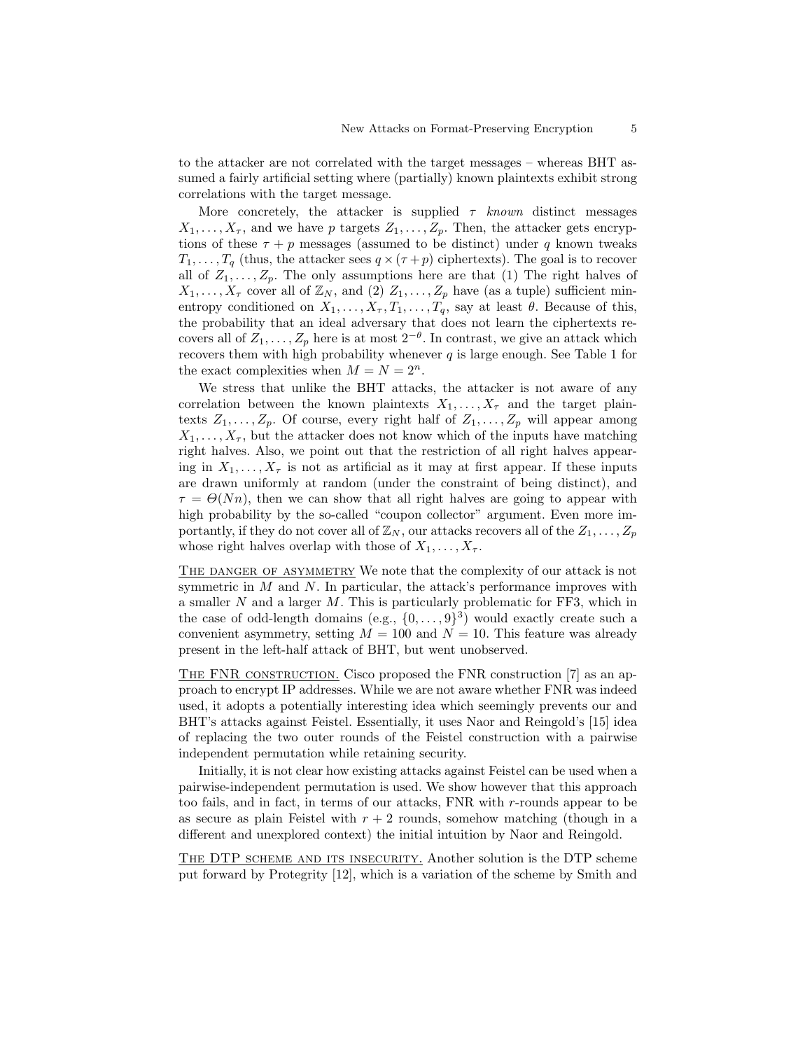to the attacker are not correlated with the target messages – whereas BHT assumed a fairly artificial setting where (partially) known plaintexts exhibit strong correlations with the target message.

More concretely, the attacker is supplied $\tau$ *known* distinct messages $X_1, \ldots, X_\tau$, and we have $p$ targets $Z_1, \ldots, Z_p$. Then, the attacker gets encryptions of these $\tau + p$ messages (assumed to be distinct) under $q$ known tweaks $T_1, \ldots, T_q$ (thus, the attacker sees $q \times (\tau + p)$ ciphertexts). The goal is to recover all of $Z_1, \ldots, Z_p$. The only assumptions here are that (1) The right halves of $X_1, \ldots, X_\tau$ cover all of $\mathbb{Z}_N$, and (2) $Z_1, \ldots, Z_p$ have (as a tuple) sufficient min-entropy conditioned on $X_1, \ldots, X_\tau, T_1, \ldots, T_q$, say at least $\theta$. Because of this, the probability that an ideal adversary that does not learn the ciphertexts recovers all of $Z_1, \ldots, Z_p$ here is at most $2^{-\theta}$. In contrast, we give an attack which recovers them with high probability whenever $q$ is large enough. See Table 1 for the exact complexities when $M = N = 2^n$.

We stress that unlike the BHT attacks, the attacker is not aware of any correlation between the known plaintexts $X_1, \ldots, X_\tau$ and the target plaintexts $Z_1, \ldots, Z_p$. Of course, every right half of $Z_1, \ldots, Z_p$ will appear among $X_1, \ldots, X_\tau$, but the attacker does not know which of the inputs have matching right halves. Also, we point out that the restriction of all right halves appearing in $X_1, \ldots, X_\tau$ is not as artificial as it may at first appear. If these inputs are drawn uniformly at random (under the constraint of being distinct), and $\tau = \Theta(Nn)$, then we can show that all right halves are going to appear with high probability by the so-called "coupon collector" argument. Even more importantly, if they do not cover all of $\mathbb{Z}_N$, our attacks recovers all of the $Z_1, \ldots, Z_p$ whose right halves overlap with those of $X_1, \ldots, X_\tau$.

<u>The danger of asymmetry</u> We note that the complexity of our attack is not symmetric in $M$ and $N$. In particular, the attack's performance improves with a smaller $N$ and a larger $M$. This is particularly problematic for FF3, which in the case of odd-length domains (e.g., $\{0, \ldots, 9\}^3$) would exactly create such a convenient asymmetry, setting $M = 100$ and $N = 10$. This feature was already present in the left-half attack of BHT, but went unobserved.

<u>The FNR construction.</u> Cisco proposed the FNR construction [7] as an approach to encrypt IP addresses. While we are not aware whether FNR was indeed used, it adopts a potentially interesting idea which seemingly prevents our and BHT's attacks against Feistel. Essentially, it uses Naor and Reingold's [15] idea of replacing the two outer rounds of the Feistel construction with a pairwise independent permutation while retaining security.

Initially, it is not clear how existing attacks against Feistel can be used when a pairwise-independent permutation is used. We show however that this approach too fails, and in fact, in terms of our attacks, FNR with $r$-rounds appear to be as secure as plain Feistel with $r + 2$ rounds, somehow matching (though in a different and unexplored context) the initial intuition by Naor and Reingold.

<u>The DTP scheme and its insecurity.</u> Another solution is the DTP scheme put forward by Protegrity [12], which is a variation of the scheme by Smith and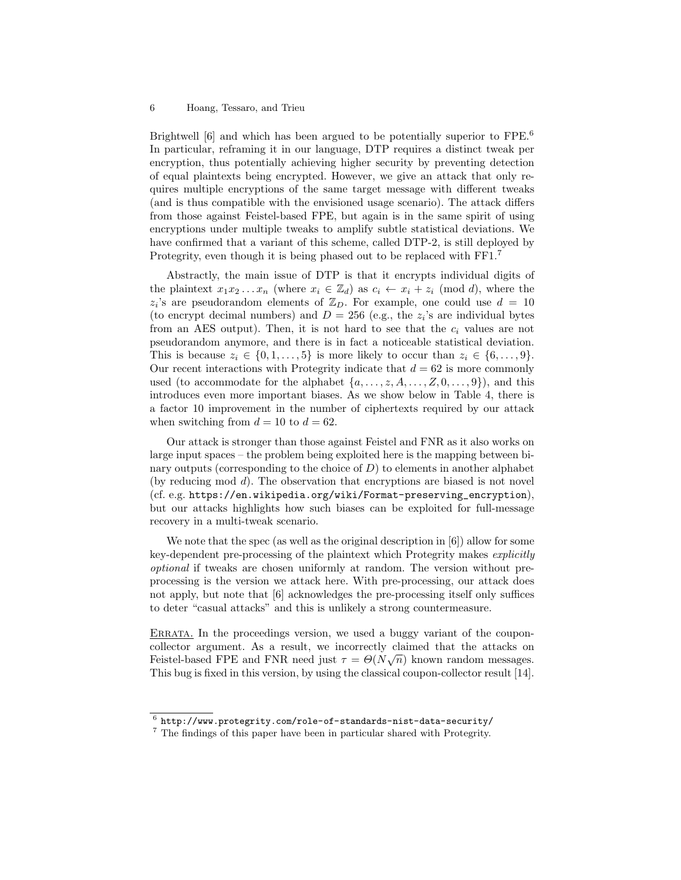Brightwell [6] and which has been argued to be potentially superior to FPE.[6] In particular, reframing it in our language, DTP requires a distinct tweak per encryption, thus potentially achieving higher security by preventing detection of equal plaintexts being encrypted. However, we give an attack that only requires multiple encryptions of the same target message with different tweaks (and is thus compatible with the envisioned usage scenario). The attack differs from those against Feistel-based FPE, but again is in the same spirit of using encryptions under multiple tweaks to amplify subtle statistical deviations. We have confirmed that a variant of this scheme, called DTP-2, is still deployed by Protegrity, even though it is being phased out to be replaced with FF1.[7]

Abstractly, the main issue of DTP is that it encrypts individual digits of the plaintext $x_1 x_2 \dots x_n$ (where $x_i \in \mathbb{Z}_d$) as $c_i \leftarrow x_i + z_i \pmod{d}$, where the $z_i$'s are pseudorandom elements of $\mathbb{Z}_D$. For example, one could use $d = 10$ (to encrypt decimal numbers) and $D = 256$ (e.g., the $z_i$'s are individual bytes from an AES output). Then, it is not hard to see that the $c_i$ values are not pseudorandom anymore, and there is in fact a noticeable statistical deviation. This is because $z_i \in \{0, 1, \dots, 5\}$ is more likely to occur than $z_i \in \{6, \dots, 9\}$. Our recent interactions with Protegrity indicate that $d = 62$ is more commonly used (to accommodate for the alphabet $\{a, \dots, z, A, \dots, Z, 0, \dots, 9\}$), and this introduces even more important biases. As we show below in Table 4, there is a factor 10 improvement in the number of ciphertexts required by our attack when switching from $d = 10$ to $d = 62$.

Our attack is stronger than those against Feistel and FNR as it also works on large input spaces – the problem being exploited here is the mapping between binary outputs (corresponding to the choice of $D$) to elements in another alphabet (by reducing mod $d$). The observation that encryptions are biased is not novel (cf. e.g. https://en.wikipedia.org/wiki/Format-preserving_encryption), but our attacks highlights how such biases can be exploited for full-message recovery in a multi-tweak scenario.

We note that the spec (as well as the original description in [6]) allow for some key-dependent pre-processing of the plaintext which Protegrity makes *explicitly optional* if tweaks are chosen uniformly at random. The version without pre-processing is the version we attack here. With pre-processing, our attack does not apply, but note that [6] acknowledges the pre-processing itself only suffices to deter "casual attacks" and this is unlikely a strong countermeasure.

Errata. In the proceedings version, we used a buggy variant of the coupon-collector argument. As a result, we incorrectly claimed that the attacks on Feistel-based FPE and FNR need just $\tau = \Theta(N\sqrt{n})$ known random messages. This bug is fixed in this version, by using the classical coupon-collector result [14].

---

[6] http://www.protegrity.com/role-of-standards-nist-data-security/

[7] The findings of this paper have been in particular shared with Protegrity.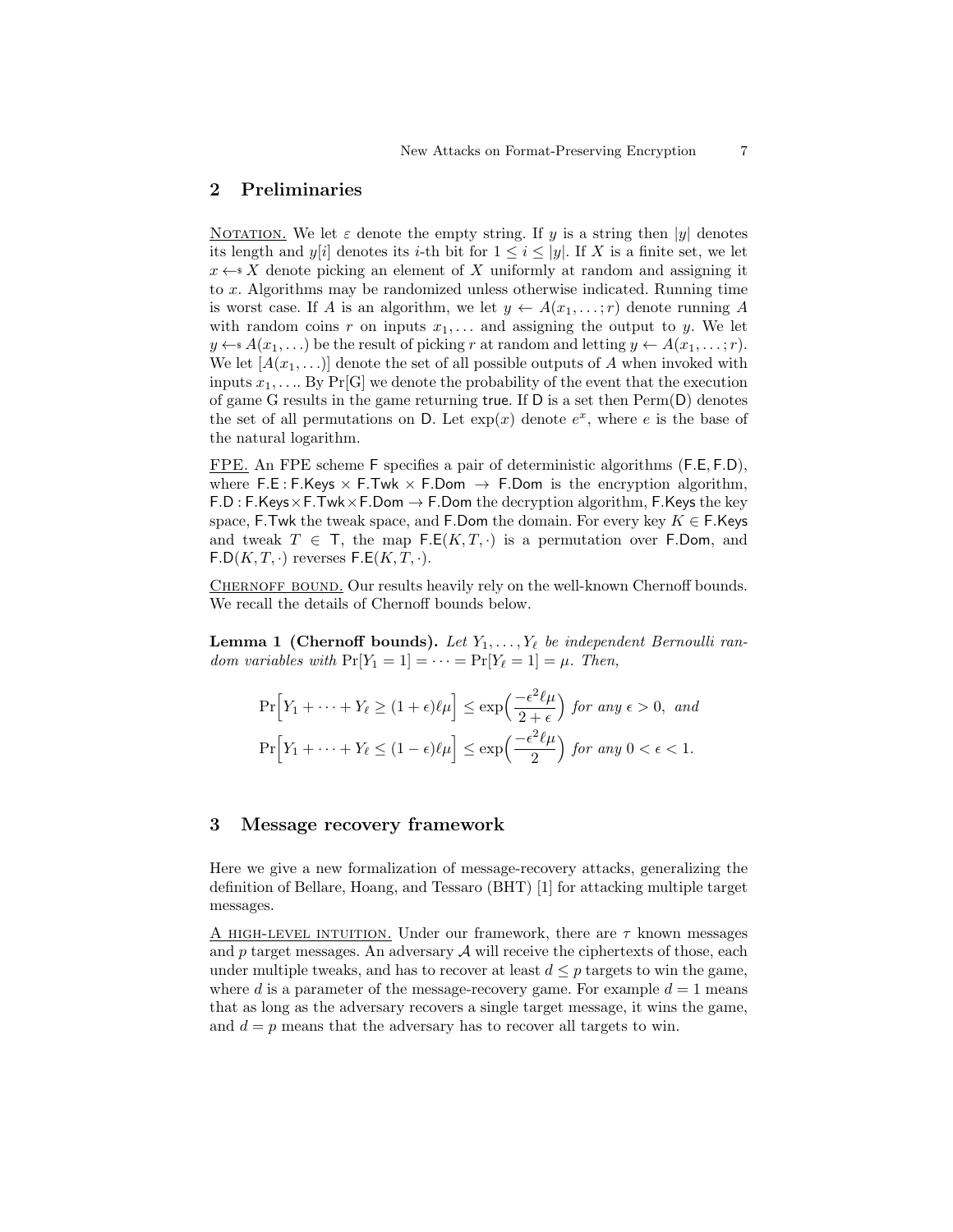## 2 Preliminaries

NOTATION. We let $\varepsilon$ denote the empty string. If $y$ is a string then $|y|$ denotes its length and $y[i]$ denotes its $i$-th bit for $1 \le i \le |y|$. If $X$ is a finite set, we let $x \leftarrow_{\$} X$ denote picking an element of $X$ uniformly at random and assigning it to $x$. Algorithms may be randomized unless otherwise indicated. Running time is worst case. If $A$ is an algorithm, we let $y \leftarrow A(x_1, \ldots; r)$ denote running $A$ with random coins $r$ on inputs $x_1, \ldots$ and assigning the output to $y$. We let $y \leftarrow_{\$} A(x_1, \ldots)$ be the result of picking $r$ at random and letting $y \leftarrow A(x_1, \ldots; r)$. We let $[A(x_1, \ldots)]$ denote the set of all possible outputs of $A$ when invoked with inputs $x_1, \ldots$. By $\Pr[\mathrm{G}]$ we denote the probability of the event that the execution of game G results in the game returning true. If D is a set then $\mathrm{Perm}(\mathsf{D})$ denotes the set of all permutations on D. Let $\exp(x)$ denote $e^x$, where $e$ is the base of the natural logarithm.

FPE. An FPE scheme F specifies a pair of deterministic algorithms $(\mathsf{F.E}, \mathsf{F.D})$, where $\mathsf{F.E} : \mathsf{F.Keys} \times \mathsf{F.Twk} \times \mathsf{F.Dom} \to \mathsf{F.Dom}$ is the encryption algorithm, $\mathsf{F.D} : \mathsf{F.Keys} \times \mathsf{F.Twk} \times \mathsf{F.Dom} \to \mathsf{F.Dom}$ the decryption algorithm, F.Keys the key space, F.Twk the tweak space, and F.Dom the domain. For every key $K \in \mathsf{F.Keys}$ and tweak $T \in \mathsf{T}$, the map $\mathsf{F.E}(K, T, \cdot)$ is a permutation over F.Dom, and $\mathsf{F.D}(K, T, \cdot)$ reverses $\mathsf{F.E}(K, T, \cdot)$.

CHERNOFF BOUND. Our results heavily rely on the well-known Chernoff bounds. We recall the details of Chernoff bounds below.

**Lemma 1 (Chernoff bounds).** *Let $Y_1, \ldots, Y_\ell$ be independent Bernoulli random variables with $\Pr[Y_1 = 1] = \cdots = \Pr[Y_\ell = 1] = \mu$. Then,*

$$\Pr\Big[Y_1 + \cdots + Y_\ell \ge (1+\epsilon)\ell\mu\Big] \le \exp\Big(\frac{-\epsilon^2 \ell \mu}{2+\epsilon}\Big) \text{ for any } \epsilon > 0, \text{ and}$$

$$\Pr\Big[Y_1 + \cdots + Y_\ell \le (1-\epsilon)\ell\mu\Big] \le \exp\Big(\frac{-\epsilon^2 \ell \mu}{2}\Big) \text{ for any } 0 < \epsilon < 1.$$

## 3 Message recovery framework

Here we give a new formalization of message-recovery attacks, generalizing the definition of Bellare, Hoang, and Tessaro (BHT) [1] for attacking multiple target messages.

A HIGH-LEVEL INTUITION. Under our framework, there are $\tau$ known messages and $p$ target messages. An adversary $\mathcal{A}$ will receive the ciphertexts of those, each under multiple tweaks, and has to recover at least $d \le p$ targets to win the game, where $d$ is a parameter of the message-recovery game. For example $d = 1$ means that as long as the adversary recovers a single target message, it wins the game, and $d = p$ means that the adversary has to recover all targets to win.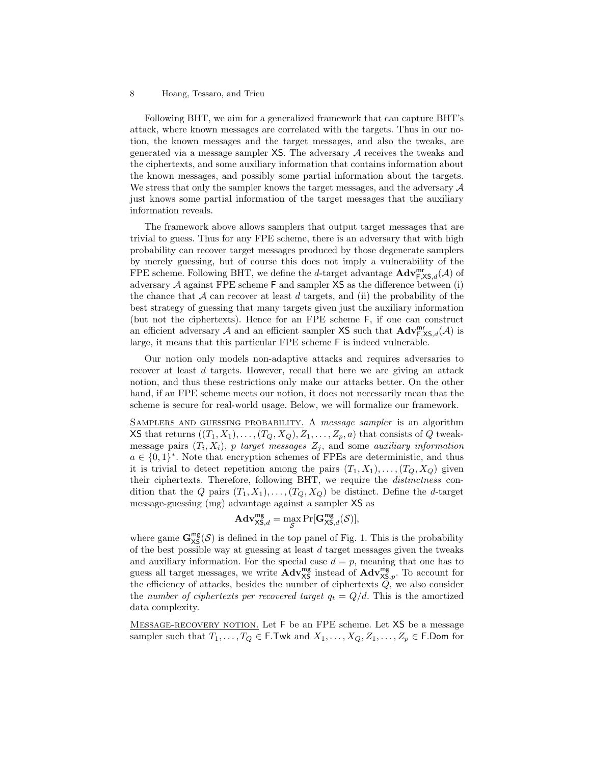Following BHT, we aim for a generalized framework that can capture BHT's attack, where known messages are correlated with the targets. Thus in our notion, the known messages and the target messages, and also the tweaks, are generated via a message sampler $\mathsf{XS}$. The adversary $\mathcal{A}$ receives the tweaks and the ciphertexts, and some auxiliary information that contains information about the known messages, and possibly some partial information about the targets. We stress that only the sampler knows the target messages, and the adversary $\mathcal{A}$ just knows some partial information of the target messages that the auxiliary information reveals.

The framework above allows samplers that output target messages that are trivial to guess. Thus for any FPE scheme, there is an adversary that with high probability can recover target messages produced by those degenerate samplers by merely guessing, but of course this does not imply a vulnerability of the FPE scheme. Following BHT, we define the $d$-target advantage $\mathbf{Adv}^{\mathsf{mr}}_{\mathsf{F},\mathsf{XS},d}(\mathcal{A})$ of adversary $\mathcal{A}$ against FPE scheme $\mathsf{F}$ and sampler $\mathsf{XS}$ as the difference between (i) the chance that $\mathcal{A}$ can recover at least $d$ targets, and (ii) the probability of the best strategy of guessing that many targets given just the auxiliary information (but not the ciphertexts). Hence for an FPE scheme $\mathsf{F}$, if one can construct an efficient adversary $\mathcal{A}$ and an efficient sampler $\mathsf{XS}$ such that $\mathbf{Adv}^{\mathsf{mr}}_{\mathsf{F},\mathsf{XS},d}(\mathcal{A})$ is large, it means that this particular FPE scheme $\mathsf{F}$ is indeed vulnerable.

Our notion only models non-adaptive attacks and requires adversaries to recover at least $d$ targets. However, recall that here we are giving an attack notion, and thus these restrictions only make our attacks better. On the other hand, if an FPE scheme meets our notion, it does not necessarily mean that the scheme is secure for real-world usage. Below, we will formalize our framework.

<u>Samplers and guessing probability.</u> A *message sampler* is an algorithm $\mathsf{XS}$ that returns $((T_1, X_1), \ldots, (T_Q, X_Q), Z_1, \ldots, Z_p, a)$ that consists of $Q$ tweak-message pairs $(T_i, X_i)$, $p$ *target messages* $Z_j$, and some *auxiliary information* $a \in \{0,1\}^*$. Note that encryption schemes of FPEs are deterministic, and thus it is trivial to detect repetition among the pairs $(T_1, X_1), \ldots, (T_Q, X_Q)$ given their ciphertexts. Therefore, following BHT, we require the *distinctness* condition that the $Q$ pairs $(T_1, X_1), \ldots, (T_Q, X_Q)$ be distinct. Define the $d$-target message-guessing (mg) advantage against a sampler $\mathsf{XS}$ as

$$\mathbf{Adv}^{\mathsf{mg}}_{\mathsf{XS},d} = \max_{\mathcal{S}} \Pr[\mathbf{G}^{\mathsf{mg}}_{\mathsf{XS},d}(\mathcal{S})],$$

where game $\mathbf{G}^{\mathsf{mg}}_{\mathsf{XS}}(\mathcal{S})$ is defined in the top panel of Fig. 1. This is the probability of the best possible way at guessing at least $d$ target messages given the tweaks and auxiliary information. For the special case $d = p$, meaning that one has to guess all target messages, we write $\mathbf{Adv}^{\mathsf{mg}}_{\mathsf{XS}}$ instead of $\mathbf{Adv}^{\mathsf{mg}}_{\mathsf{XS},p}$. To account for the efficiency of attacks, besides the number of ciphertexts $Q$, we also consider the *number of ciphertexts per recovered target* $q_t = Q/d$. This is the amortized data complexity.

<u>Message-recovery notion.</u> Let $\mathsf{F}$ be an FPE scheme. Let $\mathsf{XS}$ be a message sampler such that $T_1, \ldots, T_Q \in \mathsf{F.Twk}$ and $X_1, \ldots, X_Q, Z_1, \ldots, Z_p \in \mathsf{F.Dom}$ for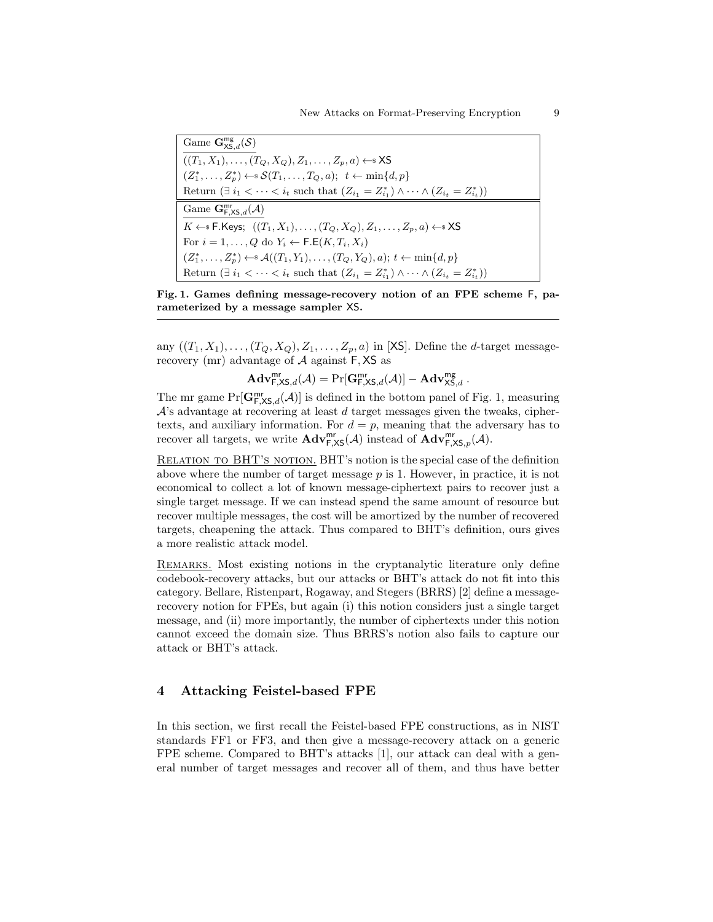Game $\mathbf{G}^{\mathsf{mg}}_{\mathsf{XS},d}(\mathcal{S})$

$((T_1, X_1), \ldots, (T_Q, X_Q)), Z_1, \ldots, Z_p, a) \leftarrow\!\!\$\ \mathsf{XS}$

$(Z_1^*, \ldots, Z_p^*) \leftarrow\!\!\$\ \mathcal{S}(T_1, \ldots, T_Q, a);\ t \leftarrow \min\{d, p\}$

Return $(\exists\, i_1 < \cdots < i_t$ such that $(Z_{i_1} = Z_{i_1}^*) \wedge \cdots \wedge (Z_{i_t} = Z_{i_t}^*))$

Game $\mathbf{G}^{\mathsf{mr}}_{\mathsf{F},\mathsf{XS},d}(\mathcal{A})$

$K \leftarrow\!\!\$\ \mathsf{F.Keys};\ ((T_1, X_1), \ldots, (T_Q, X_Q)), Z_1, \ldots, Z_p, a) \leftarrow\!\!\$\ \mathsf{XS}$

For $i = 1, \ldots, Q$ do $Y_i \leftarrow \mathsf{F.E}(K, T_i, X_i)$

$(Z_1^*, \ldots, Z_p^*) \leftarrow\!\!\$\ \mathcal{A}((T_1, Y_1), \ldots, (T_Q, Y_Q), a);\ t \leftarrow \min\{d, p\}$

Return $(\exists\, i_1 < \cdots < i_t$ such that $(Z_{i_1} = Z_{i_1}^*) \wedge \cdots \wedge (Z_{i_t} = Z_{i_t}^*))$

**Fig. 1. Games defining message-recovery notion of an FPE scheme F, parameterized by a message sampler XS.**

any $((T_1, X_1), \ldots, (T_Q, X_Q)), Z_1, \ldots, Z_p, a)$ in [XS]. Define the $d$-target message-recovery (mr) advantage of $\mathcal{A}$ against $\mathsf{F}, \mathsf{XS}$ as

$$\mathbf{Adv}^{\mathsf{mr}}_{\mathsf{F},\mathsf{XS},d}(\mathcal{A}) = \Pr[\mathbf{G}^{\mathsf{mr}}_{\mathsf{F},\mathsf{XS},d}(\mathcal{A})] - \mathbf{Adv}^{\mathsf{mg}}_{\mathsf{XS},d}\ .$$

The mr game $\Pr[\mathbf{G}^{\mathsf{mr}}_{\mathsf{F},\mathsf{XS},d}(\mathcal{A})]$ is defined in the bottom panel of Fig. 1, measuring $\mathcal{A}$'s advantage at recovering at least $d$ target messages given the tweaks, ciphertexts, and auxiliary information. For $d = p$, meaning that the adversary has to recover all targets, we write $\mathbf{Adv}^{\mathsf{mr}}_{\mathsf{F},\mathsf{XS}}(\mathcal{A})$ instead of $\mathbf{Adv}^{\mathsf{mr}}_{\mathsf{F},\mathsf{XS},p}(\mathcal{A})$.

RELATION TO BHT'S NOTION. BHT's notion is the special case of the definition above where the number of target message $p$ is 1. However, in practice, it is not economical to collect a lot of known message-ciphertext pairs to recover just a single target message. If we can instead spend the same amount of resource but recover multiple messages, the cost will be amortized by the number of recovered targets, cheapening the attack. Thus compared to BHT's definition, ours gives a more realistic attack model.

REMARKS. Most existing notions in the cryptanalytic literature only define codebook-recovery attacks, but our attacks or BHT's attack do not fit into this category. Bellare, Ristenpart, Rogaway, and Stegers (BRRS) [2] define a message-recovery notion for FPEs, but again (i) this notion considers just a single target message, and (ii) more importantly, the number of ciphertexts under this notion cannot exceed the domain size. Thus BRRS's notion also fails to capture our attack or BHT's attack.

## 4 Attacking Feistel-based FPE

In this section, we first recall the Feistel-based FPE constructions, as in NIST standards FF1 or FF3, and then give a message-recovery attack on a generic FPE scheme. Compared to BHT's attacks [1], our attack can deal with a general number of target messages and recover all of them, and thus have better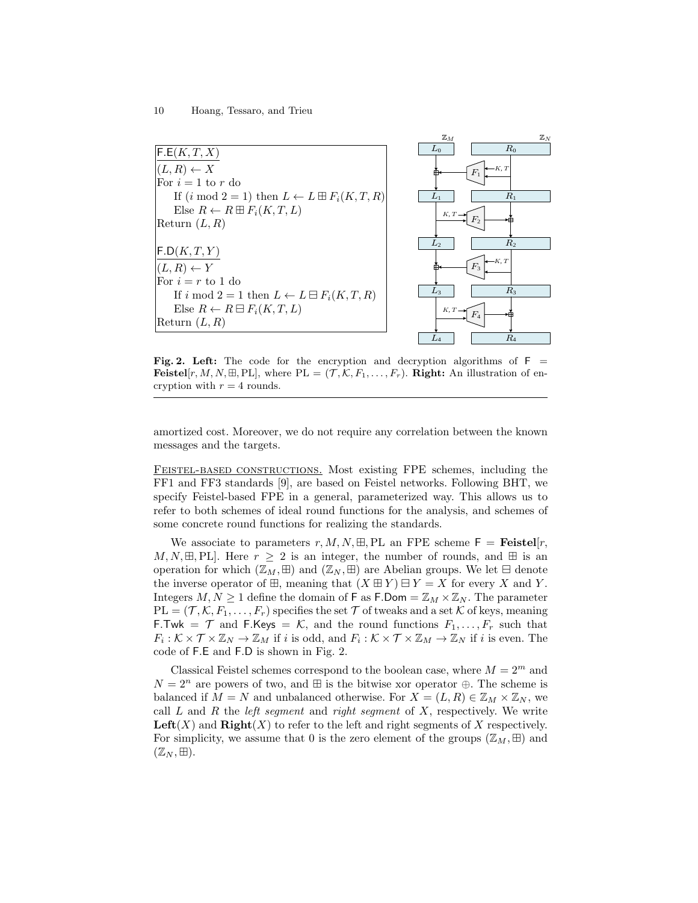```
F.E(K, T, X)
(L, R) ← X
For i = 1 to r do
    If (i mod 2 = 1) then L ← L ⊞ F_i(K, T, R)
    Else R ← R ⊞ F_i(K, T, L)
Return (L, R)

F.D(K, T, Y)
(L, R) ← Y
For i = r to 1 do
    If i mod 2 = 1 then L ← L ⊟ F_i(K, T, R)
    Else R ← R ⊟ F_i(K, T, L)
Return (L, R)
```

**Fig. 2. Left:** The code for the encryption and decryption algorithms of $\mathsf{F} = \mathbf{Feistel}[r, M, N, \boxplus, \mathrm{PL}]$, where $\mathrm{PL} = (\mathcal{T}, \mathcal{K}, F_1, \ldots, F_r)$. **Right:** An illustration of encryption with $r = 4$ rounds.

amortized cost. Moreover, we do not require any correlation between the known messages and the targets.

<u>Feistel-based constructions.</u> Most existing FPE schemes, including the FF1 and FF3 standards [9], are based on Feistel networks. Following BHT, we specify Feistel-based FPE in a general, parameterized way. This allows us to refer to both schemes of ideal round functions for the analysis, and schemes of some concrete round functions for realizing the standards.

We associate to parameters $r, M, N, \boxplus, \mathrm{PL}$ an FPE scheme $\mathsf{F} = \mathbf{Feistel}[r, M, N, \boxplus, \mathrm{PL}]$. Here $r \geq 2$ is an integer, the number of rounds, and $\boxplus$ is an operation for which $(\mathbb{Z}_M, \boxplus)$ and $(\mathbb{Z}_N, \boxplus)$ are Abelian groups. We let $\boxminus$ denote the inverse operator of $\boxplus$, meaning that $(X \boxplus Y) \boxminus Y = X$ for every $X$ and $Y$. Integers $M, N \geq 1$ define the domain of $\mathsf{F}$ as $\mathsf{F.Dom} = \mathbb{Z}_M \times \mathbb{Z}_N$. The parameter $\mathrm{PL} = (\mathcal{T}, \mathcal{K}, F_1, \ldots, F_r)$ specifies the set $\mathcal{T}$ of tweaks and a set $\mathcal{K}$ of keys, meaning $\mathsf{F.Twk} = \mathcal{T}$ and $\mathsf{F.Keys} = \mathcal{K}$, and the round functions $F_1, \ldots, F_r$ such that $F_i : \mathcal{K} \times \mathcal{T} \times \mathbb{Z}_N \to \mathbb{Z}_M$ if $i$ is odd, and $F_i : \mathcal{K} \times \mathcal{T} \times \mathbb{Z}_M \to \mathbb{Z}_N$ if $i$ is even. The code of $\mathsf{F.E}$ and $\mathsf{F.D}$ is shown in Fig. 2.

Classical Feistel schemes correspond to the boolean case, where $M = 2^m$ and $N = 2^n$ are powers of two, and $\boxplus$ is the bitwise xor operator $\oplus$. The scheme is balanced if $M = N$ and unbalanced otherwise. For $X = (L, R) \in \mathbb{Z}_M \times \mathbb{Z}_N$, we call $L$ and $R$ the *left segment* and *right segment* of $X$, respectively. We write $\mathbf{Left}(X)$ and $\mathbf{Right}(X)$ to refer to the left and right segments of $X$ respectively. For simplicity, we assume that 0 is the zero element of the groups $(\mathbb{Z}_M, \boxplus)$ and $(\mathbb{Z}_N, \boxplus)$.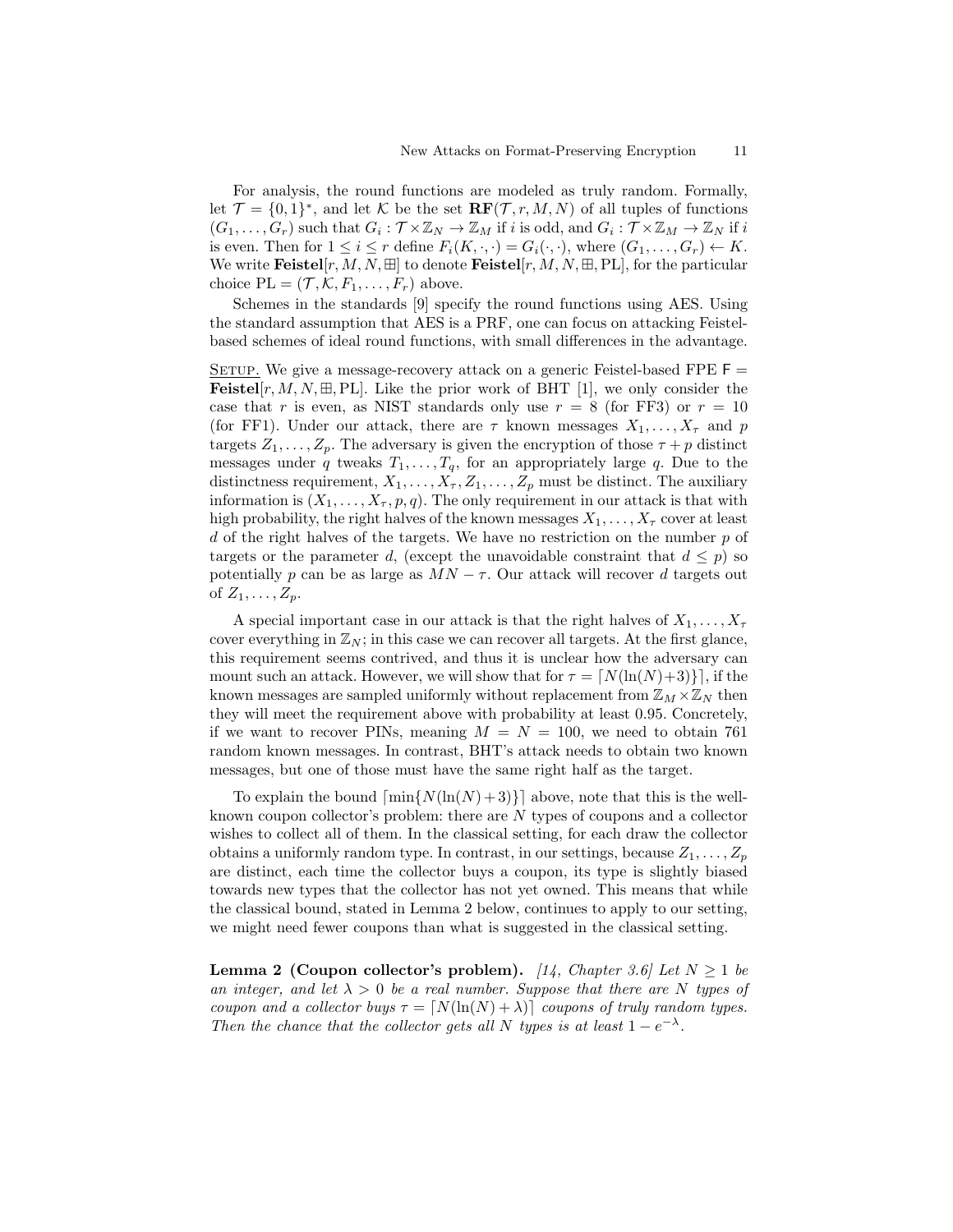For analysis, the round functions are modeled as truly random. Formally, let $\mathcal{T} = \{0,1\}^*$, and let $\mathcal{K}$ be the set $\mathbf{RF}(\mathcal{T}, r, M, N)$ of all tuples of functions $(G_1, \ldots, G_r)$ such that $G_i : \mathcal{T} \times \mathbb{Z}_N \to \mathbb{Z}_M$ if $i$ is odd, and $G_i : \mathcal{T} \times \mathbb{Z}_M \to \mathbb{Z}_N$ if $i$ is even. Then for $1 \le i \le r$ define $F_i(K, \cdot, \cdot) = G_i(\cdot, \cdot)$, where $(G_1, \ldots, G_r) \leftarrow K$. We write $\mathbf{Feistel}[r, M, N, \boxplus]$ to denote $\mathbf{Feistel}[r, M, N, \boxplus, \mathrm{PL}]$, for the particular choice $\mathrm{PL} = (\mathcal{T}, \mathcal{K}, F_1, \ldots, F_r)$ above.

Schemes in the standards [9] specify the round functions using AES. Using the standard assumption that AES is a PRF, one can focus on attacking Feistel-based schemes of ideal round functions, with small differences in the advantage.

Setup. We give a message-recovery attack on a generic Feistel-based FPE $\mathsf{F} = \mathbf{Feistel}[r, M, N, \boxplus, \mathrm{PL}]$. Like the prior work of BHT [1], we only consider the case that $r$ is even, as NIST standards only use $r = 8$ (for FF3) or $r = 10$ (for FF1). Under our attack, there are $\tau$ known messages $X_1, \ldots, X_\tau$ and $p$ targets $Z_1, \ldots, Z_p$. The adversary is given the encryption of those $\tau + p$ distinct messages under $q$ tweaks $T_1, \ldots, T_q$, for an appropriately large $q$. Due to the distinctness requirement, $X_1, \ldots, X_\tau, Z_1, \ldots, Z_p$ must be distinct. The auxiliary information is $(X_1, \ldots, X_\tau, p, q)$. The only requirement in our attack is that with high probability, the right halves of the known messages $X_1, \ldots, X_\tau$ cover at least $d$ of the right halves of the targets. We have no restriction on the number $p$ of targets or the parameter $d$, (except the unavoidable constraint that $d \le p$) so potentially $p$ can be as large as $MN - \tau$. Our attack will recover $d$ targets out of $Z_1, \ldots, Z_p$.

A special important case in our attack is that the right halves of $X_1, \ldots, X_\tau$ cover everything in $\mathbb{Z}_N$; in this case we can recover all targets. At the first glance, this requirement seems contrived, and thus it is unclear how the adversary can mount such an attack. However, we will show that for $\tau = \lceil N(\ln(N)+3)\} \rceil$, if the known messages are sampled uniformly without replacement from $\mathbb{Z}_M \times \mathbb{Z}_N$ then they will meet the requirement above with probability at least 0.95. Concretely, if we want to recover PINs, meaning $M = N = 100$, we need to obtain 761 random known messages. In contrast, BHT's attack needs to obtain two known messages, but one of those must have the same right half as the target.

To explain the bound $\lceil \min\{N(\ln(N)+3)\} \rceil$ above, note that this is the well-known coupon collector's problem: there are $N$ types of coupons and a collector wishes to collect all of them. In the classical setting, for each draw the collector obtains a uniformly random type. In contrast, in our settings, because $Z_1, \ldots, Z_p$ are distinct, each time the collector buys a coupon, its type is slightly biased towards new types that the collector has not yet owned. This means that while the classical bound, stated in Lemma 2 below, continues to apply to our setting, we might need fewer coupons than what is suggested in the classical setting.

**Lemma 2 (Coupon collector's problem).** *[14, Chapter 3.6] Let $N \ge 1$ be an integer, and let $\lambda > 0$ be a real number. Suppose that there are $N$ types of coupon and a collector buys $\tau = \lceil N(\ln(N) + \lambda) \rceil$ coupons of truly random types. Then the chance that the collector gets all $N$ types is at least $1 - e^{-\lambda}$.*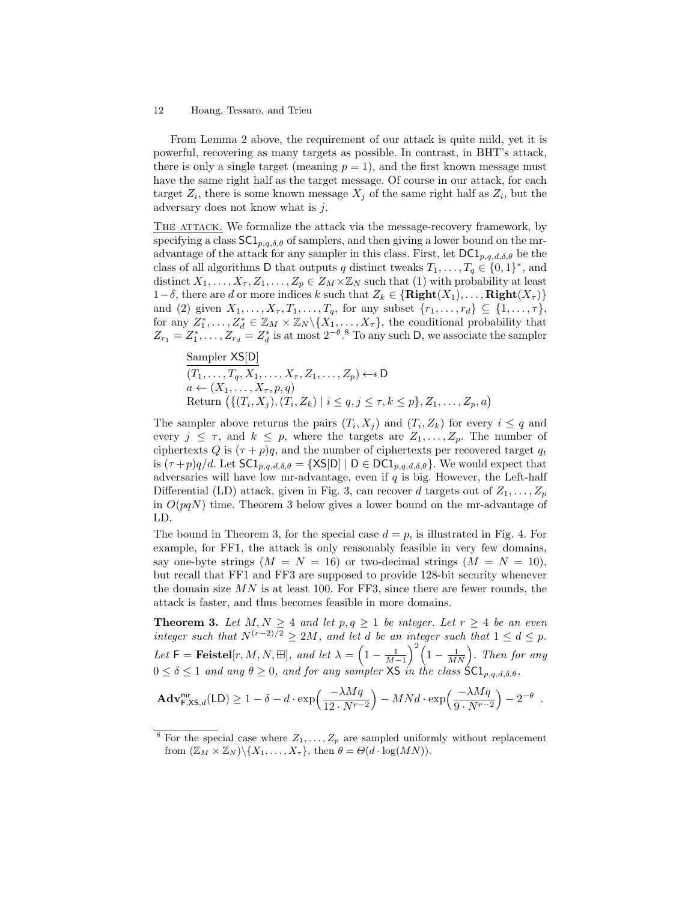From Lemma 2 above, the requirement of our attack is quite mild, yet it is powerful, recovering as many targets as possible. In contrast, in BHT's attack, there is only a single target (meaning $p = 1$), and the first known message must have the same right half as the target message. Of course in our attack, for each target $Z_i$, there is some known message $X_j$ of the same right half as $Z_i$, but the adversary does not know what is $j$.

<u>The attack.</u> We formalize the attack via the message-recovery framework, by specifying a class $\mathsf{SC1}_{p,q,\delta,\theta}$ of samplers, and then giving a lower bound on the mr-advantage of the attack for any sampler in this class. First, let $\mathsf{DC1}_{p,q,d,\delta,\theta}$ be the class of all algorithms $\mathsf{D}$ that outputs $q$ distinct tweaks $T_1, \ldots, T_q \in \{0,1\}^*$, and distinct $X_1, \ldots, X_\tau, Z_1, \ldots, Z_p \in Z_M \times \mathbb{Z}_N$ such that (1) with probability at least $1-\delta$, there are $d$ or more indices $k$ such that $Z_k \in \{\mathbf{Right}(X_1), \ldots, \mathbf{Right}(X_\tau)\}$ and (2) given $X_1, \ldots, X_\tau, T_1, \ldots, T_q$, for any subset $\{r_1, \ldots, r_d\} \subseteq \{1, \ldots, \tau\}$, for any $Z_1^*, \ldots, Z_d^* \in \mathbb{Z}_M \times \mathbb{Z}_N \backslash \{X_1, \ldots, X_\tau\}$, the conditional probability that $Z_{r_1} = Z_1^*, \ldots, Z_{r_d} = Z_d^*$ is at most $2^{-\theta}$.[8] To any such $\mathsf{D}$, we associate the sampler

<u>Sampler $\mathsf{XS}[\mathsf{D}]$</u>
$(T_1, \ldots, T_q, X_1, \ldots, X_\tau, Z_1, \ldots, Z_p) \leftarrow\!\!\$\ \mathsf{D}$
$a \leftarrow (X_1, \ldots, X_\tau, p, q)$
Return $\big(\{(T_i, X_j), (T_i, Z_k) \mid i \le q, j \le \tau, k \le p\}, Z_1, \ldots, Z_p, a\big)$

The sampler above returns the pairs $(T_i, X_j)$ and $(T_i, Z_k)$ for every $i \le q$ and every $j \le \tau$, and $k \le p$, where the targets are $Z_1, \ldots, Z_p$. The number of ciphertexts $Q$ is $(\tau + p)q$, and the number of ciphertexts per recovered target $q_t$ is $(\tau+p)q/d$. Let $\mathsf{SC1}_{p,q,d,\delta,\theta} = \{\mathsf{XS}[\mathsf{D}] \mid \mathsf{D} \in \mathsf{DC1}_{p,q,d,\delta,\theta}\}$. We would expect that adversaries will have low mr-advantage, even if $q$ is big. However, the Left-half Differential (LD) attack, given in Fig. 3, can recover $d$ targets out of $Z_1, \ldots, Z_p$ in $O(pqN)$ time. Theorem 3 below gives a lower bound on the mr-advantage of LD.

The bound in Theorem 3, for the special case $d = p$, is illustrated in Fig. 4. For example, for FF1, the attack is only reasonably feasible in very few domains, say one-byte strings ($M = N = 16$) or two-decimal strings ($M = N = 10$), but recall that FF1 and FF3 are supposed to provide 128-bit security whenever the domain size $MN$ is at least 100. For FF3, since there are fewer rounds, the attack is faster, and thus becomes feasible in more domains.

**Theorem 3.** *Let $M, N \ge 4$ and let $p, q \ge 1$ be integer. Let $r \ge 4$ be an even integer such that $N^{(r-2)/2} \ge 2M$, and let $d$ be an integer such that $1 \le d \le p$. Let $\mathsf{F} = \mathbf{Feistel}[r, M, N, \boxplus]$, and let $\lambda = \Big(1 - \frac{1}{M-1}\Big)^2 \Big(1 - \frac{1}{MN}\Big)$. Then for any $0 \le \delta \le 1$ and any $\theta \ge 0$, and for any sampler $\mathsf{XS}$ in the class $\mathsf{SC1}_{p,q,d,\delta,\theta}$,*

$$\mathbf{Adv}^{\mathsf{mr}}_{\mathsf{F},\mathsf{XS},d}(\mathsf{LD}) \ge 1 - \delta - d \cdot \exp\Big(\frac{-\lambda M q}{12 \cdot N^{r-2}}\Big) - MNd \cdot \exp\Big(\frac{-\lambda M q}{9 \cdot N^{r-2}}\Big) - 2^{-\theta} \ .$$

---

[8] For the special case where $Z_1, \ldots, Z_p$ are sampled uniformly without replacement from $(\mathbb{Z}_M \times \mathbb{Z}_N) \backslash \{X_1, \ldots, X_\tau\}$, then $\theta = \Theta(d \cdot \log(MN))$.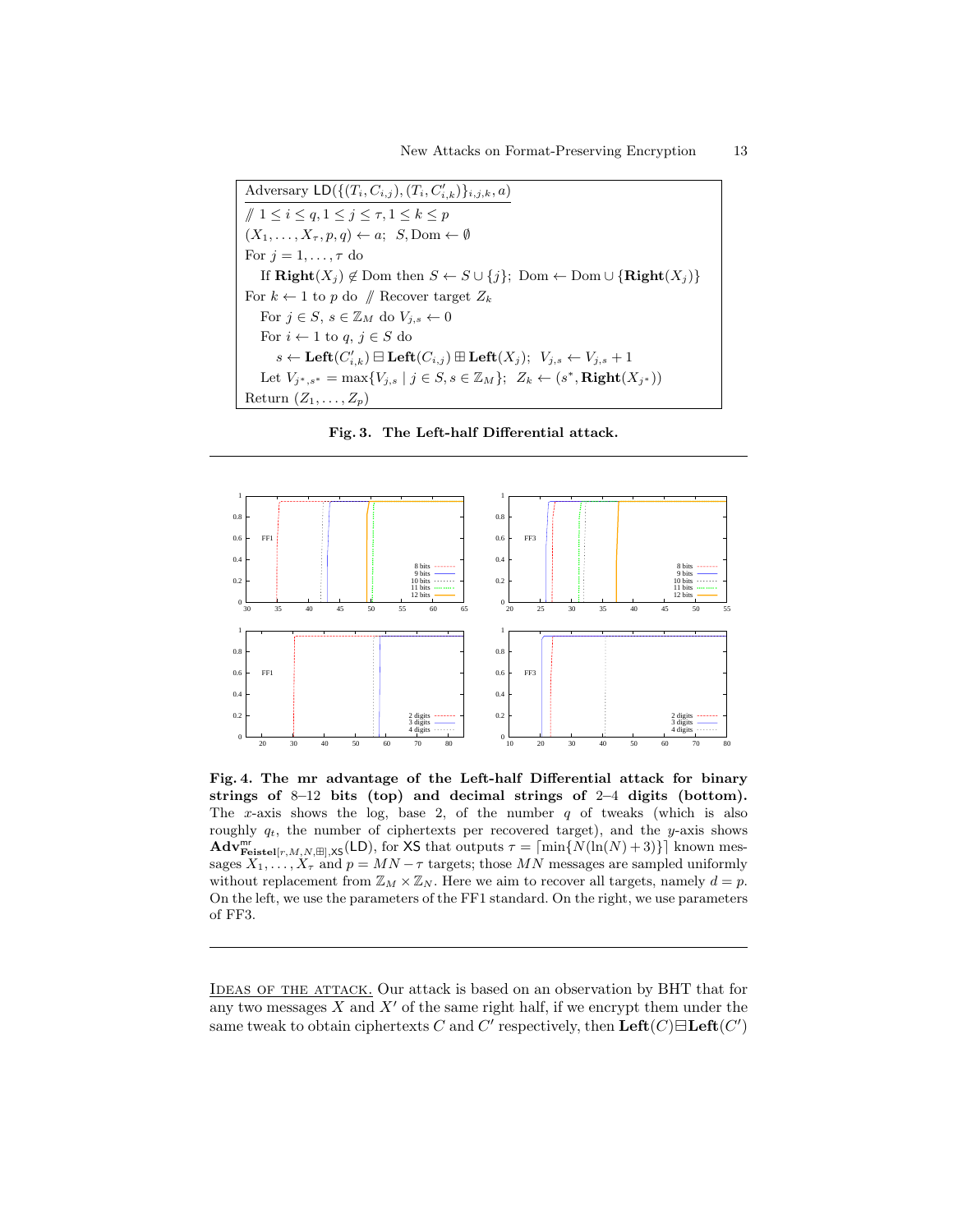```
Adversary LD({(T_i, C_{i,j}), (T_i, C'_{i,k})}_{i,j,k}, a)
// 1 ≤ i ≤ q, 1 ≤ j ≤ τ, 1 ≤ k ≤ p
(X_1, ..., X_τ, p, q) ← a;  S, Dom ← ∅
For j = 1, ..., τ do
   If Right(X_j) ∉ Dom then S ← S ∪ {j};  Dom ← Dom ∪ {Right(X_j)}
For k ← 1 to p do  // Recover target Z_k
   For j ∈ S, s ∈ Z_M do V_{j,s} ← 0
   For i ← 1 to q, j ∈ S do
      s ← Left(C'_{i,k}) ⊟ Left(C_{i,j}) ⊞ Left(X_j);  V_{j,s} ← V_{j,s} + 1
   Let V_{j*,s*} = max{V_{j,s} | j ∈ S, s ∈ Z_M};  Z_k ← (s*, Right(X_{j*}))
Return (Z_1, ..., Z_p)
```

**Fig. 3. The Left-half Differential attack.**

**Fig. 4. The mr advantage of the Left-half Differential attack for binary strings of 8–12 bits (top) and decimal strings of 2–4 digits (bottom).** The $x$-axis shows the log, base 2, of the number $q$ of tweaks (which is also roughly $q_t$, the number of ciphertexts per recovered target), and the $y$-axis shows $\mathbf{Adv}^{\mathrm{mr}}_{\mathbf{Feistel}[r,M,N,\boxplus],\mathsf{XS}}(\mathsf{LD})$, for $\mathsf{XS}$ that outputs $\tau = \lceil \min\{N(\ln(N)+3)\} \rceil$ known messages $X_1, \ldots, X_\tau$ and $p = MN - \tau$ targets; those $MN$ messages are sampled uniformly without replacement from $\mathbb{Z}_M \times \mathbb{Z}_N$. Here we aim to recover all targets, namely $d = p$. On the left, we use the parameters of the FF1 standard. On the right, we use parameters of FF3.

Ideas of the attack. Our attack is based on an observation by BHT that for any two messages $X$ and $X'$ of the same right half, if we encrypt them under the same tweak to obtain ciphertexts $C$ and $C'$ respectively, then $\mathbf{Left}(C) \boxminus \mathbf{Left}(C')$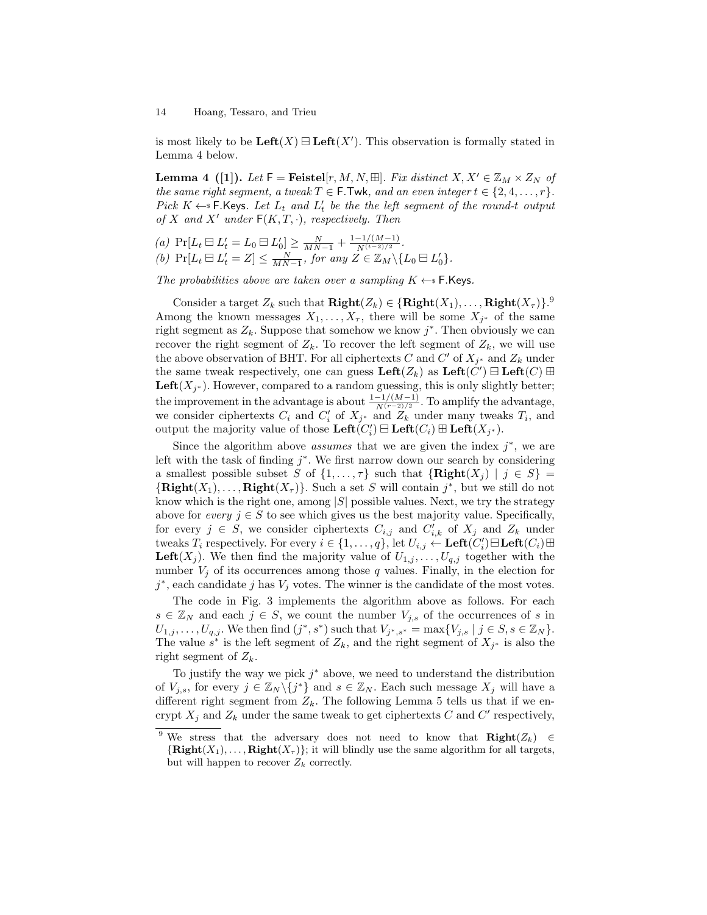is most likely to be $\mathbf{Left}(X) \boxminus \mathbf{Left}(X')$. This observation is formally stated in Lemma 4 below.

**Lemma 4 ([1]).** *Let* $\mathsf{F} = \mathbf{Feistel}[r, M, N, \boxplus]$*. Fix distinct* $X, X' \in \mathbb{Z}_M \times Z_N$ *of the same right segment, a tweak* $T \in \mathsf{F}.\mathsf{Twk}$*, and an even integer* $t \in \{2, 4, \ldots, r\}$*. Pick* $K \leftarrow\!\!\$\ \mathsf{F}.\mathsf{Keys}$*. Let* $L_t$ *and* $L'_t$ *be the the left segment of the round-*$t$ *output of* $X$ *and* $X'$ *under* $\mathsf{F}(K, T, \cdot)$*, respectively. Then*

*(a)* $\Pr[L_t \boxminus L'_t = L_0 \boxminus L'_0] \geq \frac{N}{MN-1} + \frac{1-1/(M-1)}{N^{(t-2)/2}}$.
*(b)* $\Pr[L_t \boxminus L'_t = Z] \leq \frac{N}{MN-1}$*, for any* $Z \in \mathbb{Z}_M \backslash \{L_0 \boxminus L'_0\}$.

*The probabilities above are taken over a sampling* $K \leftarrow\!\!\$\ \mathsf{F}.\mathsf{Keys}$.

Consider a target $Z_k$ such that $\mathbf{Right}(Z_k) \in \{\mathbf{Right}(X_1), \ldots, \mathbf{Right}(X_\tau)\}$.[9] Among the known messages $X_1, \ldots, X_\tau$, there will be some $X_{j^*}$ of the same right segment as $Z_k$. Suppose that somehow we know $j^*$. Then obviously we can recover the right segment of $Z_k$. To recover the left segment of $Z_k$, we will use the above observation of BHT. For all ciphertexts $C$ and $C'$ of $X_{j^*}$ and $Z_k$ under the same tweak respectively, one can guess $\mathbf{Left}(Z_k)$ as $\mathbf{Left}(C') \boxminus \mathbf{Left}(C) \boxplus \mathbf{Left}(X_{j^*})$. However, compared to a random guessing, this is only slightly better; the improvement in the advantage is about $\frac{1-1/(M-1)}{N^{(r-2)/2}}$. To amplify the advantage, we consider ciphertexts $C_i$ and $C'_i$ of $X_{j^*}$ and $Z_k$ under many tweaks $T_i$, and output the majority value of those $\mathbf{Left}(C'_i) \boxminus \mathbf{Left}(C_i) \boxplus \mathbf{Left}(X_{j^*})$.

Since the algorithm above *assumes* that we are given the index $j^*$, we are left with the task of finding $j^*$. We first narrow down our search by considering a smallest possible subset $S$ of $\{1, \ldots, \tau\}$ such that $\{\mathbf{Right}(X_j) \mid j \in S\} = \{\mathbf{Right}(X_1), \ldots, \mathbf{Right}(X_\tau)\}$. Such a set $S$ will contain $j^*$, but we still do not know which is the right one, among $|S|$ possible values. Next, we try the strategy above for *every* $j \in S$ to see which gives us the best majority value. Specifically, for every $j \in S$, we consider ciphertexts $C_{i,j}$ and $C'_{i,k}$ of $X_j$ and $Z_k$ under tweaks $T_i$ respectively. For every $i \in \{1, \ldots, q\}$, let $U_{i,j} \leftarrow \mathbf{Left}(C'_i) \boxminus \mathbf{Left}(C_i) \boxplus \mathbf{Left}(X_j)$. We then find the majority value of $U_{1,j}, \ldots, U_{q,j}$ together with the number $V_j$ of its occurrences among those $q$ values. Finally, in the election for $j^*$, each candidate $j$ has $V_j$ votes. The winner is the candidate of the most votes.

The code in Fig. 3 implements the algorithm above as follows. For each $s \in \mathbb{Z}_N$ and each $j \in S$, we count the number $V_{j,s}$ of the occurrences of $s$ in $U_{1,j}, \ldots, U_{q,j}$. We then find $(j^*, s^*)$ such that $V_{j^*,s^*} = \max\{V_{j,s} \mid j \in S, s \in \mathbb{Z}_N\}$. The value $s^*$ is the left segment of $Z_k$, and the right segment of $X_{j^*}$ is also the right segment of $Z_k$.

To justify the way we pick $j^*$ above, we need to understand the distribution of $V_{j,s}$, for every $j \in \mathbb{Z}_N \backslash \{j^*\}$ and $s \in \mathbb{Z}_N$. Each such message $X_j$ will have a different right segment from $Z_k$. The following Lemma 5 tells us that if we encrypt $X_j$ and $Z_k$ under the same tweak to get ciphertexts $C$ and $C'$ respectively,

[9] We stress that the adversary does not need to know that $\mathbf{Right}(Z_k) \in \{\mathbf{Right}(X_1), \ldots, \mathbf{Right}(X_\tau)\}$; it will blindly use the same algorithm for all targets, but will happen to recover $Z_k$ correctly.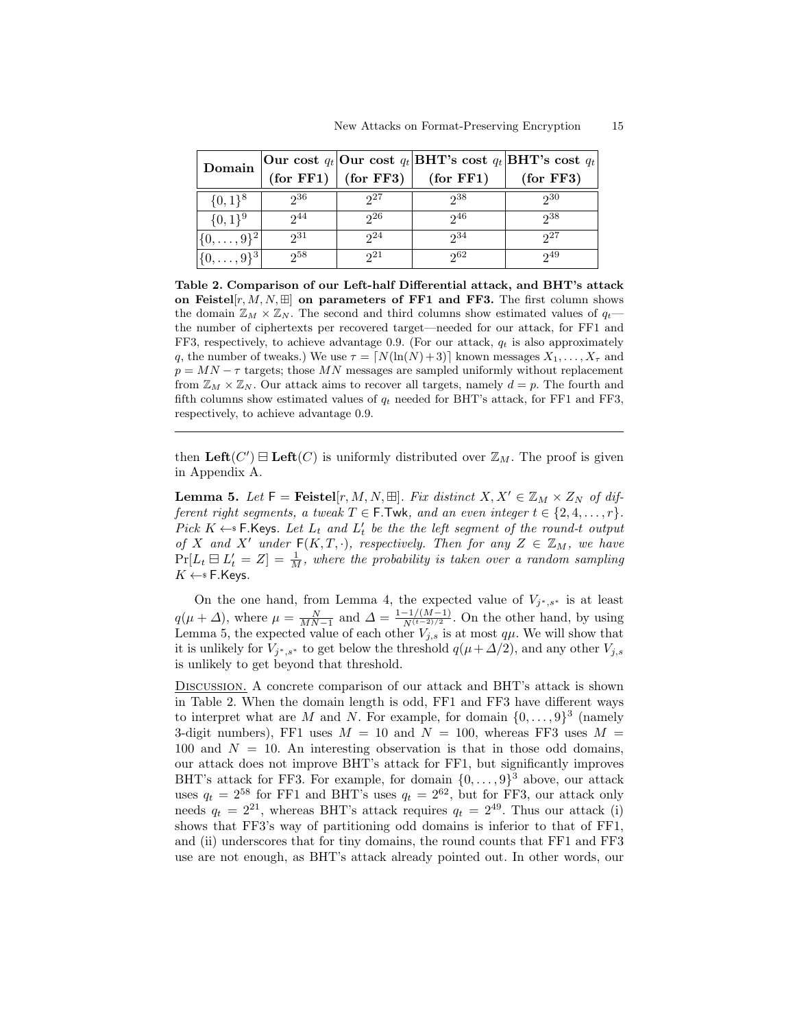| Domain | Our cost $q_t$ (for FF1) | Our cost $q_t$ (for FF3) | BHT's cost $q_t$ (for FF1) | BHT's cost $q_t$ (for FF3) |
|---|---|---|---|---|
| $\{0,1\}^8$ | $2^{36}$ | $2^{27}$ | $2^{38}$ | $2^{30}$ |
| $\{0,1\}^9$ | $2^{44}$ | $2^{26}$ | $2^{46}$ | $2^{38}$ |
| $\{0,\ldots,9\}^2$ | $2^{31}$ | $2^{24}$ | $2^{34}$ | $2^{27}$ |
| $\{0,\ldots,9\}^3$ | $2^{58}$ | $2^{21}$ | $2^{62}$ | $2^{49}$ |

**Table 2. Comparison of our Left-half Differential attack, and BHT's attack on Feistel**$[r, M, N, \boxplus]$ **on parameters of FF1 and FF3.** The first column shows the domain $\mathbb{Z}_M \times \mathbb{Z}_N$. The second and third columns show estimated values of $q_t$—the number of ciphertexts per recovered target—needed for our attack, for FF1 and FF3, respectively, to achieve advantage 0.9. (For our attack, $q_t$ is also approximately $q$, the number of tweaks.) We use $\tau = \lceil N(\ln(N)+3) \rceil$ known messages $X_1, \ldots, X_\tau$ and $p = MN - \tau$ targets; those $MN$ messages are sampled uniformly without replacement from $\mathbb{Z}_M \times \mathbb{Z}_N$. Our attack aims to recover all targets, namely $d = p$. The fourth and fifth columns show estimated values of $q_t$ needed for BHT's attack, for FF1 and FF3, respectively, to achieve advantage 0.9.

---

then $\textbf{Left}(C') \boxminus \textbf{Left}(C)$ is uniformly distributed over $\mathbb{Z}_M$. The proof is given in Appendix A.

**Lemma 5.** *Let* $\mathsf{F} = \textbf{Feistel}[r, M, N, \boxplus]$. *Fix distinct* $X, X' \in \mathbb{Z}_M \times Z_N$ *of different right segments, a tweak* $T \in \mathsf{F.Twk}$*, and an even integer* $t \in \{2, 4, \ldots, r\}$. *Pick* $K \leftarrow_{\$} \mathsf{F.Keys}$. *Let* $L_t$ *and* $L'_t$ *be the the left segment of the round-*$t$ *output of* $X$ *and* $X'$ *under* $\mathsf{F}(K, T, \cdot)$*, respectively. Then for any* $Z \in \mathbb{Z}_M$*, we have* $\Pr[L_t \boxminus L'_t = Z] = \frac{1}{M}$*, where the probability is taken over a random sampling* $K \leftarrow_{\$} \mathsf{F.Keys}$.

On the one hand, from Lemma 4, the expected value of $V_{j^*,s^*}$ is at least $q(\mu + \Delta)$, where $\mu = \frac{N}{MN-1}$ and $\Delta = \frac{1-1/(M-1)}{N^{(t-2)/2}}$. On the other hand, by using Lemma 5, the expected value of each other $V_{j,s}$ is at most $q\mu$. We will show that it is unlikely for $V_{j^*,s^*}$ to get below the threshold $q(\mu + \Delta/2)$, and any other $V_{j,s}$ is unlikely to get beyond that threshold.

<u>Discussion.</u> A concrete comparison of our attack and BHT's attack is shown in Table 2. When the domain length is odd, FF1 and FF3 have different ways to interpret what are $M$ and $N$. For example, for domain $\{0, \ldots, 9\}^3$ (namely 3-digit numbers), FF1 uses $M = 10$ and $N = 100$, whereas FF3 uses $M = 100$ and $N = 10$. An interesting observation is that in those odd domains, our attack does not improve BHT's attack for FF1, but significantly improves BHT's attack for FF3. For example, for domain $\{0, \ldots, 9\}^3$ above, our attack uses $q_t = 2^{58}$ for FF1 and BHT's uses $q_t = 2^{62}$, but for FF3, our attack only needs $q_t = 2^{21}$, whereas BHT's attack requires $q_t = 2^{49}$. Thus our attack (i) shows that FF3's way of partitioning odd domains is inferior to that of FF1, and (ii) underscores that for tiny domains, the round counts that FF1 and FF3 use are not enough, as BHT's attack already pointed out. In other words, our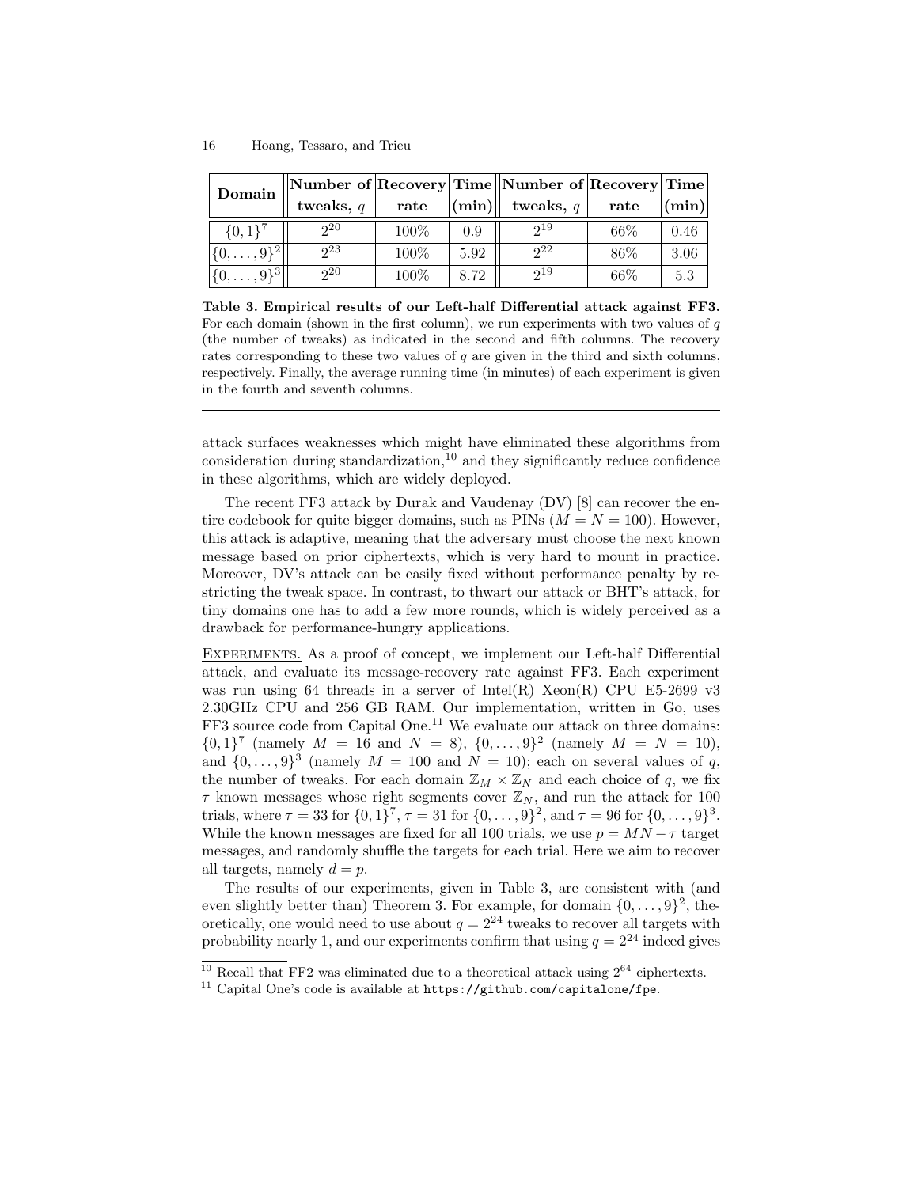| **Domain** | **Number of tweaks, $q$** | **Recovery rate** | **Time (min)** | **Number of tweaks, $q$** | **Recovery rate** | **Time (min)** |
|---|---|---|---|---|---|---|
| $\{0,1\}^7$ | $2^{20}$ | 100% | 0.9 | $2^{19}$ | 66% | 0.46 |
| $\{0,\ldots,9\}^2$ | $2^{23}$ | 100% | 5.92 | $2^{22}$ | 86% | 3.06 |
| $\{0,\ldots,9\}^3$ | $2^{20}$ | 100% | 8.72 | $2^{19}$ | 66% | 5.3 |

**Table 3. Empirical results of our Left-half Differential attack against FF3.** For each domain (shown in the first column), we run experiments with two values of $q$ (the number of tweaks) as indicated in the second and fifth columns. The recovery rates corresponding to these two values of $q$ are given in the third and sixth columns, respectively. Finally, the average running time (in minutes) of each experiment is given in the fourth and seventh columns.

---

attack surfaces weaknesses which might have eliminated these algorithms from consideration during standardization,[10] and they significantly reduce confidence in these algorithms, which are widely deployed.

The recent FF3 attack by Durak and Vaudenay (DV) [8] can recover the entire codebook for quite bigger domains, such as PINs ($M = N = 100$). However, this attack is adaptive, meaning that the adversary must choose the next known message based on prior ciphertexts, which is very hard to mount in practice. Moreover, DV's attack can be easily fixed without performance penalty by restricting the tweak space. In contrast, to thwart our attack or BHT's attack, for tiny domains one has to add a few more rounds, which is widely perceived as a drawback for performance-hungry applications.

<u>Experiments.</u> As a proof of concept, we implement our Left-half Differential attack, and evaluate its message-recovery rate against FF3. Each experiment was run using 64 threads in a server of Intel(R) Xeon(R) CPU E5-2699 v3 2.30GHz CPU and 256 GB RAM. Our implementation, written in Go, uses FF3 source code from Capital One.[11] We evaluate our attack on three domains: $\{0,1\}^7$ (namely $M = 16$ and $N = 8$), $\{0,\ldots,9\}^2$ (namely $M = N = 10$), and $\{0,\ldots,9\}^3$ (namely $M = 100$ and $N = 10$); each on several values of $q$, the number of tweaks. For each domain $\mathbb{Z}_M \times \mathbb{Z}_N$ and each choice of $q$, we fix $\tau$ known messages whose right segments cover $\mathbb{Z}_N$, and run the attack for 100 trials, where $\tau = 33$ for $\{0,1\}^7$, $\tau = 31$ for $\{0,\ldots,9\}^2$, and $\tau = 96$ for $\{0,\ldots,9\}^3$. While the known messages are fixed for all 100 trials, we use $p = MN - \tau$ target messages, and randomly shuffle the targets for each trial. Here we aim to recover all targets, namely $d = p$.

The results of our experiments, given in Table 3, are consistent with (and even slightly better than) Theorem 3. For example, for domain $\{0,\ldots,9\}^2$, theoretically, one would need to use about $q = 2^{24}$ tweaks to recover all targets with probability nearly 1, and our experiments confirm that using $q = 2^{24}$ indeed gives

[10] Recall that FF2 was eliminated due to a theoretical attack using $2^{64}$ ciphertexts.

[11] Capital One's code is available at `https://github.com/capitalone/fpe`.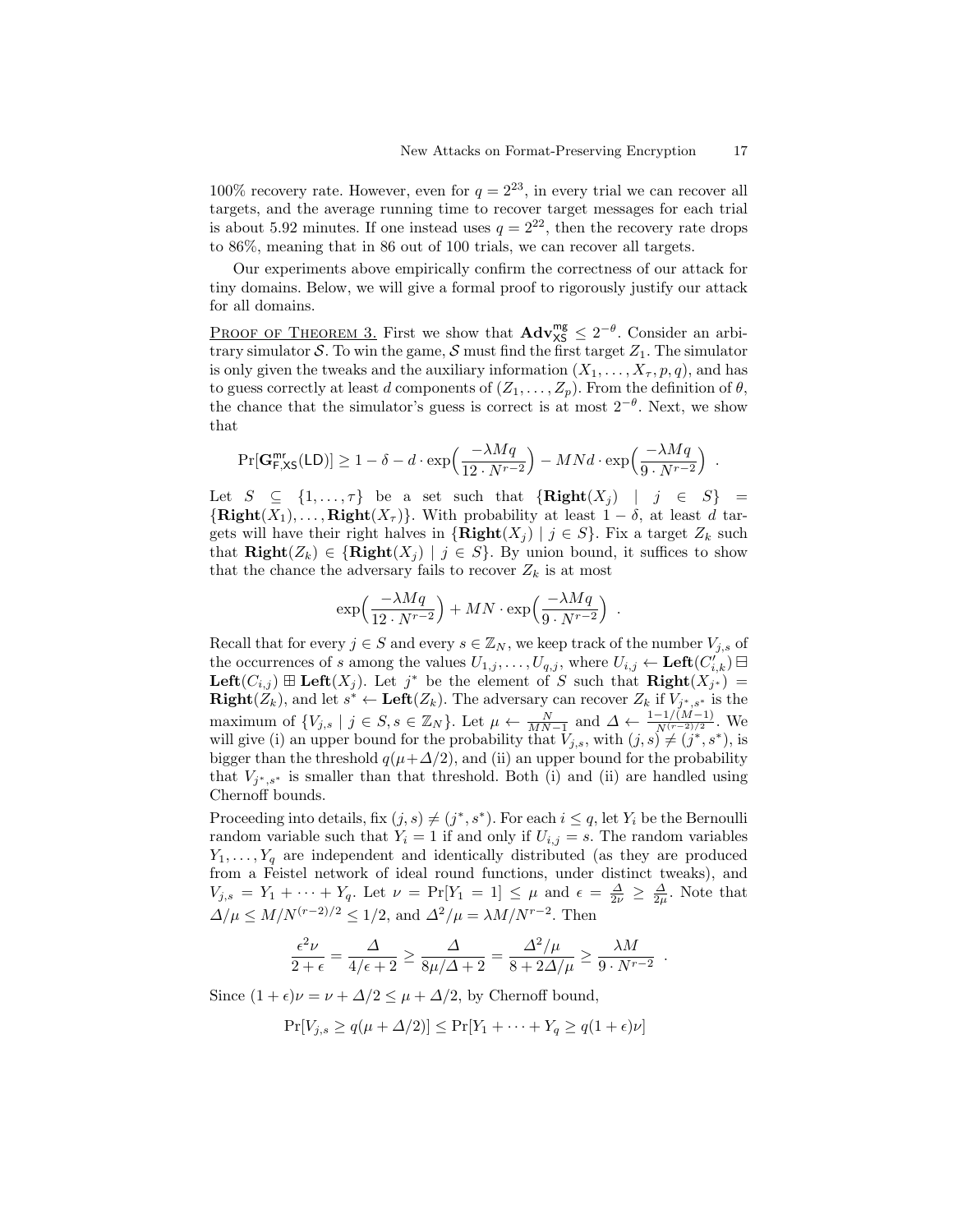100% recovery rate. However, even for $q = 2^{23}$, in every trial we can recover all targets, and the average running time to recover target messages for each trial is about 5.92 minutes. If one instead uses $q = 2^{22}$, then the recovery rate drops to 86%, meaning that in 86 out of 100 trials, we can recover all targets.

Our experiments above empirically confirm the correctness of our attack for tiny domains. Below, we will give a formal proof to rigorously justify our attack for all domains.

<u>Proof of Theorem 3.</u> First we show that $\mathbf{Adv}^{\mathsf{mg}}_{\mathsf{XS}} \le 2^{-\theta}$. Consider an arbitrary simulator $\mathcal{S}$. To win the game, $\mathcal{S}$ must find the first target $Z_1$. The simulator is only given the tweaks and the auxiliary information $(X_1, \ldots, X_\tau, p, q)$, and has to guess correctly at least $d$ components of $(Z_1, \ldots, Z_p)$. From the definition of $\theta$, the chance that the simulator's guess is correct is at most $2^{-\theta}$. Next, we show that

$$\Pr[\mathbf{G}^{\mathsf{mr}}_{\mathsf{F},\mathsf{XS}}(\mathsf{LD})] \ge 1 - \delta - d \cdot \exp\Big(\frac{-\lambda M q}{12 \cdot N^{r-2}}\Big) - MNd \cdot \exp\Big(\frac{-\lambda M q}{9 \cdot N^{r-2}}\Big) \enspace .$$

Let $S \subseteq \{1, \ldots, \tau\}$ be a set such that $\{\mathbf{Right}(X_j) \mid j \in S\} = \{\mathbf{Right}(X_1), \ldots, \mathbf{Right}(X_\tau)\}$. With probability at least $1 - \delta$, at least $d$ targets will have their right halves in $\{\mathbf{Right}(X_j) \mid j \in S\}$. Fix a target $Z_k$ such that $\mathbf{Right}(Z_k) \in \{\mathbf{Right}(X_j) \mid j \in S\}$. By union bound, it suffices to show that the chance the adversary fails to recover $Z_k$ is at most

$$\exp\Big(\frac{-\lambda M q}{12 \cdot N^{r-2}}\Big) + MN \cdot \exp\Big(\frac{-\lambda M q}{9 \cdot N^{r-2}}\Big) \enspace .$$

Recall that for every $j \in S$ and every $s \in \mathbb{Z}_N$, we keep track of the number $V_{j,s}$ of the occurrences of $s$ among the values $U_{1,j}, \ldots, U_{q,j}$, where $U_{i,j} \leftarrow \mathbf{Left}(C'_{i,k}) \boxminus \mathbf{Left}(C_{i,j}) \boxplus \mathbf{Left}(X_j)$. Let $j^*$ be the element of $S$ such that $\mathbf{Right}(X_{j^*}) = \mathbf{Right}(Z_k)$, and let $s^* \leftarrow \mathbf{Left}(Z_k)$. The adversary can recover $Z_k$ if $V_{j^*,s^*}$ is the maximum of $\{V_{j,s} \mid j \in S, s \in \mathbb{Z}_N\}$. Let $\mu \leftarrow \frac{N}{MN-1}$ and $\Delta \leftarrow \frac{1-1/(M-1)}{N^{(r-2)/2}}$. We will give (i) an upper bound for the probability that $V_{j,s}$, with $(j,s) \ne (j^*, s^*)$, is bigger than the threshold $q(\mu + \Delta/2)$, and (ii) an upper bound for the probability that $V_{j^*,s^*}$ is smaller than that threshold. Both (i) and (ii) are handled using Chernoff bounds.

Proceeding into details, fix $(j,s) \ne (j^*, s^*)$. For each $i \le q$, let $Y_i$ be the Bernoulli random variable such that $Y_i = 1$ if and only if $U_{i,j} = s$. The random variables $Y_1, \ldots, Y_q$ are independent and identically distributed (as they are produced from a Feistel network of ideal round functions, under distinct tweaks), and $V_{j,s} = Y_1 + \cdots + Y_q$. Let $\nu = \Pr[Y_1 = 1] \le \mu$ and $\epsilon = \frac{\Delta}{2\nu} \ge \frac{\Delta}{2\mu}$. Note that $\Delta/\mu \le M/N^{(r-2)/2} \le 1/2$, and $\Delta^2/\mu = \lambda M / N^{r-2}$. Then

$$\frac{\epsilon^2 \nu}{2 + \epsilon} = \frac{\Delta}{4/\epsilon + 2} \ge \frac{\Delta}{8\mu/\Delta + 2} = \frac{\Delta^2/\mu}{8 + 2\Delta/\mu} \ge \frac{\lambda M}{9 \cdot N^{r-2}} \enspace .$$

Since $(1+\epsilon)\nu = \nu + \Delta/2 \le \mu + \Delta/2$, by Chernoff bound,

$$\Pr[V_{j,s} \ge q(\mu + \Delta/2)] \le \Pr[Y_1 + \cdots + Y_q \ge q(1+\epsilon)\nu]$$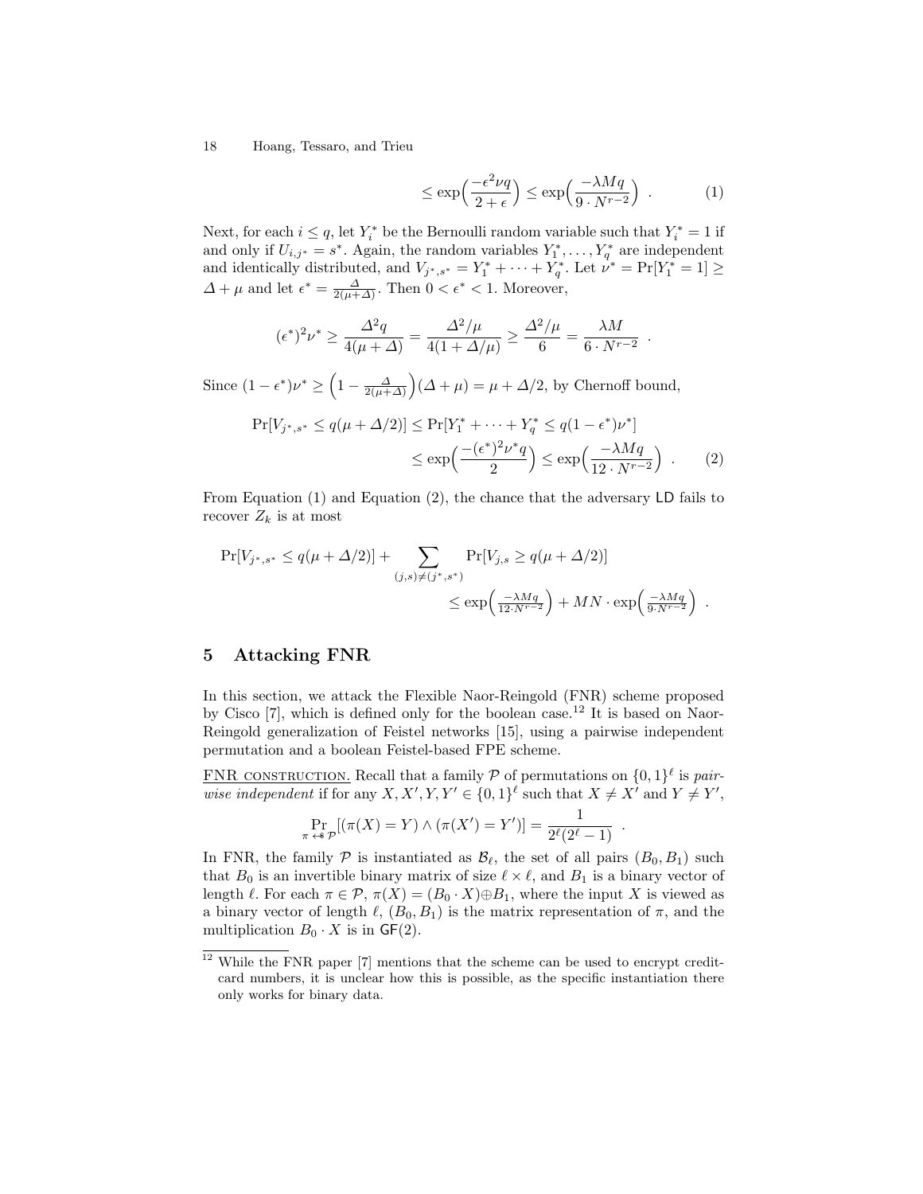$$\leq \exp\Big(\frac{-\epsilon^2 \nu q}{2+\epsilon}\Big) \leq \exp\Big(\frac{-\lambda M q}{9 \cdot N^{r-2}}\Big) \ . \tag{1}$$

Next, for each $i \leq q$, let $Y_i^*$ be the Bernoulli random variable such that $Y_i^* = 1$ if and only if $U_{i,j^*} = s^*$. Again, the random variables $Y_1^*, \ldots, Y_q^*$ are independent and identically distributed, and $V_{j^*,s^*} = Y_1^* + \cdots + Y_q^*$. Let $\nu^* = \Pr[Y_1^* = 1] \geq \Delta + \mu$ and let $\epsilon^* = \frac{\Delta}{2(\mu+\Delta)}$. Then $0 < \epsilon^* < 1$. Moreover,

$$(\epsilon^*)^2 \nu^* \geq \frac{\Delta^2 q}{4(\mu+\Delta)} = \frac{\Delta^2/\mu}{4(1+\Delta/\mu)} \geq \frac{\Delta^2/\mu}{6} = \frac{\lambda M}{6 \cdot N^{r-2}} \ .$$

Since $(1-\epsilon^*)\nu^* \geq \Big(1 - \frac{\Delta}{2(\mu+\Delta)}\Big)(\Delta+\mu) = \mu + \Delta/2$, by Chernoff bound,

$$\begin{aligned}\Pr[V_{j^*,s^*} \leq q(\mu+\Delta/2)] &\leq \Pr[Y_1^* + \cdots + Y_q^* \leq q(1-\epsilon^*)\nu^*] \\ &\leq \exp\Big(\frac{-(\epsilon^*)^2 \nu^* q}{2}\Big) \leq \exp\Big(\frac{-\lambda M q}{12 \cdot N^{r-2}}\Big) \ . \end{aligned} \tag{2}$$

From Equation (1) and Equation (2), the chance that the adversary $\mathsf{LD}$ fails to recover $Z_k$ is at most

$$\begin{aligned}\Pr[V_{j^*,s^*} \leq q(\mu+\Delta/2)] &+ \sum_{(j,s)\neq(j^*,s^*)} \Pr[V_{j,s} \geq q(\mu+\Delta/2)] \\ &\leq \exp\Big(\tfrac{-\lambda M q}{12 \cdot N^{r-2}}\Big) + MN \cdot \exp\Big(\tfrac{-\lambda M q}{9 \cdot N^{r-2}}\Big) \ .\end{aligned}$$

## 5 Attacking FNR

In this section, we attack the Flexible Naor-Reingold (FNR) scheme proposed by Cisco [7], which is defined only for the boolean case.[12] It is based on Naor-Reingold generalization of Feistel networks [15], using a pairwise independent permutation and a boolean Feistel-based FPE scheme.

<u>FNR CONSTRUCTION.</u> Recall that a family $\mathcal{P}$ of permutations on $\{0,1\}^\ell$ is *pairwise independent* if for any $X, X', Y, Y' \in \{0,1\}^\ell$ such that $X \neq X'$ and $Y \neq Y'$,

$$\Pr_{\pi \leftarrow\!\!\$\, \mathcal{P}}[(\pi(X) = Y) \wedge (\pi(X') = Y')] = \frac{1}{2^\ell(2^\ell - 1)} \ .$$

In FNR, the family $\mathcal{P}$ is instantiated as $\mathcal{B}_\ell$, the set of all pairs $(B_0, B_1)$ such that $B_0$ is an invertible binary matrix of size $\ell \times \ell$, and $B_1$ is a binary vector of length $\ell$. For each $\pi \in \mathcal{P}$, $\pi(X) = (B_0 \cdot X) \oplus B_1$, where the input $X$ is viewed as a binary vector of length $\ell$, $(B_0, B_1)$ is the matrix representation of $\pi$, and the multiplication $B_0 \cdot X$ is in $\mathsf{GF}(2)$.

[12] While the FNR paper [7] mentions that the scheme can be used to encrypt credit-card numbers, it is unclear how this is possible, as the specific instantiation there only works for binary data.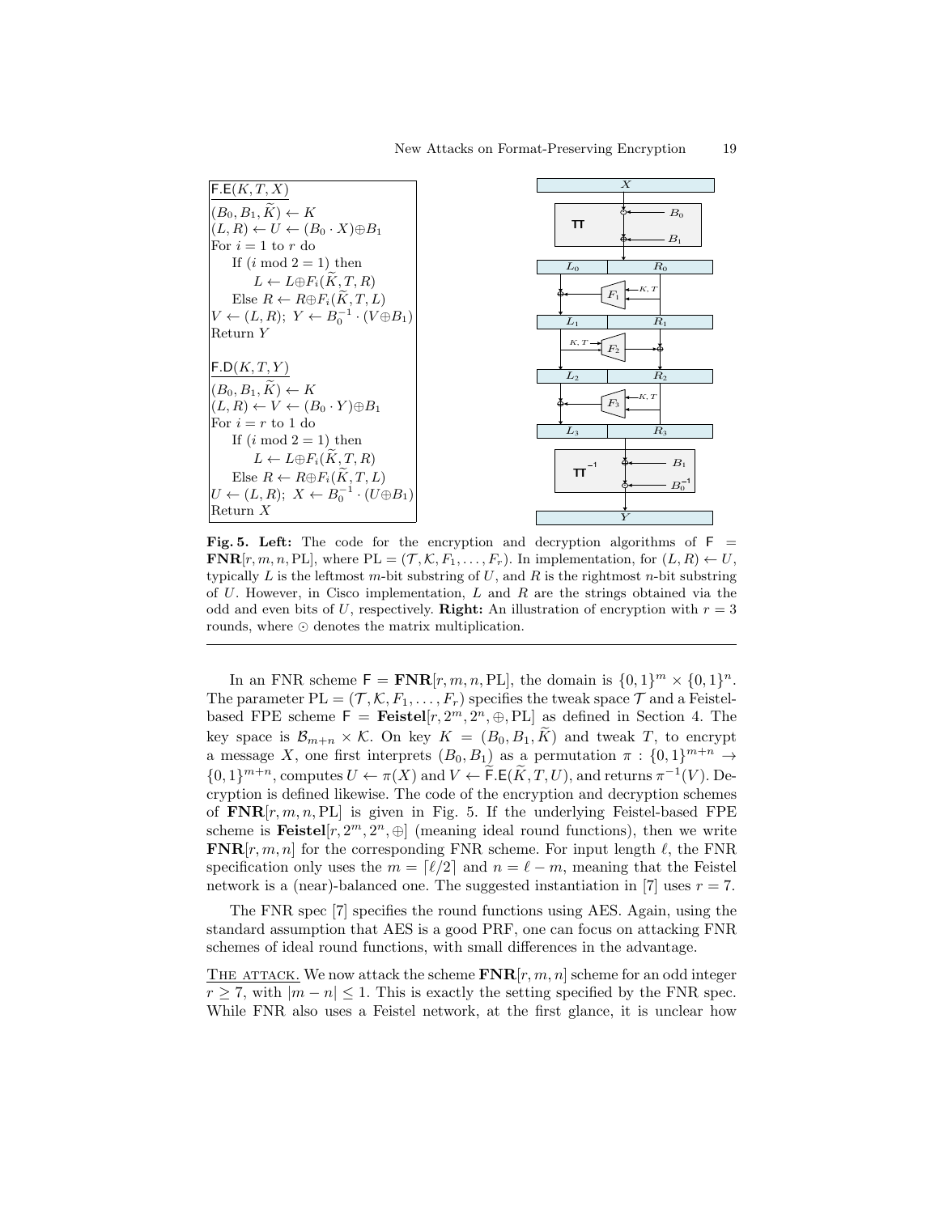```
F.E(K, T, X)
(B_0, B_1, K̃) ← K
(L, R) ← U ← (B_0 · X)⊕B_1
For i = 1 to r do
    If (i mod 2 = 1) then
        L ← L⊕F_i(K̃, T, R)
    Else R ← R⊕F_i(K̃, T, L)
V ← (L, R); Y ← B_0^{-1} · (V⊕B_1)
Return Y

F.D(K, T, Y)
(B_0, B_1, K̃) ← K
(L, R) ← V ← (B_0 · Y)⊕B_1
For i = r to 1 do
    If (i mod 2 = 1) then
        L ← L⊕F_i(K̃, T, R)
    Else R ← R⊕F_i(K̃, T, L)
U ← (L, R); X ← B_0^{-1} · (U⊕B_1)
Return X
```

**Fig. 5. Left:** The code for the encryption and decryption algorithms of $\mathsf{F} = \mathbf{FNR}[r, m, n, \mathrm{PL}]$, where $\mathrm{PL} = (\mathcal{T}, \mathcal{K}, F_1, \ldots, F_r)$. In implementation, for $(L, R) \leftarrow U$, typically $L$ is the leftmost $m$-bit substring of $U$, and $R$ is the rightmost $n$-bit substring of $U$. However, in Cisco implementation, $L$ and $R$ are the strings obtained via the odd and even bits of $U$, respectively. **Right:** An illustration of encryption with $r = 3$ rounds, where $\odot$ denotes the matrix multiplication.

In an FNR scheme $\mathsf{F} = \mathbf{FNR}[r, m, n, \mathrm{PL}]$, the domain is $\{0,1\}^m \times \{0,1\}^n$. The parameter $\mathrm{PL} = (\mathcal{T}, \mathcal{K}, F_1, \ldots, F_r)$ specifies the tweak space $\mathcal{T}$ and a Feistel-based FPE scheme $\mathsf{F} = \mathbf{Feistel}[r, 2^m, 2^n, \oplus, \mathrm{PL}]$ as defined in Section 4. The key space is $\mathcal{B}_{m+n} \times \mathcal{K}$. On key $K = (B_0, B_1, \widetilde{K})$ and tweak $T$, to encrypt a message $X$, one first interprets $(B_0, B_1)$ as a permutation $\pi : \{0,1\}^{m+n} \to \{0,1\}^{m+n}$, computes $U \leftarrow \pi(X)$ and $V \leftarrow \widetilde{\mathsf{F}}.\mathsf{E}(\widetilde{K}, T, U)$, and returns $\pi^{-1}(V)$. Decryption is defined likewise. The code of the encryption and decryption schemes of $\mathbf{FNR}[r, m, n, \mathrm{PL}]$ is given in Fig. 5. If the underlying Feistel-based FPE scheme is $\mathbf{Feistel}[r, 2^m, 2^n, \oplus]$ (meaning ideal round functions), then we write $\mathbf{FNR}[r, m, n]$ for the corresponding FNR scheme. For input length $\ell$, the FNR specification only uses the $m = \lceil \ell/2 \rceil$ and $n = \ell - m$, meaning that the Feistel network is a (near)-balanced one. The suggested instantiation in [7] uses $r = 7$.

The FNR spec [7] specifies the round functions using AES. Again, using the standard assumption that AES is a good PRF, one can focus on attacking FNR schemes of ideal round functions, with small differences in the advantage.

THE ATTACK. We now attack the scheme $\mathbf{FNR}[r, m, n]$ scheme for an odd integer $r \geq 7$, with $|m - n| \leq 1$. This is exactly the setting specified by the FNR spec. While FNR also uses a Feistel network, at the first glance, it is unclear how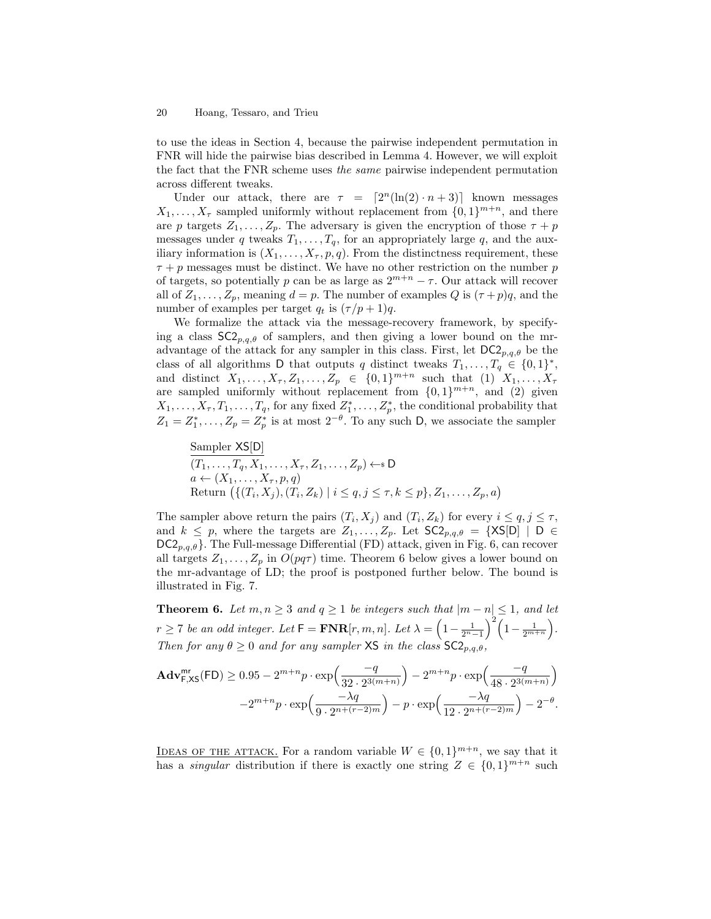to use the ideas in Section 4, because the pairwise independent permutation in FNR will hide the pairwise bias described in Lemma 4. However, we will exploit the fact that the FNR scheme uses *the same* pairwise independent permutation across different tweaks.

Under our attack, there are $\tau = \lceil 2^n(\ln(2) \cdot n + 3) \rceil$ known messages $X_1, \ldots, X_\tau$ sampled uniformly without replacement from $\{0,1\}^{m+n}$, and there are $p$ targets $Z_1, \ldots, Z_p$. The adversary is given the encryption of those $\tau + p$ messages under $q$ tweaks $T_1, \ldots, T_q$, for an appropriately large $q$, and the auxiliary information is $(X_1, \ldots, X_\tau, p, q)$. From the distinctness requirement, these $\tau + p$ messages must be distinct. We have no other restriction on the number $p$ of targets, so potentially $p$ can be as large as $2^{m+n} - \tau$. Our attack will recover all of $Z_1, \ldots, Z_p$, meaning $d = p$. The number of examples $Q$ is $(\tau + p)q$, and the number of examples per target $q_t$ is $(\tau/p + 1)q$.

We formalize the attack via the message-recovery framework, by specifying a class $\mathsf{SC2}_{p,q,\theta}$ of samplers, and then giving a lower bound on the mr-advantage of the attack for any sampler in this class. First, let $\mathsf{DC2}_{p,q,\theta}$ be the class of all algorithms $\mathsf{D}$ that outputs $q$ distinct tweaks $T_1, \ldots, T_q \in \{0,1\}^*$, and distinct $X_1, \ldots, X_\tau, Z_1, \ldots, Z_p \in \{0,1\}^{m+n}$ such that (1) $X_1, \ldots, X_\tau$ are sampled uniformly without replacement from $\{0,1\}^{m+n}$, and (2) given $X_1, \ldots, X_\tau, T_1, \ldots, T_q$, for any fixed $Z_1^*, \ldots, Z_p^*$, the conditional probability that $Z_1 = Z_1^*, \ldots, Z_p = Z_p^*$ is at most $2^{-\theta}$. To any such $\mathsf{D}$, we associate the sampler

$$
\begin{array}{l}
\underline{\text{Sampler } \mathsf{XS}[\mathsf{D}]} \\
(T_1, \ldots, T_q, X_1, \ldots, X_\tau, Z_1, \ldots, Z_p) \leftarrow\!\!\$\; \mathsf{D} \\
a \leftarrow (X_1, \ldots, X_\tau, p, q) \\
\text{Return } \big(\{(T_i, X_j), (T_i, Z_k) \mid i \le q, j \le \tau, k \le p\}, Z_1, \ldots, Z_p, a\big)
\end{array}
$$

The sampler above return the pairs $(T_i, X_j)$ and $(T_i, Z_k)$ for every $i \le q, j \le \tau$, and $k \le p$, where the targets are $Z_1, \ldots, Z_p$. Let $\mathsf{SC2}_{p,q,\theta} = \{\mathsf{XS}[\mathsf{D}] \mid \mathsf{D} \in \mathsf{DC2}_{p,q,\theta}\}$. The Full-message Differential (FD) attack, given in Fig. 6, can recover all targets $Z_1, \ldots, Z_p$ in $O(pq\tau)$ time. Theorem 6 below gives a lower bound on the mr-advantage of LD; the proof is postponed further below. The bound is illustrated in Fig. 7.

**Theorem 6.** *Let $m, n \ge 3$ and $q \ge 1$ be integers such that $|m - n| \le 1$, and let $r \ge 7$ be an odd integer. Let $\mathsf{F} = \mathbf{FNR}[r, m, n]$. Let $\lambda = \Big(1 - \frac{1}{2^n - 1}\Big)^2 \Big(1 - \frac{1}{2^{m+n}}\Big)$. Then for any $\theta \ge 0$ and for any sampler $\mathsf{XS}$ in the class $\mathsf{SC2}_{p,q,\theta}$,*

$$
\begin{aligned}
\mathbf{Adv}^{\mathsf{mr}}_{\mathsf{F},\mathsf{XS}}(\mathsf{FD}) \ge 0.95 &- 2^{m+n} p \cdot \exp\Big(\frac{-q}{32 \cdot 2^{3(m+n)}}\Big) - 2^{m+n} p \cdot \exp\Big(\frac{-q}{48 \cdot 2^{3(m+n)}}\Big) \\
&- 2^{m+n} p \cdot \exp\Big(\frac{-\lambda q}{9 \cdot 2^{n+(r-2)m}}\Big) - p \cdot \exp\Big(\frac{-\lambda q}{12 \cdot 2^{n+(r-2)m}}\Big) - 2^{-\theta}.
\end{aligned}
$$

<u>IDEAS OF THE ATTACK.</u> For a random variable $W \in \{0,1\}^{m+n}$, we say that it has a *singular* distribution if there is exactly one string $Z \in \{0,1\}^{m+n}$ such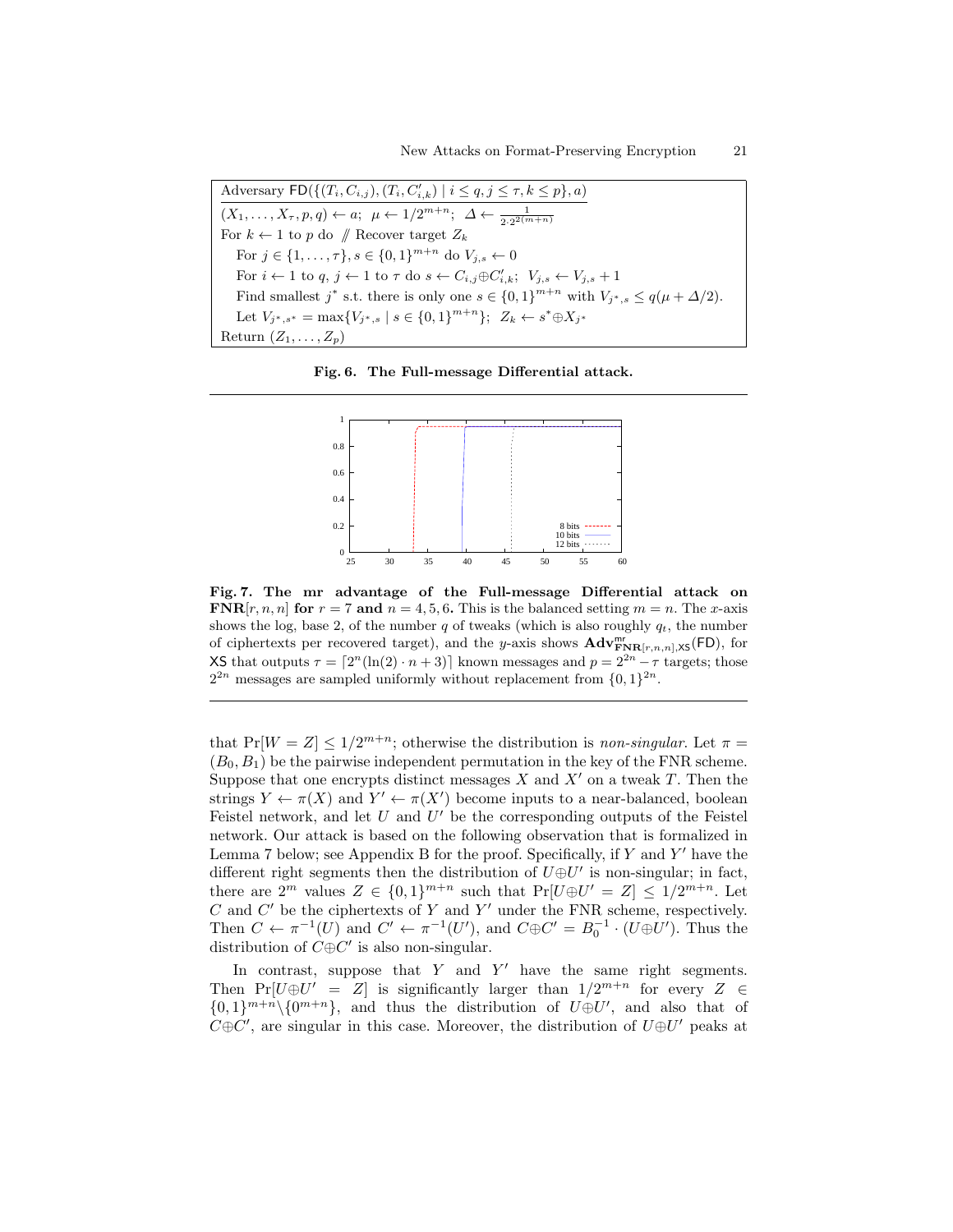```
Adversary FD({(T_i, C_{i,j}), (T_i, C'_{i,k}) | i ≤ q, j ≤ τ, k ≤ p}, a)
(X_1, ..., X_τ, p, q) ← a;  μ ← 1/2^{m+n};  Δ ← 1/(2·2^{2(m+n)})
For k ← 1 to p do  // Recover target Z_k
    For j ∈ {1, ..., τ}, s ∈ {0,1}^{m+n} do V_{j,s} ← 0
    For i ← 1 to q, j ← 1 to τ do s ← C_{i,j} ⊕ C'_{i,k};  V_{j,s} ← V_{j,s} + 1
    Find smallest j* s.t. there is only one s ∈ {0,1}^{m+n} with V_{j*,s} ≤ q(μ + Δ/2).
    Let V_{j*,s*} = max{V_{j*,s} | s ∈ {0,1}^{m+n}};  Z_k ← s* ⊕ X_{j*}
Return (Z_1, ..., Z_p)
```

**Fig. 6. The Full-message Differential attack.**

**Fig. 7. The mr advantage of the Full-message Differential attack on $\mathbf{FNR}[r,n,n]$ for $r = 7$ and $n = 4, 5, 6$.** This is the balanced setting $m = n$. The $x$-axis shows the log, base 2, of the number $q$ of tweaks (which is also roughly $q_t$, the number of ciphertexts per recovered target), and the $y$-axis shows $\mathbf{Adv}^{\mathsf{mr}}_{\mathbf{FNR}[r,n,n],\mathsf{XS}}(\mathsf{FD})$, for $\mathsf{XS}$ that outputs $\tau = \lceil 2^n(\ln(2)\cdot n + 3)\rceil$ known messages and $p = 2^{2n} - \tau$ targets; those $2^{2n}$ messages are sampled uniformly without replacement from $\{0,1\}^{2n}$.

that $\Pr[W = Z] \le 1/2^{m+n}$; otherwise the distribution is *non-singular*. Let $\pi = (B_0, B_1)$ be the pairwise independent permutation in the key of the FNR scheme. Suppose that one encrypts distinct messages $X$ and $X'$ on a tweak $T$. Then the strings $Y \leftarrow \pi(X)$ and $Y' \leftarrow \pi(X')$ become inputs to a near-balanced, boolean Feistel network, and let $U$ and $U'$ be the corresponding outputs of the Feistel network. Our attack is based on the following observation that is formalized in Lemma 7 below; see Appendix B for the proof. Specifically, if $Y$ and $Y'$ have the different right segments then the distribution of $U \oplus U'$ is non-singular; in fact, there are $2^m$ values $Z \in \{0,1\}^{m+n}$ such that $\Pr[U \oplus U' = Z] \le 1/2^{m+n}$. Let $C$ and $C'$ be the ciphertexts of $Y$ and $Y'$ under the FNR scheme, respectively. Then $C \leftarrow \pi^{-1}(U)$ and $C' \leftarrow \pi^{-1}(U')$, and $C \oplus C' = B_0^{-1}\cdot(U \oplus U')$. Thus the distribution of $C \oplus C'$ is also non-singular.

In contrast, suppose that $Y$ and $Y'$ have the same right segments. Then $\Pr[U \oplus U' = Z]$ is significantly larger than $1/2^{m+n}$ for every $Z \in \{0,1\}^{m+n}\backslash\{0^{m+n}\}$, and thus the distribution of $U \oplus U'$, and also that of $C \oplus C'$, are singular in this case. Moreover, the distribution of $U \oplus U'$ peaks at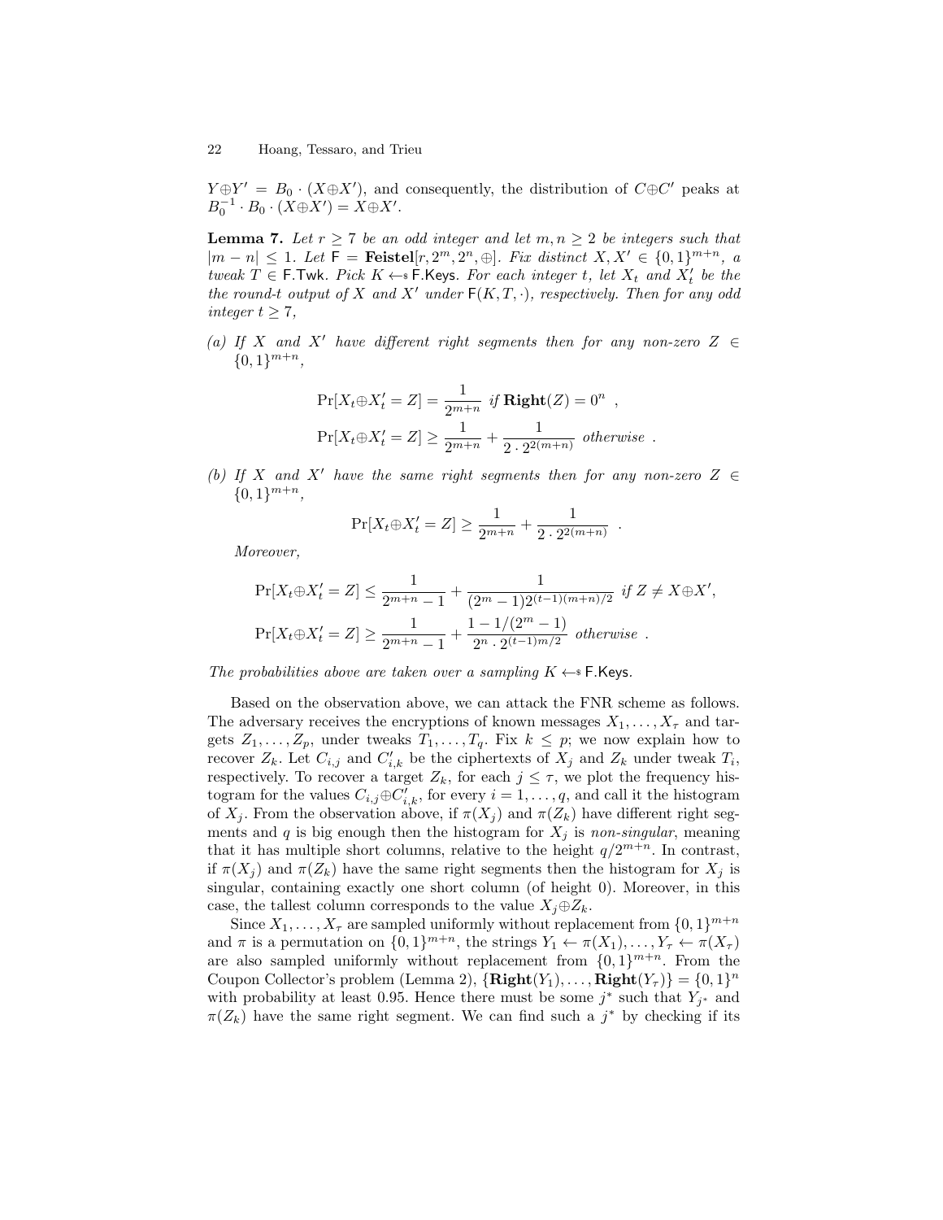$Y \oplus Y' = B_0 \cdot (X \oplus X')$, and consequently, the distribution of $C \oplus C'$ peaks at $B_0^{-1} \cdot B_0 \cdot (X \oplus X') = X \oplus X'$.

**Lemma 7.** *Let $r \geq 7$ be an odd integer and let $m, n \geq 2$ be integers such that $|m - n| \leq 1$. Let $\mathsf{F} = \mathbf{Feistel}[r, 2^m, 2^n, \oplus]$. Fix distinct $X, X' \in \{0,1\}^{m+n}$, a tweak $T \in \mathsf{F.Twk}$. Pick $K \leftarrow\!\!\$\ \mathsf{F.Keys}$. For each integer $t$, let $X_t$ and $X'_t$ be the the round-$t$ output of $X$ and $X'$ under $\mathsf{F}(K, T, \cdot)$, respectively. Then for any odd integer $t \geq 7$,*

*(a) If $X$ and $X'$ have different right segments then for any non-zero $Z \in \{0,1\}^{m+n}$,*

$$\Pr[X_t \oplus X'_t = Z] = \frac{1}{2^{m+n}} \ \textit{if}\ \mathbf{Right}(Z) = 0^n \ ,$$
$$\Pr[X_t \oplus X'_t = Z] \geq \frac{1}{2^{m+n}} + \frac{1}{2 \cdot 2^{2(m+n)}} \ \textit{otherwise} \ .$$

*(b) If $X$ and $X'$ have the same right segments then for any non-zero $Z \in \{0,1\}^{m+n}$,*

$$\Pr[X_t \oplus X'_t = Z] \geq \frac{1}{2^{m+n}} + \frac{1}{2 \cdot 2^{2(m+n)}} \ .$$

*Moreover,*

$$\Pr[X_t \oplus X'_t = Z] \leq \frac{1}{2^{m+n} - 1} + \frac{1}{(2^m - 1)2^{(t-1)(m+n)/2}} \ \textit{if}\ Z \neq X \oplus X',$$
$$\Pr[X_t \oplus X'_t = Z] \geq \frac{1}{2^{m+n} - 1} + \frac{1 - 1/(2^m - 1)}{2^n \cdot 2^{(t-1)m/2}} \ \textit{otherwise} \ .$$

*The probabilities above are taken over a sampling $K \leftarrow\!\!\$\ \mathsf{F.Keys}$.*

Based on the observation above, we can attack the FNR scheme as follows. The adversary receives the encryptions of known messages $X_1, \ldots, X_\tau$ and targets $Z_1, \ldots, Z_p$, under tweaks $T_1, \ldots, T_q$. Fix $k \leq p$; we now explain how to recover $Z_k$. Let $C_{i,j}$ and $C'_{i,k}$ be the ciphertexts of $X_j$ and $Z_k$ under tweak $T_i$, respectively. To recover a target $Z_k$, for each $j \leq \tau$, we plot the frequency histogram for the values $C_{i,j} \oplus C'_{i,k}$, for every $i = 1, \ldots, q$, and call it the histogram of $X_j$. From the observation above, if $\pi(X_j)$ and $\pi(Z_k)$ have different right segments and $q$ is big enough then the histogram for $X_j$ is *non-singular*, meaning that it has multiple short columns, relative to the height $q/2^{m+n}$. In contrast, if $\pi(X_j)$ and $\pi(Z_k)$ have the same right segments then the histogram for $X_j$ is singular, containing exactly one short column (of height 0). Moreover, in this case, the tallest column corresponds to the value $X_j \oplus Z_k$.

Since $X_1, \ldots, X_\tau$ are sampled uniformly without replacement from $\{0,1\}^{m+n}$ and $\pi$ is a permutation on $\{0,1\}^{m+n}$, the strings $Y_1 \leftarrow \pi(X_1), \ldots, Y_\tau \leftarrow \pi(X_\tau)$ are also sampled uniformly without replacement from $\{0,1\}^{m+n}$. From the Coupon Collector's problem (Lemma 2), $\{\mathbf{Right}(Y_1), \ldots, \mathbf{Right}(Y_\tau)\} = \{0,1\}^n$ with probability at least 0.95. Hence there must be some $j^*$ such that $Y_{j^*}$ and $\pi(Z_k)$ have the same right segment. We can find such a $j^*$ by checking if its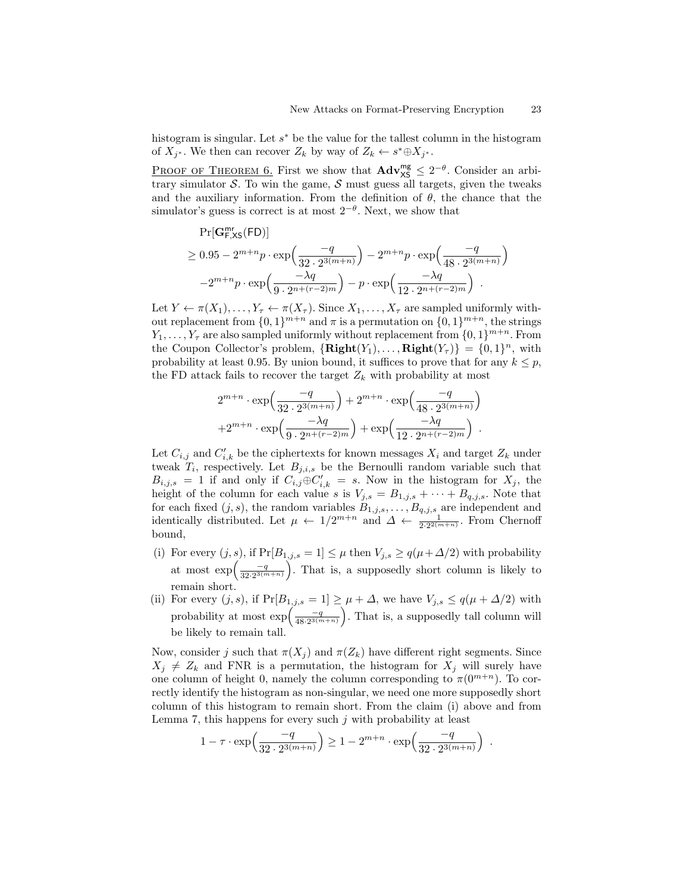histogram is singular. Let $s^*$ be the value for the tallest column in the histogram of $X_{j^*}$. We then can recover $Z_k$ by way of $Z_k \leftarrow s^* \oplus X_{j^*}$.

<u>Proof of Theorem 6.</u> First we show that $\mathbf{Adv}^{\mathsf{mg}}_{\mathsf{XS}} \le 2^{-\theta}$. Consider an arbitrary simulator $\mathcal{S}$. To win the game, $\mathcal{S}$ must guess all targets, given the tweaks and the auxiliary information. From the definition of $\theta$, the chance that the simulator's guess is correct is at most $2^{-\theta}$. Next, we show that

$$
\begin{aligned}
&\Pr[\mathbf{G}^{\mathsf{mr}}_{\mathsf{F},\mathsf{XS}}(\mathsf{FD})] \\
&\ge 0.95 - 2^{m+n} p \cdot \exp\Big(\frac{-q}{32 \cdot 2^{3(m+n)}}\Big) - 2^{m+n} p \cdot \exp\Big(\frac{-q}{48 \cdot 2^{3(m+n)}}\Big) \\
&\quad - 2^{m+n} p \cdot \exp\Big(\frac{-\lambda q}{9 \cdot 2^{n+(r-2)m}}\Big) - p \cdot \exp\Big(\frac{-\lambda q}{12 \cdot 2^{n+(r-2)m}}\Big) \enspace .
\end{aligned}
$$

Let $Y \leftarrow \pi(X_1), \ldots, Y_\tau \leftarrow \pi(X_\tau)$. Since $X_1, \ldots, X_\tau$ are sampled uniformly without replacement from $\{0,1\}^{m+n}$ and $\pi$ is a permutation on $\{0,1\}^{m+n}$, the strings $Y_1, \ldots, Y_\tau$ are also sampled uniformly without replacement from $\{0,1\}^{m+n}$. From the Coupon Collector's problem, $\{\mathbf{Right}(Y_1), \ldots, \mathbf{Right}(Y_\tau)\} = \{0,1\}^n$, with probability at least 0.95. By union bound, it suffices to prove that for any $k \le p$, the FD attack fails to recover the target $Z_k$ with probability at most

$$
\begin{aligned}
&2^{m+n} \cdot \exp\Big(\frac{-q}{32 \cdot 2^{3(m+n)}}\Big) + 2^{m+n} \cdot \exp\Big(\frac{-q}{48 \cdot 2^{3(m+n)}}\Big) \\
&+ 2^{m+n} \cdot \exp\Big(\frac{-\lambda q}{9 \cdot 2^{n+(r-2)m}}\Big) + \exp\Big(\frac{-\lambda q}{12 \cdot 2^{n+(r-2)m}}\Big) \enspace .
\end{aligned}
$$

Let $C_{i,j}$ and $C'_{i,k}$ be the ciphertexts for known messages $X_i$ and target $Z_k$ under tweak $T_i$, respectively. Let $B_{j,i,s}$ be the Bernoulli random variable such that $B_{i,j,s} = 1$ if and only if $C_{i,j} \oplus C'_{i,k} = s$. Now in the histogram for $X_j$, the height of the column for each value $s$ is $V_{j,s} = B_{1,j,s} + \cdots + B_{q,j,s}$. Note that for each fixed $(j,s)$, the random variables $B_{1,j,s}, \ldots, B_{q,j,s}$ are independent and identically distributed. Let $\mu \leftarrow 1/2^{m+n}$ and $\Delta \leftarrow \frac{1}{2 \cdot 2^{2(m+n)}}$. From Chernoff bound,

(i) For every $(j,s)$, if $\Pr[B_{1,j,s} = 1] \le \mu$ then $V_{j,s} \ge q(\mu + \Delta/2)$ with probability at most $\exp\Big(\frac{-q}{32 \cdot 2^{3(m+n)}}\Big)$. That is, a supposedly short column is likely to remain short.

(ii) For every $(j,s)$, if $\Pr[B_{1,j,s} = 1] \ge \mu + \Delta$, we have $V_{j,s} \le q(\mu + \Delta/2)$ with probability at most $\exp\Big(\frac{-q}{48 \cdot 2^{3(m+n)}}\Big)$. That is, a supposedly tall column will be likely to remain tall.

Now, consider $j$ such that $\pi(X_j)$ and $\pi(Z_k)$ have different right segments. Since $X_j \ne Z_k$ and FNR is a permutation, the histogram for $X_j$ will surely have one column of height 0, namely the column corresponding to $\pi(0^{m+n})$. To correctly identify the histogram as non-singular, we need one more supposedly short column of this histogram to remain short. From the claim (i) above and from Lemma 7, this happens for every such $j$ with probability at least

$$
1 - \tau \cdot \exp\Big(\frac{-q}{32 \cdot 2^{3(m+n)}}\Big) \ge 1 - 2^{m+n} \cdot \exp\Big(\frac{-q}{32 \cdot 2^{3(m+n)}}\Big) \enspace .
$$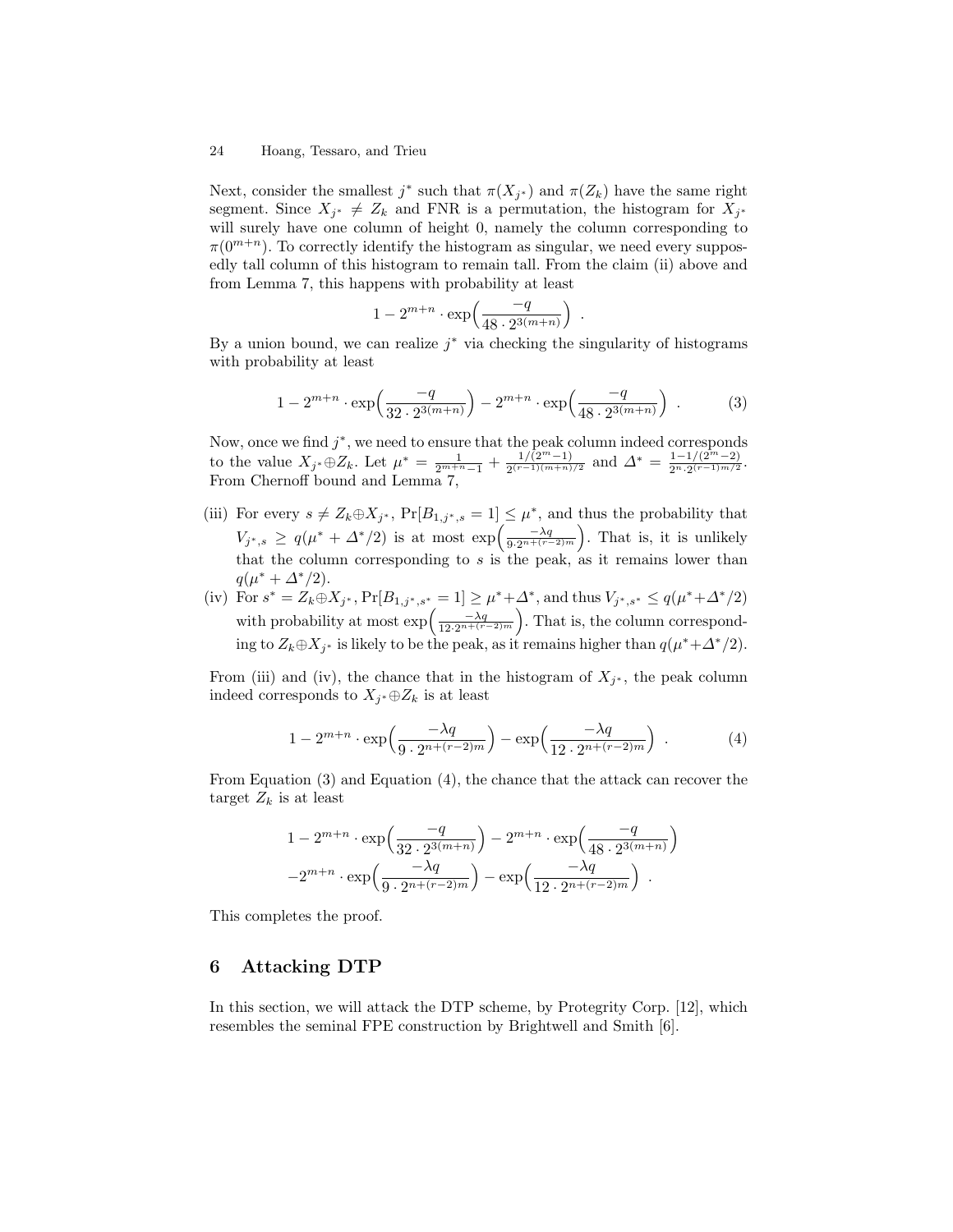Next, consider the smallest $j^*$ such that $\pi(X_{j^*})$ and $\pi(Z_k)$ have the same right segment. Since $X_{j^*} \neq Z_k$ and FNR is a permutation, the histogram for $X_{j^*}$ will surely have one column of height 0, namely the column corresponding to $\pi(0^{m+n})$. To correctly identify the histogram as singular, we need every supposedly tall column of this histogram to remain tall. From the claim (ii) above and from Lemma 7, this happens with probability at least

$$1 - 2^{m+n} \cdot \exp\Big(\frac{-q}{48 \cdot 2^{3(m+n)}}\Big) \enspace .$$

By a union bound, we can realize $j^*$ via checking the singularity of histograms with probability at least

$$1 - 2^{m+n} \cdot \exp\Big(\frac{-q}{32 \cdot 2^{3(m+n)}}\Big) - 2^{m+n} \cdot \exp\Big(\frac{-q}{48 \cdot 2^{3(m+n)}}\Big) \enspace . \tag{3}$$

Now, once we find $j^*$, we need to ensure that the peak column indeed corresponds to the value $X_{j^*} \oplus Z_k$. Let $\mu^* = \frac{1}{2^{m+n}-1} + \frac{1/(2^m-1)}{2^{(r-1)(m+n)/2}}$ and $\Delta^* = \frac{1-1/(2^m-2)}{2^n \cdot 2^{(r-1)m/2}}$. From Chernoff bound and Lemma 7,

- (iii) For every $s \neq Z_k \oplus X_{j^*}$, $\Pr[B_{1,j^*,s} = 1] \leq \mu^*$, and thus the probability that $V_{j^*,s} \geq q(\mu^* + \Delta^*/2)$ is at most $\exp\Big(\frac{-\lambda q}{9 \cdot 2^{n+(r-2)m}}\Big)$. That is, it is unlikely that the column corresponding to $s$ is the peak, as it remains lower than $q(\mu^* + \Delta^*/2)$.
- (iv) For $s^* = Z_k \oplus X_{j^*}$, $\Pr[B_{1,j^*,s^*} = 1] \geq \mu^* + \Delta^*$, and thus $V_{j^*,s^*} \leq q(\mu^* + \Delta^*/2)$ with probability at most $\exp\Big(\frac{-\lambda q}{12 \cdot 2^{n+(r-2)m}}\Big)$. That is, the column corresponding to $Z_k \oplus X_{j^*}$ is likely to be the peak, as it remains higher than $q(\mu^* + \Delta^*/2)$.

From (iii) and (iv), the chance that in the histogram of $X_{j^*}$, the peak column indeed corresponds to $X_{j^*} \oplus Z_k$ is at least

$$1 - 2^{m+n} \cdot \exp\Big(\frac{-\lambda q}{9 \cdot 2^{n+(r-2)m}}\Big) - \exp\Big(\frac{-\lambda q}{12 \cdot 2^{n+(r-2)m}}\Big) \enspace . \tag{4}$$

From Equation (3) and Equation (4), the chance that the attack can recover the target $Z_k$ is at least

$$\begin{aligned} 1 &- 2^{m+n} \cdot \exp\Big(\frac{-q}{32 \cdot 2^{3(m+n)}}\Big) - 2^{m+n} \cdot \exp\Big(\frac{-q}{48 \cdot 2^{3(m+n)}}\Big) \\ &- 2^{m+n} \cdot \exp\Big(\frac{-\lambda q}{9 \cdot 2^{n+(r-2)m}}\Big) - \exp\Big(\frac{-\lambda q}{12 \cdot 2^{n+(r-2)m}}\Big) \enspace . \end{aligned}$$

This completes the proof.

## 6 Attacking DTP

In this section, we will attack the DTP scheme, by Protegrity Corp. [12], which resembles the seminal FPE construction by Brightwell and Smith [6].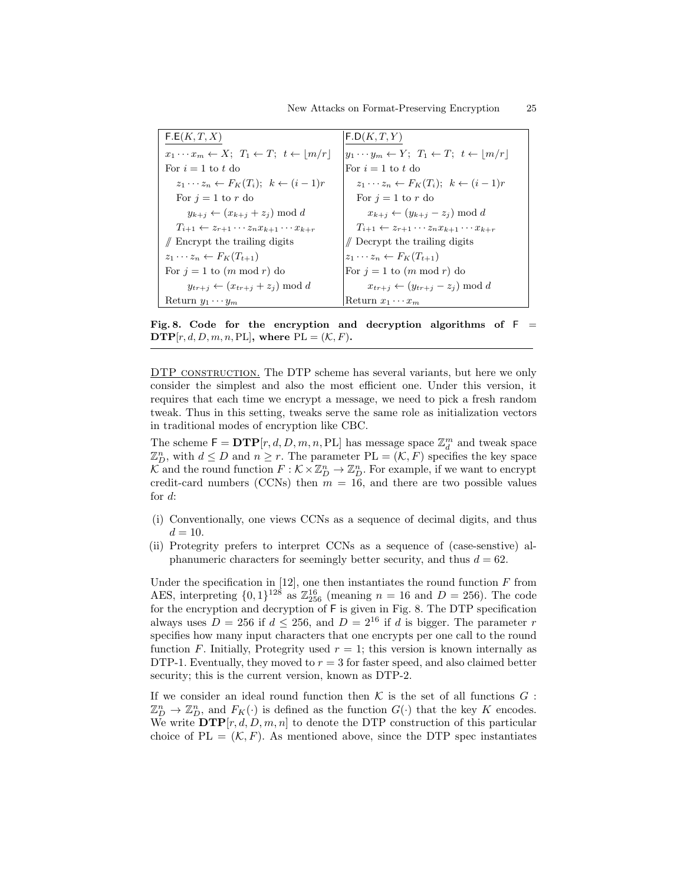| $\mathsf{F.E}(K, T, X)$ | $\mathsf{F.D}(K, T, Y)$ |
|---|---|
| $x_1 \cdots x_m \leftarrow X;\ T_1 \leftarrow T;\ t \leftarrow \lfloor m/r \rfloor$ | $y_1 \cdots y_m \leftarrow Y;\ T_1 \leftarrow T;\ t \leftarrow \lfloor m/r \rfloor$ |
| For $i = 1$ to $t$ do | For $i = 1$ to $t$ do |
| $\quad z_1 \cdots z_n \leftarrow F_K(T_i);\ k \leftarrow (i-1)r$ | $\quad z_1 \cdots z_n \leftarrow F_K(T_i);\ k \leftarrow (i-1)r$ |
| $\quad$ For $j = 1$ to $r$ do | $\quad$ For $j = 1$ to $r$ do |
| $\qquad y_{k+j} \leftarrow (x_{k+j} + z_j) \bmod d$ | $\qquad x_{k+j} \leftarrow (y_{k+j} - z_j) \bmod d$ |
| $\quad T_{i+1} \leftarrow z_{r+1} \cdots z_n x_{k+1} \cdots x_{k+r}$ | $\quad T_{i+1} \leftarrow z_{r+1} \cdots z_n x_{k+1} \cdots x_{k+r}$ |
| // Encrypt the trailing digits | // Decrypt the trailing digits |
| $z_1 \cdots z_n \leftarrow F_K(T_{t+1})$ | $z_1 \cdots z_n \leftarrow F_K(T_{t+1})$ |
| For $j = 1$ to $(m \bmod r)$ do | For $j = 1$ to $(m \bmod r)$ do |
| $\qquad y_{tr+j} \leftarrow (x_{tr+j} + z_j) \bmod d$ | $\qquad x_{tr+j} \leftarrow (y_{tr+j} - z_j) \bmod d$ |
| Return $y_1 \cdots y_m$ | Return $x_1 \cdots x_m$ |

**Fig. 8. Code for the encryption and decryption algorithms of $\mathsf{F} = \mathbf{DTP}[r, d, D, m, n, \mathrm{PL}]$, where $\mathrm{PL} = (\mathcal{K}, F)$.**

DTP CONSTRUCTION. The DTP scheme has several variants, but here we only consider the simplest and also the most efficient one. Under this version, it requires that each time we encrypt a message, we need to pick a fresh random tweak. Thus in this setting, tweaks serve the same role as initialization vectors in traditional modes of encryption like CBC.

The scheme $\mathsf{F} = \mathbf{DTP}[r, d, D, m, n, \mathrm{PL}]$ has message space $\mathbb{Z}_d^m$ and tweak space $\mathbb{Z}_D^n$, with $d \le D$ and $n \ge r$. The parameter $\mathrm{PL} = (\mathcal{K}, F)$ specifies the key space $\mathcal{K}$ and the round function $F : \mathcal{K} \times \mathbb{Z}_D^n \to \mathbb{Z}_D^n$. For example, if we want to encrypt credit-card numbers (CCNs) then $m = 16$, and there are two possible values for $d$:

(i) Conventionally, one views CCNs as a sequence of decimal digits, and thus $d = 10$.
(ii) Protegrity prefers to interpret CCNs as a sequence of (case-senstive) alphanumeric characters for seemingly better security, and thus $d = 62$.

Under the specification in [12], one then instantiates the round function $F$ from AES, interpreting $\{0,1\}^{128}$ as $\mathbb{Z}_{256}^{16}$ (meaning $n = 16$ and $D = 256$). The code for the encryption and decryption of $\mathsf{F}$ is given in Fig. 8. The DTP specification always uses $D = 256$ if $d \le 256$, and $D = 2^{16}$ if $d$ is bigger. The parameter $r$ specifies how many input characters that one encrypts per one call to the round function $F$. Initially, Protegrity used $r = 1$; this version is known internally as DTP-1. Eventually, they moved to $r = 3$ for faster speed, and also claimed better security; this is the current version, known as DTP-2.

If we consider an ideal round function then $\mathcal{K}$ is the set of all functions $G : \mathbb{Z}_D^n \to \mathbb{Z}_D^n$, and $F_K(\cdot)$ is defined as the function $G(\cdot)$ that the key $K$ encodes. We write $\mathbf{DTP}[r, d, D, m, n]$ to denote the DTP construction of this particular choice of $\mathrm{PL} = (\mathcal{K}, F)$. As mentioned above, since the DTP spec instantiates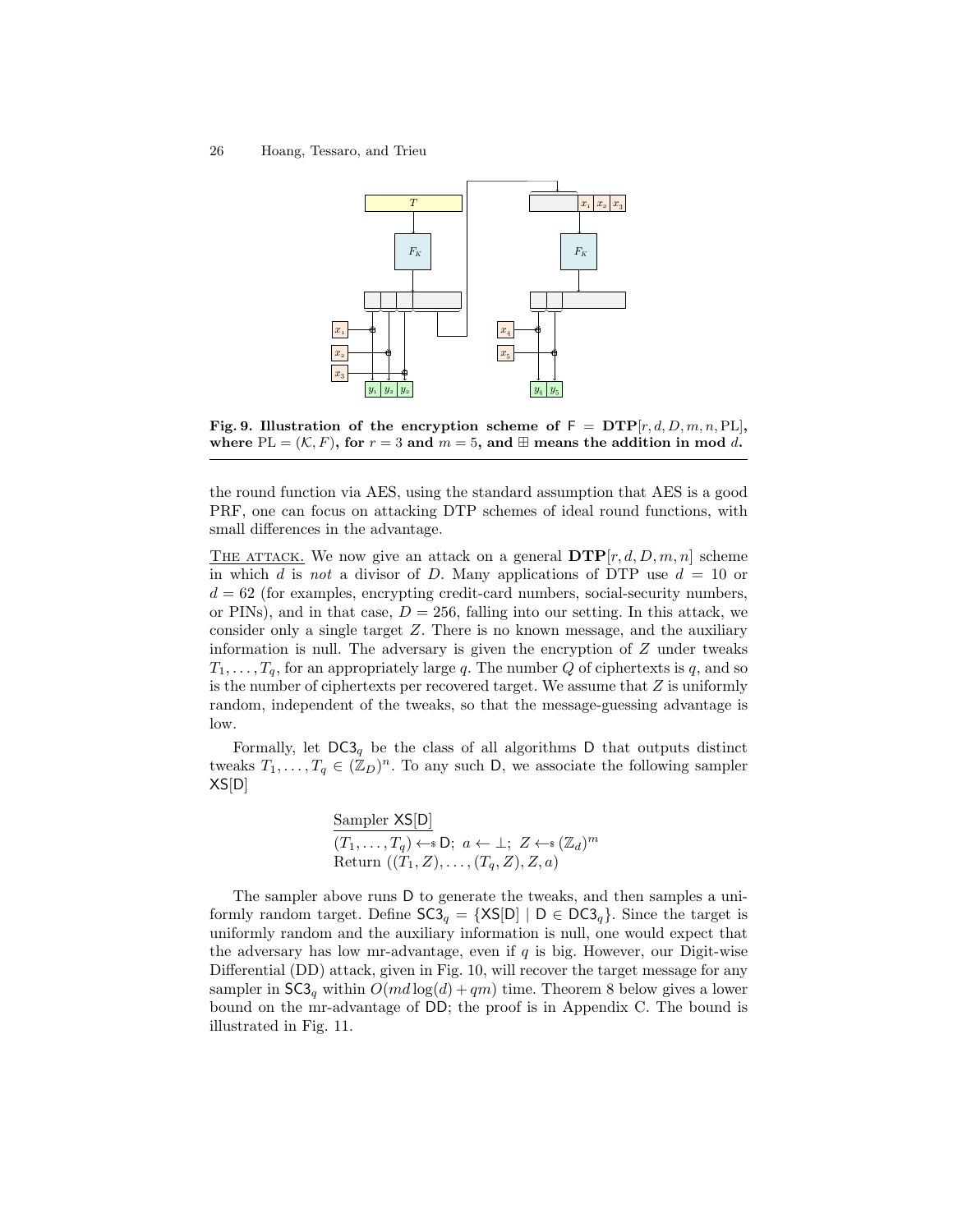**Fig. 9. Illustration of the encryption scheme of $\mathsf{F} = \mathbf{DTP}[r, d, D, m, n, \mathrm{PL}]$, where $\mathrm{PL} = (\mathcal{K}, F)$, for $r = 3$ and $m = 5$, and $\boxplus$ means the addition in mod $d$.**

the round function via AES, using the standard assumption that AES is a good PRF, one can focus on attacking DTP schemes of ideal round functions, with small differences in the advantage.

THE ATTACK. We now give an attack on a general $\mathbf{DTP}[r, d, D, m, n]$ scheme in which $d$ is *not* a divisor of $D$. Many applications of DTP use $d = 10$ or $d = 62$ (for examples, encrypting credit-card numbers, social-security numbers, or PINs), and in that case, $D = 256$, falling into our setting. In this attack, we consider only a single target $Z$. There is no known message, and the auxiliary information is null. The adversary is given the encryption of $Z$ under tweaks $T_1, \dots, T_q$, for an appropriately large $q$. The number $Q$ of ciphertexts is $q$, and so is the number of ciphertexts per recovered target. We assume that $Z$ is uniformly random, independent of the tweaks, so that the message-guessing advantage is low.

Formally, let $\mathsf{DC3}_q$ be the class of all algorithms $\mathsf{D}$ that outputs distinct tweaks $T_1, \dots, T_q \in (\mathbb{Z}_D)^n$. To any such $\mathsf{D}$, we associate the following sampler $\mathsf{XS}[\mathsf{D}]$

$$
\begin{array}{l}
\underline{\text{Sampler } \mathsf{XS}[\mathsf{D}]} \\
(T_1, \dots, T_q) \leftarrow\$\ \mathsf{D};\ a \leftarrow \bot;\ Z \leftarrow\$\ (\mathbb{Z}_d)^m \\
\text{Return } ((T_1, Z), \dots, (T_q, Z), Z, a)
\end{array}
$$

The sampler above runs $\mathsf{D}$ to generate the tweaks, and then samples a uniformly random target. Define $\mathsf{SC3}_q = \{\mathsf{XS}[\mathsf{D}] \mid \mathsf{D} \in \mathsf{DC3}_q\}$. Since the target is uniformly random and the auxiliary information is null, one would expect that the adversary has low mr-advantage, even if $q$ is big. However, our Digit-wise Differential (DD) attack, given in Fig. 10, will recover the target message for any sampler in $\mathsf{SC3}_q$ within $O(md \log(d) + qm)$ time. Theorem 8 below gives a lower bound on the mr-advantage of $\mathsf{DD}$; the proof is in Appendix C. The bound is illustrated in Fig. 11.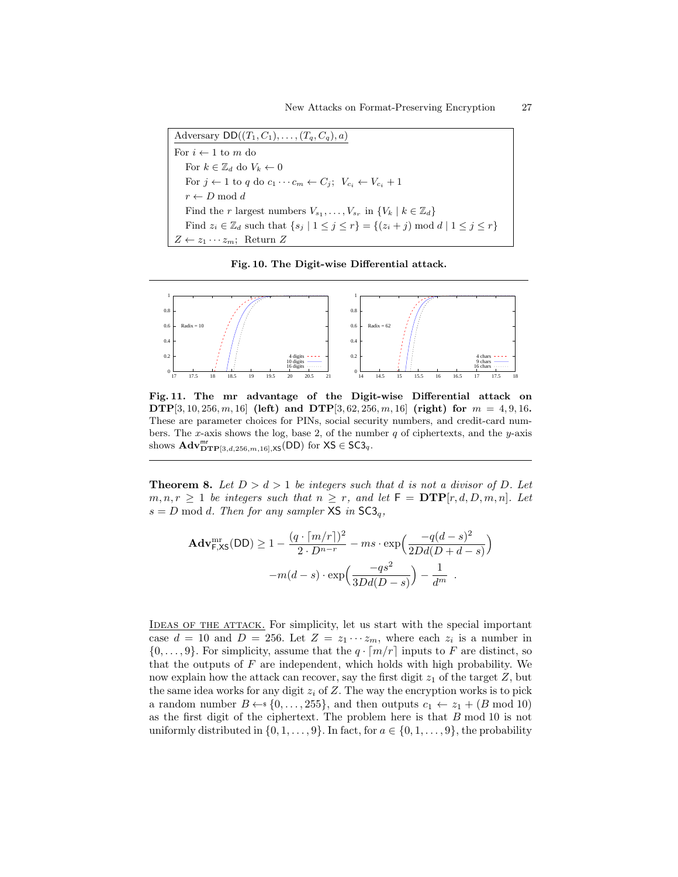```
Adversary DD((T_1, C_1), ..., (T_q, C_q), a)
For i ← 1 to m do
   For k ∈ Z_d do V_k ← 0
   For j ← 1 to q do c_1 ··· c_m ← C_j;  V_{c_i} ← V_{c_i} + 1
   r ← D mod d
   Find the r largest numbers V_{s_1}, ..., V_{s_r} in {V_k | k ∈ Z_d}
   Find z_i ∈ Z_d such that {s_j | 1 ≤ j ≤ r} = {(z_i + j) mod d | 1 ≤ j ≤ r}
Z ← z_1 ··· z_m;  Return Z
```

**Fig. 10. The Digit-wise Differential attack.**

**Fig. 11. The mr advantage of the Digit-wise Differential attack on DTP$[3, 10, 256, m, 16]$ (left) and DTP$[3, 62, 256, m, 16]$ (right) for $m = 4, 9, 16$.** These are parameter choices for PINs, social security numbers, and credit-card numbers. The $x$-axis shows the log, base 2, of the number $q$ of ciphertexts, and the $y$-axis shows $\mathbf{Adv}^{\mathrm{mr}}_{\mathbf{DTP}[3,d,256,m,16],\mathsf{XS}}(\mathsf{DD})$ for $\mathsf{XS} \in \mathsf{SC3}_q$.

**Theorem 8.** *Let $D > d > 1$ be integers such that $d$ is not a divisor of $D$. Let $m, n, r \geq 1$ be integers such that $n \geq r$, and let $\mathsf{F} = \mathbf{DTP}[r, d, D, m, n]$. Let $s = D \bmod d$. Then for any sampler $\mathsf{XS}$ in $\mathsf{SC3}_q$,*

$$\mathbf{Adv}^{\mathrm{mr}}_{\mathsf{F},\mathsf{XS}}(\mathsf{DD}) \geq 1 - \frac{(q \cdot \lceil m/r \rceil)^2}{2 \cdot D^{n-r}} - ms \cdot \exp\Big(\frac{-q(d-s)^2}{2Dd(D+d-s)}\Big) - m(d-s) \cdot \exp\Big(\frac{-qs^2}{3Dd(D-s)}\Big) - \frac{1}{d^m} \enspace .$$

<u>Ideas of the attack.</u> For simplicity, let us start with the special important case $d = 10$ and $D = 256$. Let $Z = z_1 \cdots z_m$, where each $z_i$ is a number in $\{0, \ldots, 9\}$. For simplicity, assume that the $q \cdot \lceil m/r \rceil$ inputs to $F$ are distinct, so that the outputs of $F$ are independent, which holds with high probability. We now explain how the attack can recover, say the first digit $z_1$ of the target $Z$, but the same idea works for any digit $z_i$ of $Z$. The way the encryption works is to pick a random number $B \leftarrow\!\!\$\, \{0, \ldots, 255\}$, and then outputs $c_1 \leftarrow z_1 + (B \bmod 10)$ as the first digit of the ciphertext. The problem here is that $B \bmod 10$ is not uniformly distributed in $\{0, 1, \ldots, 9\}$. In fact, for $a \in \{0, 1, \ldots, 9\}$, the probability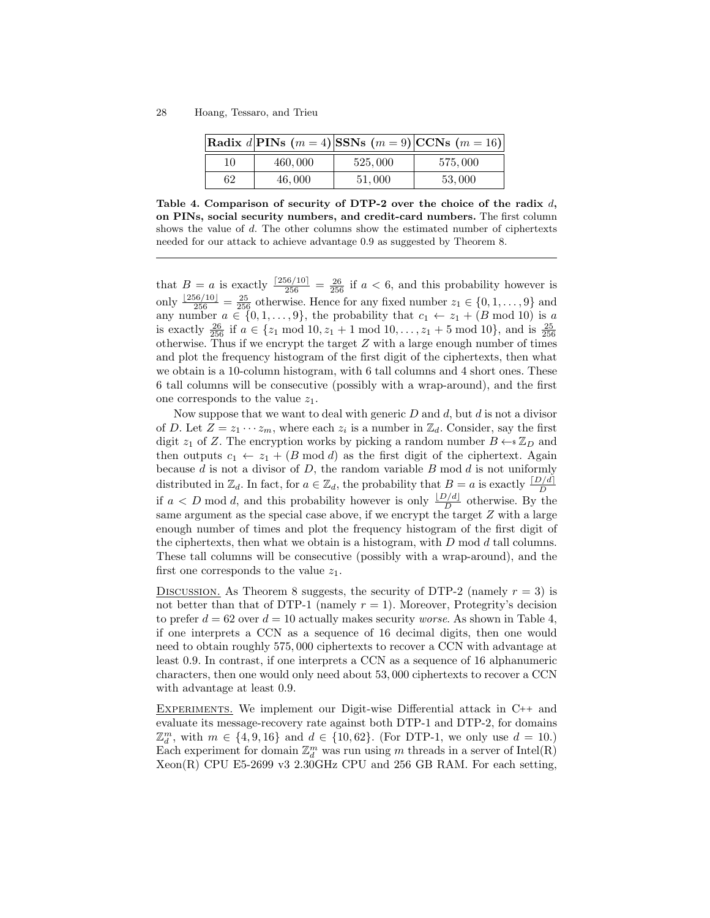| Radix $d$ | PINs ($m = 4$) | SSNs ($m = 9$) | CCNs ($m = 16$) |
|---|---|---|---|
| 10 | 460,000 | 525,000 | 575,000 |
| 62 | 46,000 | 51,000 | 53,000 |

**Table 4. Comparison of security of DTP-2 over the choice of the radix $d$, on PINs, social security numbers, and credit-card numbers.** The first column shows the value of $d$. The other columns show the estimated number of ciphertexts needed for our attack to achieve advantage 0.9 as suggested by Theorem 8.

that $B = a$ is exactly $\frac{\lceil 256/10 \rceil}{256} = \frac{26}{256}$ if $a < 6$, and this probability however is only $\frac{\lfloor 256/10 \rfloor}{256} = \frac{25}{256}$ otherwise. Hence for any fixed number $z_1 \in \{0, 1, \ldots, 9\}$ and any number $a \in \{0, 1, \ldots, 9\}$, the probability that $c_1 \leftarrow z_1 + (B \bmod 10)$ is $a$ is exactly $\frac{26}{256}$ if $a \in \{z_1 \bmod 10, z_1 + 1 \bmod 10, \ldots, z_1 + 5 \bmod 10\}$, and is $\frac{25}{256}$ otherwise. Thus if we encrypt the target $Z$ with a large enough number of times and plot the frequency histogram of the first digit of the ciphertexts, then what we obtain is a 10-column histogram, with 6 tall columns and 4 short ones. These 6 tall columns will be consecutive (possibly with a wrap-around), and the first one corresponds to the value $z_1$.

Now suppose that we want to deal with generic $D$ and $d$, but $d$ is not a divisor of $D$. Let $Z = z_1 \cdots z_m$, where each $z_i$ is a number in $\mathbb{Z}_d$. Consider, say the first digit $z_1$ of $Z$. The encryption works by picking a random number $B \leftarrow\!\!\$\ \mathbb{Z}_D$ and then outputs $c_1 \leftarrow z_1 + (B \bmod d)$ as the first digit of the ciphertext. Again because $d$ is not a divisor of $D$, the random variable $B \bmod d$ is not uniformly distributed in $\mathbb{Z}_d$. In fact, for $a \in \mathbb{Z}_d$, the probability that $B = a$ is exactly $\frac{\lceil D/d \rceil}{D}$ if $a < D \bmod d$, and this probability however is only $\frac{\lfloor D/d \rfloor}{D}$ otherwise. By the same argument as the special case above, if we encrypt the target $Z$ with a large enough number of times and plot the frequency histogram of the first digit of the ciphertexts, then what we obtain is a histogram, with $D \bmod d$ tall columns. These tall columns will be consecutive (possibly with a wrap-around), and the first one corresponds to the value $z_1$.

Discussion. As Theorem 8 suggests, the security of DTP-2 (namely $r = 3$) is not better than that of DTP-1 (namely $r = 1$). Moreover, Protegrity's decision to prefer $d = 62$ over $d = 10$ actually makes security *worse*. As shown in Table 4, if one interprets a CCN as a sequence of 16 decimal digits, then one would need to obtain roughly 575,000 ciphertexts to recover a CCN with advantage at least 0.9. In contrast, if one interprets a CCN as a sequence of 16 alphanumeric characters, then one would only need about 53,000 ciphertexts to recover a CCN with advantage at least 0.9.

Experiments. We implement our Digit-wise Differential attack in C++ and evaluate its message-recovery rate against both DTP-1 and DTP-2, for domains $\mathbb{Z}_d^m$, with $m \in \{4, 9, 16\}$ and $d \in \{10, 62\}$. (For DTP-1, we only use $d = 10$.) Each experiment for domain $\mathbb{Z}_d^m$ was run using $m$ threads in a server of Intel(R) Xeon(R) CPU E5-2699 v3 2.30GHz CPU and 256 GB RAM. For each setting,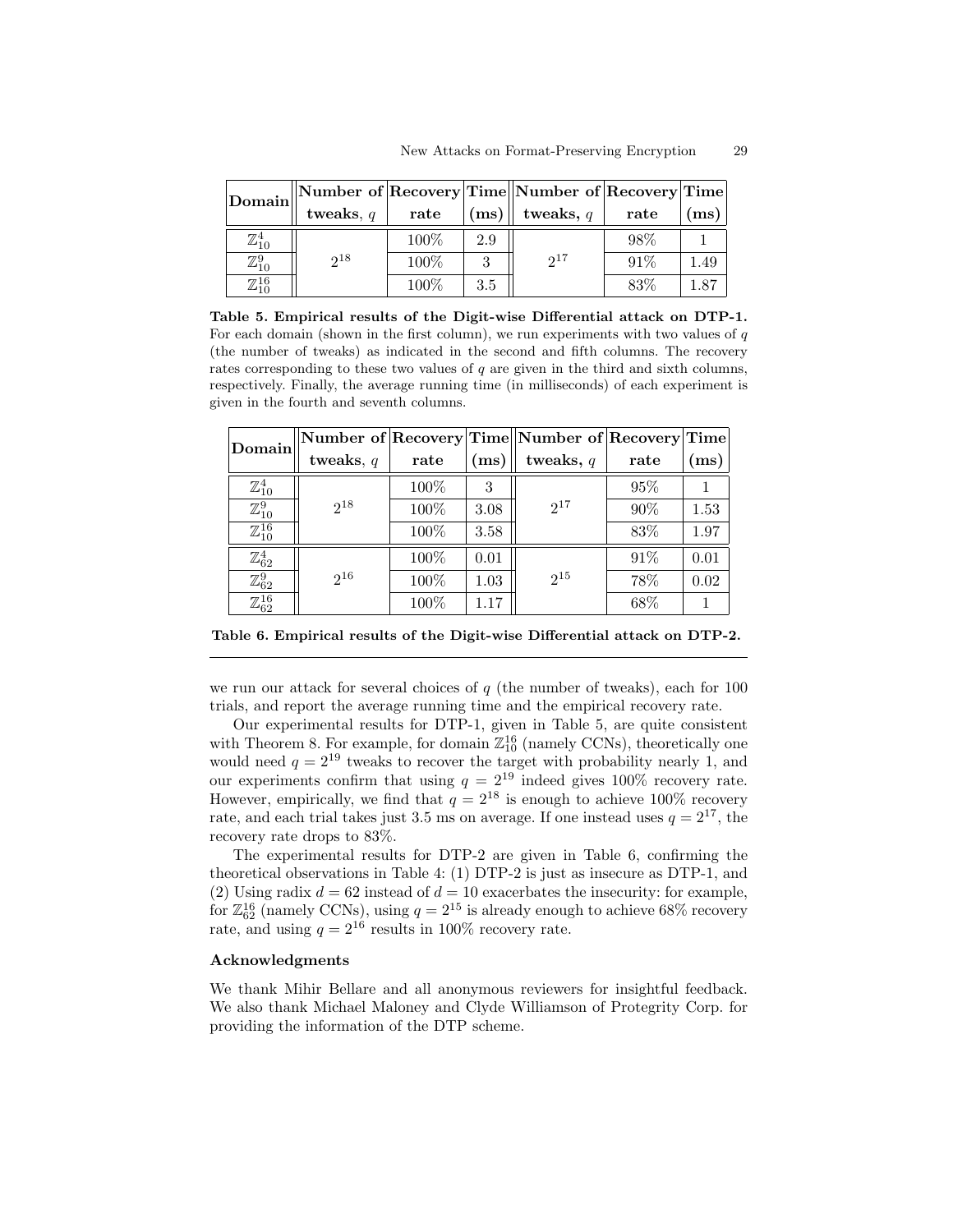| **Domain** | **Number of tweaks, $q$** | **Recovery rate** | **Time (ms)** | **Number of tweaks, $q$** | **Recovery rate** | **Time (ms)** |
|---|---|---|---|---|---|---|
| $\mathbb{Z}_{10}^{4}$ | $2^{18}$ | 100% | 2.9 | $2^{17}$ | 98% | 1 |
| $\mathbb{Z}_{10}^{9}$ | | 100% | 3 | | 91% | 1.49 |
| $\mathbb{Z}_{10}^{16}$ | | 100% | 3.5 | | 83% | 1.87 |

**Table 5. Empirical results of the Digit-wise Differential attack on DTP-1.** For each domain (shown in the first column), we run experiments with two values of $q$ (the number of tweaks) as indicated in the second and fifth columns. The recovery rates corresponding to these two values of $q$ are given in the third and sixth columns, respectively. Finally, the average running time (in milliseconds) of each experiment is given in the fourth and seventh columns.

| **Domain** | **Number of tweaks, $q$** | **Recovery rate** | **Time (ms)** | **Number of tweaks, $q$** | **Recovery rate** | **Time (ms)** |
|---|---|---|---|---|---|---|
| $\mathbb{Z}_{10}^{4}$ | $2^{18}$ | 100% | 3 | $2^{17}$ | 95% | 1 |
| $\mathbb{Z}_{10}^{9}$ | | 100% | 3.08 | | 90% | 1.53 |
| $\mathbb{Z}_{10}^{16}$ | | 100% | 3.58 | | 83% | 1.97 |
| $\mathbb{Z}_{62}^{4}$ | $2^{16}$ | 100% | 0.01 | $2^{15}$ | 91% | 0.01 |
| $\mathbb{Z}_{62}^{9}$ | | 100% | 1.03 | | 78% | 0.02 |
| $\mathbb{Z}_{62}^{16}$ | | 100% | 1.17 | | 68% | 1 |

**Table 6. Empirical results of the Digit-wise Differential attack on DTP-2.**

we run our attack for several choices of $q$ (the number of tweaks), each for 100 trials, and report the average running time and the empirical recovery rate.

Our experimental results for DTP-1, given in Table 5, are quite consistent with Theorem 8. For example, for domain $\mathbb{Z}_{10}^{16}$ (namely CCNs), theoretically one would need $q = 2^{19}$ tweaks to recover the target with probability nearly 1, and our experiments confirm that using $q = 2^{19}$ indeed gives 100% recovery rate. However, empirically, we find that $q = 2^{18}$ is enough to achieve 100% recovery rate, and each trial takes just 3.5 ms on average. If one instead uses $q = 2^{17}$, the recovery rate drops to 83%.

The experimental results for DTP-2 are given in Table 6, confirming the theoretical observations in Table 4: (1) DTP-2 is just as insecure as DTP-1, and (2) Using radix $d = 62$ instead of $d = 10$ exacerbates the insecurity: for example, for $\mathbb{Z}_{62}^{16}$ (namely CCNs), using $q = 2^{15}$ is already enough to achieve 68% recovery rate, and using $q = 2^{16}$ results in 100% recovery rate.

### Acknowledgments

We thank Mihir Bellare and all anonymous reviewers for insightful feedback. We also thank Michael Maloney and Clyde Williamson of Protegrity Corp. for providing the information of the DTP scheme.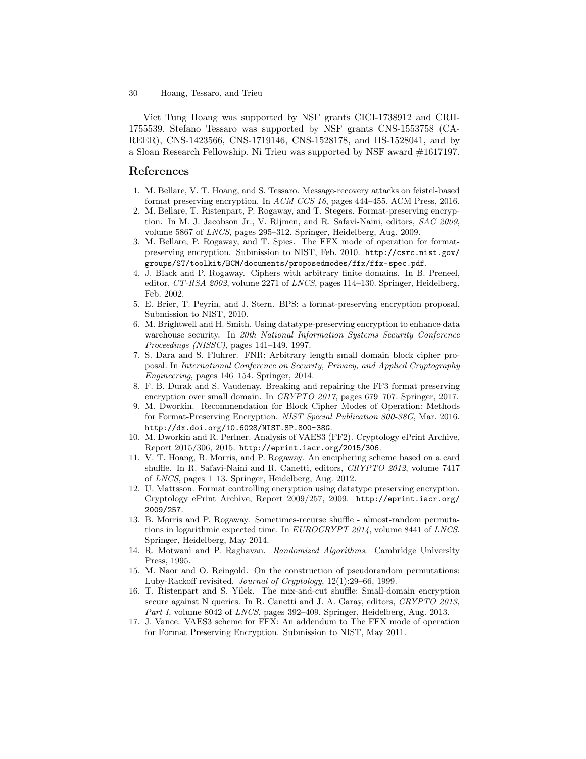Viet Tung Hoang was supported by NSF grants CICI-1738912 and CRII-1755539. Stefano Tessaro was supported by NSF grants CNS-1553758 (CAREER), CNS-1423566, CNS-1719146, CNS-1528178, and IIS-1528041, and by a Sloan Research Fellowship. Ni Trieu was supported by NSF award #1617197.

## References

1. M. Bellare, V. T. Hoang, and S. Tessaro. Message-recovery attacks on feistel-based format preserving encryption. In *ACM CCS 16*, pages 444–455. ACM Press, 2016.
2. M. Bellare, T. Ristenpart, P. Rogaway, and T. Stegers. Format-preserving encryption. In M. J. Jacobson Jr., V. Rijmen, and R. Safavi-Naini, editors, *SAC 2009*, volume 5867 of *LNCS*, pages 295–312. Springer, Heidelberg, Aug. 2009.
3. M. Bellare, P. Rogaway, and T. Spies. The FFX mode of operation for format-preserving encryption. Submission to NIST, Feb. 2010. `http://csrc.nist.gov/groups/ST/toolkit/BCM/documents/proposedmodes/ffx/ffx-spec.pdf`.
4. J. Black and P. Rogaway. Ciphers with arbitrary finite domains. In B. Preneel, editor, *CT-RSA 2002*, volume 2271 of *LNCS*, pages 114–130. Springer, Heidelberg, Feb. 2002.
5. E. Brier, T. Peyrin, and J. Stern. BPS: a format-preserving encryption proposal. Submission to NIST, 2010.
6. M. Brightwell and H. Smith. Using datatype-preserving encryption to enhance data warehouse security. In *20th National Information Systems Security Conference Proceedings (NISSC)*, pages 141–149, 1997.
7. S. Dara and S. Fluhrer. FNR: Arbitrary length small domain block cipher proposal. In *International Conference on Security, Privacy, and Applied Cryptography Engineering*, pages 146–154. Springer, 2014.
8. F. B. Durak and S. Vaudenay. Breaking and repairing the FF3 format preserving encryption over small domain. In *CRYPTO 2017*, pages 679–707. Springer, 2017.
9. M. Dworkin. Recommendation for Block Cipher Modes of Operation: Methods for Format-Preserving Encryption. *NIST Special Publication 800-38G*, Mar. 2016. `http://dx.doi.org/10.6028/NIST.SP.800-38G`.
10. M. Dworkin and R. Perlner. Analysis of VAES3 (FF2). Cryptology ePrint Archive, Report 2015/306, 2015. `http://eprint.iacr.org/2015/306`.
11. V. T. Hoang, B. Morris, and P. Rogaway. An enciphering scheme based on a card shuffle. In R. Safavi-Naini and R. Canetti, editors, *CRYPTO 2012*, volume 7417 of *LNCS*, pages 1–13. Springer, Heidelberg, Aug. 2012.
12. U. Mattsson. Format controlling encryption using datatype preserving encryption. Cryptology ePrint Archive, Report 2009/257, 2009. `http://eprint.iacr.org/2009/257`.
13. B. Morris and P. Rogaway. Sometimes-recurse shuffle - almost-random permutations in logarithmic expected time. In *EUROCRYPT 2014*, volume 8441 of *LNCS*. Springer, Heidelberg, May 2014.
14. R. Motwani and P. Raghavan. *Randomized Algorithms*. Cambridge University Press, 1995.
15. M. Naor and O. Reingold. On the construction of pseudorandom permutations: Luby-Rackoff revisited. *Journal of Cryptology*, 12(1):29–66, 1999.
16. T. Ristenpart and S. Yilek. The mix-and-cut shuffle: Small-domain encryption secure against N queries. In R. Canetti and J. A. Garay, editors, *CRYPTO 2013, Part I*, volume 8042 of *LNCS*, pages 392–409. Springer, Heidelberg, Aug. 2013.
17. J. Vance. VAES3 scheme for FFX: An addendum to The FFX mode of operation for Format Preserving Encryption. Submission to NIST, May 2011.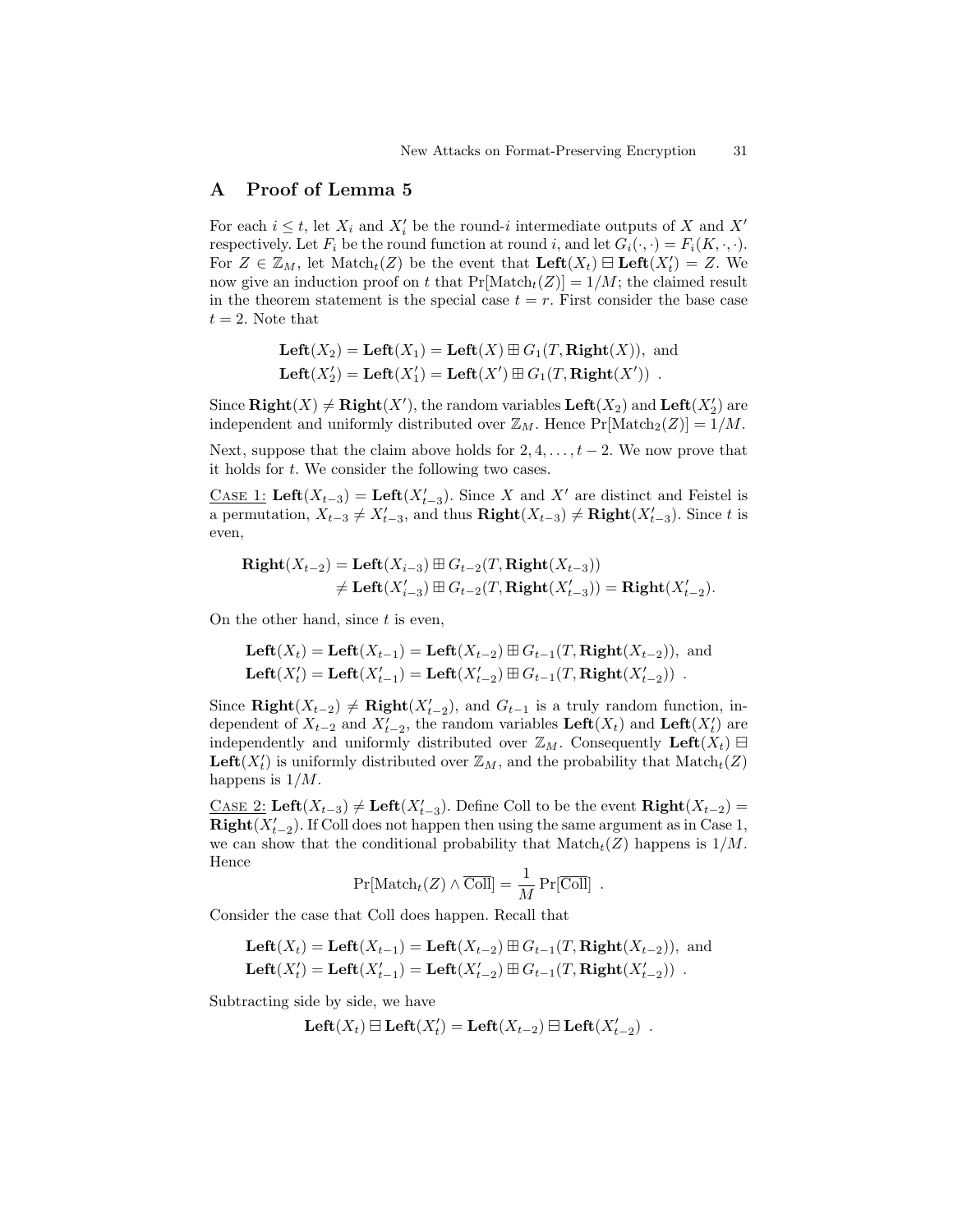## A Proof of Lemma 5

For each $i \le t$, let $X_i$ and $X'_i$ be the round-$i$ intermediate outputs of $X$ and $X'$ respectively. Let $F_i$ be the round function at round $i$, and let $G_i(\cdot,\cdot) = F_i(K,\cdot,\cdot)$. For $Z \in \mathbb{Z}_M$, let $\text{Match}_t(Z)$ be the event that $\mathbf{Left}(X_t) \boxminus \mathbf{Left}(X'_t) = Z$. We now give an induction proof on $t$ that $\Pr[\text{Match}_t(Z)] = 1/M$; the claimed result in the theorem statement is the special case $t = r$. First consider the base case $t = 2$. Note that

$$\mathbf{Left}(X_2) = \mathbf{Left}(X_1) = \mathbf{Left}(X) \boxplus G_1(T, \mathbf{Right}(X)), \text{ and}$$
$$\mathbf{Left}(X'_2) = \mathbf{Left}(X'_1) = \mathbf{Left}(X') \boxplus G_1(T, \mathbf{Right}(X')) \ .$$

Since $\mathbf{Right}(X) \neq \mathbf{Right}(X')$, the random variables $\mathbf{Left}(X_2)$ and $\mathbf{Left}(X'_2)$ are independent and uniformly distributed over $\mathbb{Z}_M$. Hence $\Pr[\text{Match}_2(Z)] = 1/M$.

Next, suppose that the claim above holds for $2, 4, \ldots, t-2$. We now prove that it holds for $t$. We consider the following two cases.

<u>Case 1:</u> $\mathbf{Left}(X_{t-3}) = \mathbf{Left}(X'_{t-3})$. Since $X$ and $X'$ are distinct and Feistel is a permutation, $X_{t-3} \neq X'_{t-3}$, and thus $\mathbf{Right}(X_{t-3}) \neq \mathbf{Right}(X'_{t-3})$. Since $t$ is even,

$$\begin{aligned}\mathbf{Right}(X_{t-2}) &= \mathbf{Left}(X_{i-3}) \boxplus G_{t-2}(T, \mathbf{Right}(X_{t-3})) \\ &\neq \mathbf{Left}(X'_{i-3}) \boxplus G_{t-2}(T, \mathbf{Right}(X'_{t-3})) = \mathbf{Right}(X'_{t-2}).\end{aligned}$$

On the other hand, since $t$ is even,

$$\mathbf{Left}(X_t) = \mathbf{Left}(X_{t-1}) = \mathbf{Left}(X_{t-2}) \boxplus G_{t-1}(T, \mathbf{Right}(X_{t-2})), \text{ and}$$
$$\mathbf{Left}(X'_t) = \mathbf{Left}(X'_{t-1}) = \mathbf{Left}(X'_{t-2}) \boxplus G_{t-1}(T, \mathbf{Right}(X'_{t-2})) \ .$$

Since $\mathbf{Right}(X_{t-2}) \neq \mathbf{Right}(X'_{t-2})$, and $G_{t-1}$ is a truly random function, independent of $X_{t-2}$ and $X'_{t-2}$, the random variables $\mathbf{Left}(X_t)$ and $\mathbf{Left}(X'_t)$ are independently and uniformly distributed over $\mathbb{Z}_M$. Consequently $\mathbf{Left}(X_t) \boxminus \mathbf{Left}(X'_t)$ is uniformly distributed over $\mathbb{Z}_M$, and the probability that $\text{Match}_t(Z)$ happens is $1/M$.

<u>Case 2:</u> $\mathbf{Left}(X_{t-3}) \neq \mathbf{Left}(X'_{t-3})$. Define Coll to be the event $\mathbf{Right}(X_{t-2}) = \mathbf{Right}(X'_{t-2})$. If Coll does not happen then using the same argument as in Case 1, we can show that the conditional probability that $\text{Match}_t(Z)$ happens is $1/M$. Hence

$$\Pr[\text{Match}_t(Z) \wedge \overline{\text{Coll}}] = \frac{1}{M} \Pr[\overline{\text{Coll}}] \ .$$

Consider the case that Coll does happen. Recall that

$$\mathbf{Left}(X_t) = \mathbf{Left}(X_{t-1}) = \mathbf{Left}(X_{t-2}) \boxplus G_{t-1}(T, \mathbf{Right}(X_{t-2})), \text{ and}$$
$$\mathbf{Left}(X'_t) = \mathbf{Left}(X'_{t-1}) = \mathbf{Left}(X'_{t-2}) \boxplus G_{t-1}(T, \mathbf{Right}(X'_{t-2})) \ .$$

Subtracting side by side, we have

$$\mathbf{Left}(X_t) \boxminus \mathbf{Left}(X'_t) = \mathbf{Left}(X_{t-2}) \boxminus \mathbf{Left}(X'_{t-2}) \ .$$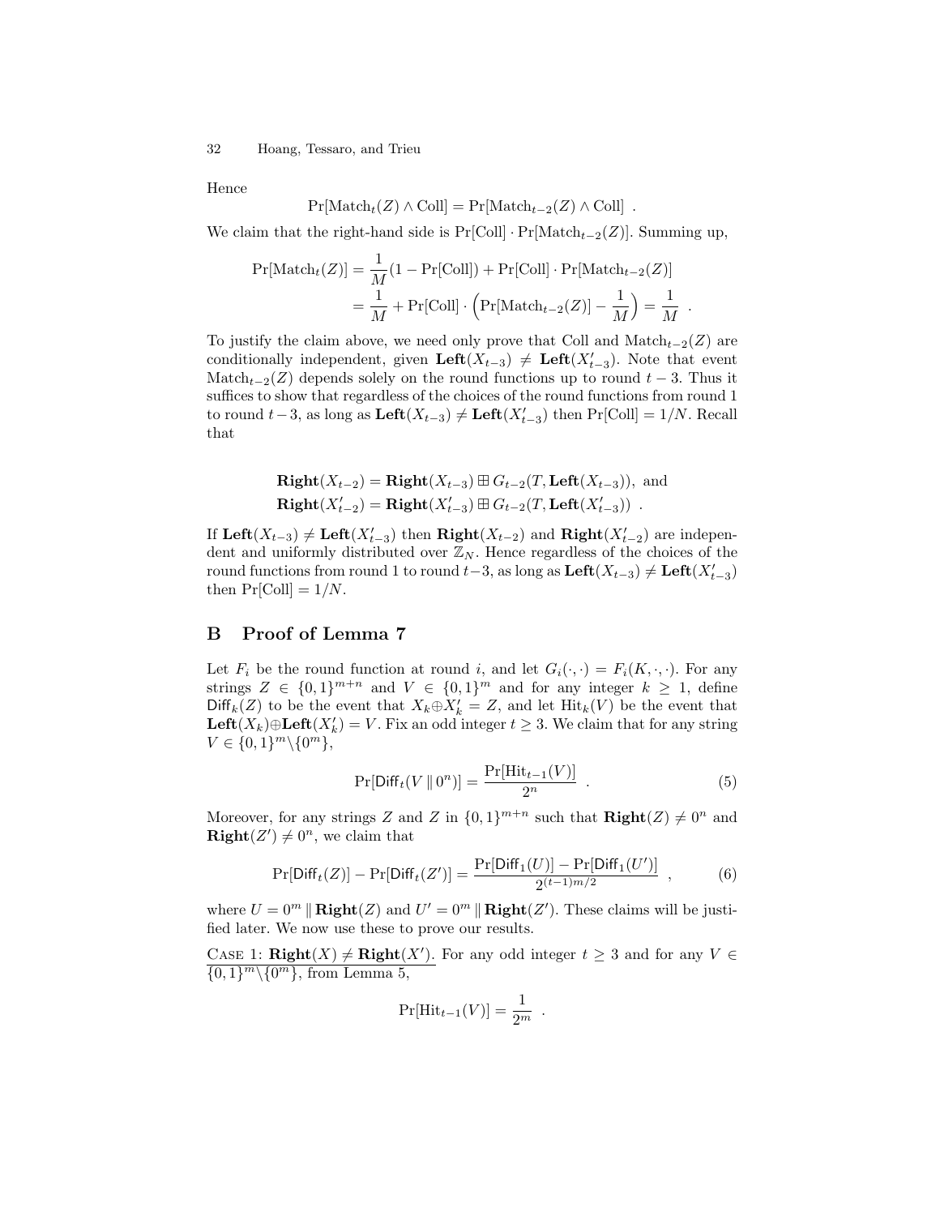Hence

$$\Pr[\text{Match}_t(Z) \wedge \text{Coll}] = \Pr[\text{Match}_{t-2}(Z) \wedge \text{Coll}] \ .$$

We claim that the right-hand side is $\Pr[\text{Coll}] \cdot \Pr[\text{Match}_{t-2}(Z)]$. Summing up,

$$\begin{aligned}\Pr[\text{Match}_t(Z)] &= \frac{1}{M}(1 - \Pr[\text{Coll}]) + \Pr[\text{Coll}] \cdot \Pr[\text{Match}_{t-2}(Z)] \\ &= \frac{1}{M} + \Pr[\text{Coll}] \cdot \Big(\Pr[\text{Match}_{t-2}(Z)] - \frac{1}{M}\Big) = \frac{1}{M} \ .\end{aligned}$$

To justify the claim above, we need only prove that Coll and $\text{Match}_{t-2}(Z)$ are conditionally independent, given $\mathbf{Left}(X_{t-3}) \neq \mathbf{Left}(X'_{t-3})$. Note that event $\text{Match}_{t-2}(Z)$ depends solely on the round functions up to round $t-3$. Thus it suffices to show that regardless of the choices of the round functions from round 1 to round $t-3$, as long as $\mathbf{Left}(X_{t-3}) \neq \mathbf{Left}(X'_{t-3})$ then $\Pr[\text{Coll}] = 1/N$. Recall that

$$\begin{aligned}&\mathbf{Right}(X_{t-2}) = \mathbf{Right}(X_{t-3}) \boxplus G_{t-2}(T, \mathbf{Left}(X_{t-3})), \text{ and} \\ &\mathbf{Right}(X'_{t-2}) = \mathbf{Right}(X'_{t-3}) \boxplus G_{t-2}(T, \mathbf{Left}(X'_{t-3})) \ .\end{aligned}$$

If $\mathbf{Left}(X_{t-3}) \neq \mathbf{Left}(X'_{t-3})$ then $\mathbf{Right}(X_{t-2})$ and $\mathbf{Right}(X'_{t-2})$ are independent and uniformly distributed over $\mathbb{Z}_N$. Hence regardless of the choices of the round functions from round 1 to round $t-3$, as long as $\mathbf{Left}(X_{t-3}) \neq \mathbf{Left}(X'_{t-3})$ then $\Pr[\text{Coll}] = 1/N$.

## B Proof of Lemma 7

Let $F_i$ be the round function at round $i$, and let $G_i(\cdot,\cdot) = F_i(K,\cdot,\cdot)$. For any strings $Z \in \{0,1\}^{m+n}$ and $V \in \{0,1\}^m$ and for any integer $k \geq 1$, define $\mathsf{Diff}_k(Z)$ to be the event that $X_k \oplus X'_k = Z$, and let $\text{Hit}_k(V)$ be the event that $\mathbf{Left}(X_k) \oplus \mathbf{Left}(X'_k) = V$. Fix an odd integer $t \geq 3$. We claim that for any string $V \in \{0,1\}^m \backslash \{0^m\}$,

$$\Pr[\mathsf{Diff}_t(V \,\|\, 0^n)] = \frac{\Pr[\text{Hit}_{t-1}(V)]}{2^n} \ . \tag{5}$$

Moreover, for any strings $Z$ and $Z$ in $\{0,1\}^{m+n}$ such that $\mathbf{Right}(Z) \neq 0^n$ and $\mathbf{Right}(Z') \neq 0^n$, we claim that

$$\Pr[\mathsf{Diff}_t(Z)] - \Pr[\mathsf{Diff}_t(Z')] = \frac{\Pr[\mathsf{Diff}_1(U)] - \Pr[\mathsf{Diff}_1(U')]}{2^{(t-1)m/2}} \ , \tag{6}$$

where $U = 0^m \,\|\, \mathbf{Right}(Z)$ and $U' = 0^m \,\|\, \mathbf{Right}(Z')$. These claims will be justified later. We now use these to prove our results.

<u>CASE 1: $\mathbf{Right}(X) \neq \mathbf{Right}(X')$.</u> For any odd integer $t \geq 3$ and for any $V \in \{0,1\}^m \backslash \{0^m\}$, from Lemma 5,

$$\Pr[\text{Hit}_{t-1}(V)] = \frac{1}{2^m} \ .$$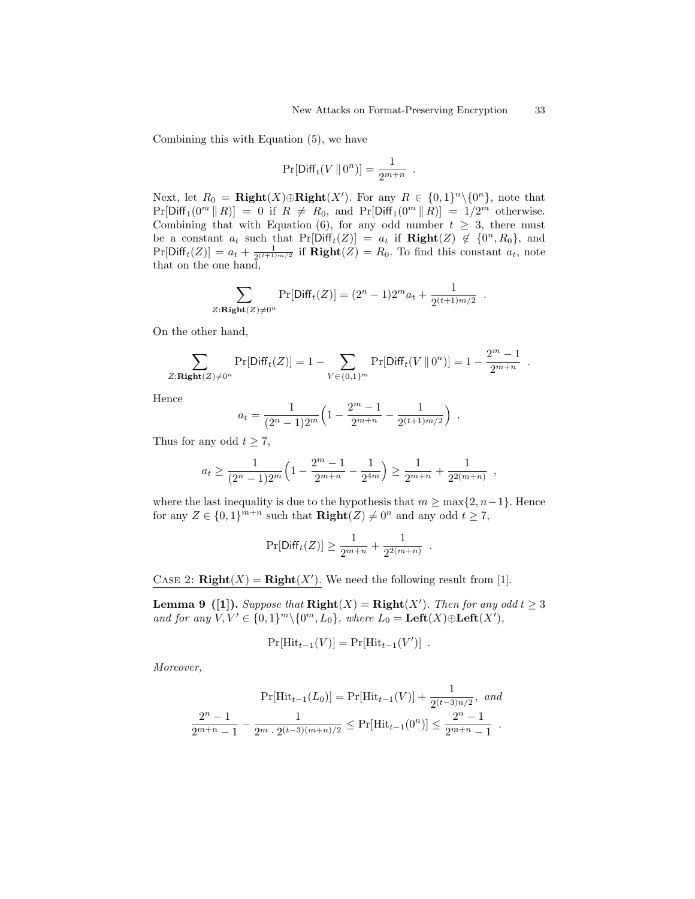Combining this with Equation (5), we have

$$\Pr[\mathsf{Diff}_t(V \,\|\, 0^n)] = \frac{1}{2^{m+n}} \ .$$

Next, let $R_0 = \mathbf{Right}(X) \oplus \mathbf{Right}(X')$. For any $R \in \{0,1\}^n \backslash \{0^n\}$, note that $\Pr[\mathsf{Diff}_1(0^m \,\|\, R)] = 0$ if $R \neq R_0$, and $\Pr[\mathsf{Diff}_1(0^m \,\|\, R)] = 1/2^m$ otherwise. Combining that with Equation (6), for any odd number $t \geq 3$, there must be a constant $a_t$ such that $\Pr[\mathsf{Diff}_t(Z)] = a_t$ if $\mathbf{Right}(Z) \notin \{0^n, R_0\}$, and $\Pr[\mathsf{Diff}_t(Z)] = a_t + \frac{1}{2^{(t+1)m/2}}$ if $\mathbf{Right}(Z) = R_0$. To find this constant $a_t$, note that on the one hand,

$$\sum_{Z : \mathbf{Right}(Z) \neq 0^n} \Pr[\mathsf{Diff}_t(Z)] = (2^n - 1)2^m a_t + \frac{1}{2^{(t+1)m/2}} \ .$$

On the other hand,

$$\sum_{Z : \mathbf{Right}(Z) \neq 0^n} \Pr[\mathsf{Diff}_t(Z)] = 1 - \sum_{V \in \{0,1\}^m} \Pr[\mathsf{Diff}_t(V \,\|\, 0^n)] = 1 - \frac{2^m - 1}{2^{m+n}} \ .$$

Hence

$$a_t = \frac{1}{(2^n - 1)2^m} \Big( 1 - \frac{2^m - 1}{2^{m+n}} - \frac{1}{2^{(t+1)m/2}} \Big) \ .$$

Thus for any odd $t \geq 7$,

$$a_t \geq \frac{1}{(2^n - 1)2^m} \Big( 1 - \frac{2^m - 1}{2^{m+n}} - \frac{1}{2^{4m}} \Big) \geq \frac{1}{2^{m+n}} + \frac{1}{2^{2(m+n)}} \ ,$$

where the last inequality is due to the hypothesis that $m \geq \max\{2, n-1\}$. Hence for any $Z \in \{0,1\}^{m+n}$ such that $\mathbf{Right}(Z) \neq 0^n$ and any odd $t \geq 7$,

$$\Pr[\mathsf{Diff}_t(Z)] \geq \frac{1}{2^{m+n}} + \frac{1}{2^{2(m+n)}} \ .$$

<u>CASE 2: $\mathbf{Right}(X) = \mathbf{Right}(X')$.</u> We need the following result from [1].

**Lemma 9 ([1]).** *Suppose that $\mathbf{Right}(X) = \mathbf{Right}(X')$. Then for any odd $t \geq 3$ and for any $V, V' \in \{0,1\}^m \backslash \{0^m, L_0\}$, where $L_0 = \mathbf{Left}(X) \oplus \mathbf{Left}(X')$,*

$$\Pr[\mathrm{Hit}_{t-1}(V)] = \Pr[\mathrm{Hit}_{t-1}(V')] \ .$$

*Moreover,*

$$\Pr[\mathrm{Hit}_{t-1}(L_0)] = \Pr[\mathrm{Hit}_{t-1}(V)] + \frac{1}{2^{(t-3)n/2}}, \ \textit{and}$$

$$\frac{2^n - 1}{2^{m+n} - 1} - \frac{1}{2^m \cdot 2^{(t-3)(m+n)/2}} \leq \Pr[\mathrm{Hit}_{t-1}(0^n)] \leq \frac{2^n - 1}{2^{m+n} - 1} \ .$$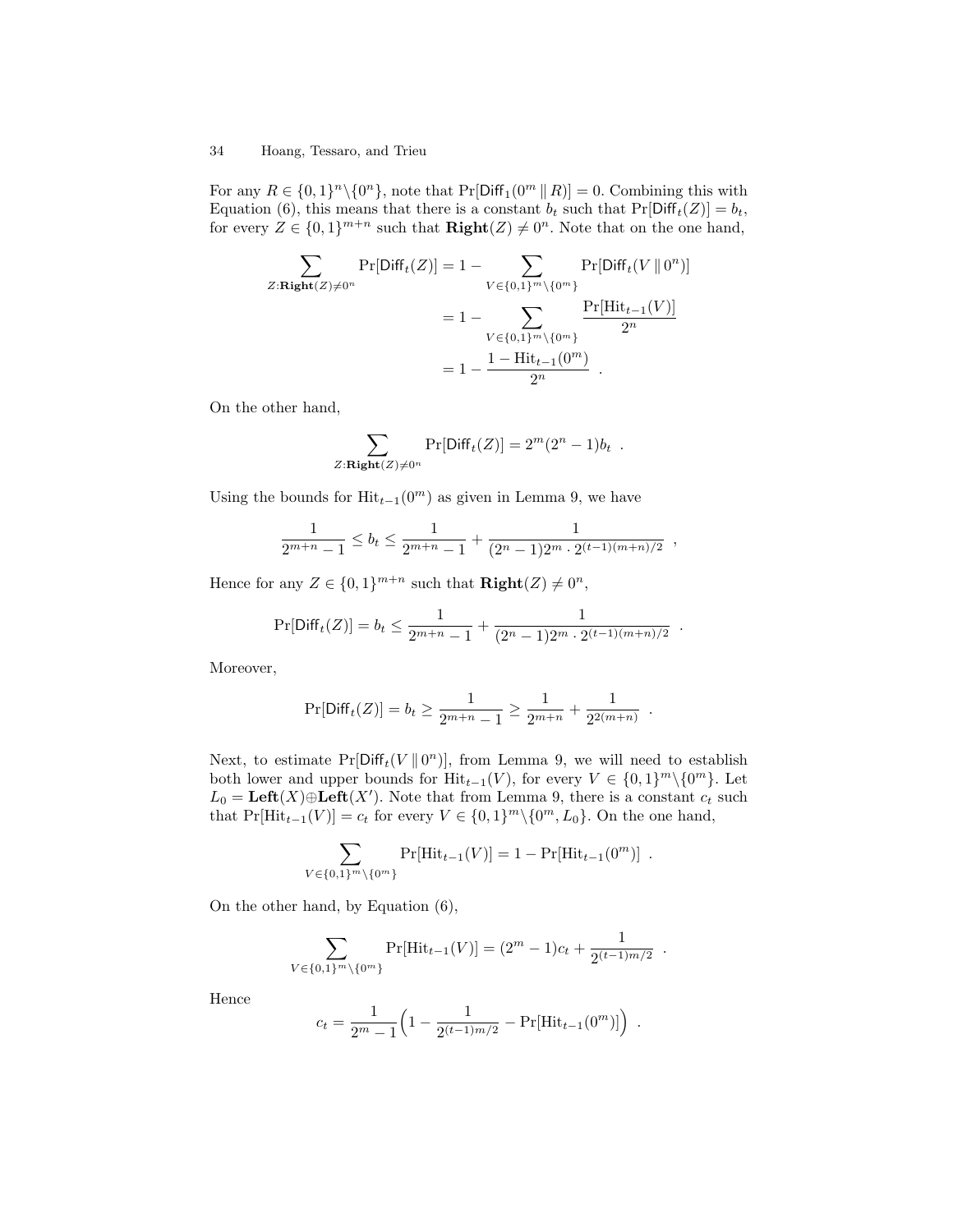For any $R \in \{0,1\}^n \backslash \{0^n\}$, note that $\Pr[\mathsf{Diff}_1(0^m \,\|\, R)] = 0$. Combining this with Equation (6), this means that there is a constant $b_t$ such that $\Pr[\mathsf{Diff}_t(Z)] = b_t$, for every $Z \in \{0,1\}^{m+n}$ such that $\mathbf{Right}(Z) \neq 0^n$. Note that on the one hand,

$$
\begin{aligned}
\sum_{Z:\mathbf{Right}(Z)\neq 0^n} \Pr[\mathsf{Diff}_t(Z)] &= 1 - \sum_{V\in\{0,1\}^m\backslash\{0^m\}} \Pr[\mathsf{Diff}_t(V \,\|\, 0^n)] \\
&= 1 - \sum_{V\in\{0,1\}^m\backslash\{0^m\}} \frac{\Pr[\mathrm{Hit}_{t-1}(V)]}{2^n} \\
&= 1 - \frac{1 - \mathrm{Hit}_{t-1}(0^m)}{2^n} \enspace .
\end{aligned}
$$

On the other hand,

$$
\sum_{Z:\mathbf{Right}(Z)\neq 0^n} \Pr[\mathsf{Diff}_t(Z)] = 2^m(2^n - 1)b_t \enspace .
$$

Using the bounds for $\mathrm{Hit}_{t-1}(0^m)$ as given in Lemma 9, we have

$$
\frac{1}{2^{m+n}-1} \leq b_t \leq \frac{1}{2^{m+n}-1} + \frac{1}{(2^n-1)2^m \cdot 2^{(t-1)(m+n)/2}} \enspace ,
$$

Hence for any $Z \in \{0,1\}^{m+n}$ such that $\mathbf{Right}(Z) \neq 0^n$,

$$
\Pr[\mathsf{Diff}_t(Z)] = b_t \leq \frac{1}{2^{m+n}-1} + \frac{1}{(2^n-1)2^m \cdot 2^{(t-1)(m+n)/2}} \enspace .
$$

Moreover,

$$
\Pr[\mathsf{Diff}_t(Z)] = b_t \geq \frac{1}{2^{m+n}-1} \geq \frac{1}{2^{m+n}} + \frac{1}{2^{2(m+n)}} \enspace .
$$

Next, to estimate $\Pr[\mathsf{Diff}_t(V \,\|\, 0^n)]$, from Lemma 9, we will need to establish both lower and upper bounds for $\mathrm{Hit}_{t-1}(V)$, for every $V \in \{0,1\}^m \backslash \{0^m\}$. Let $L_0 = \mathbf{Left}(X) \oplus \mathbf{Left}(X')$. Note that from Lemma 9, there is a constant $c_t$ such that $\Pr[\mathrm{Hit}_{t-1}(V)] = c_t$ for every $V \in \{0,1\}^m \backslash \{0^m, L_0\}$. On the one hand,

$$
\sum_{V\in\{0,1\}^m\backslash\{0^m\}} \Pr[\mathrm{Hit}_{t-1}(V)] = 1 - \Pr[\mathrm{Hit}_{t-1}(0^m)] \enspace .
$$

On the other hand, by Equation (6),

$$
\sum_{V\in\{0,1\}^m\backslash\{0^m\}} \Pr[\mathrm{Hit}_{t-1}(V)] = (2^m - 1)c_t + \frac{1}{2^{(t-1)m/2}} \enspace .
$$

Hence

$$
c_t = \frac{1}{2^m - 1}\Big(1 - \frac{1}{2^{(t-1)m/2}} - \Pr[\mathrm{Hit}_{t-1}(0^m)]\Big) \enspace .
$$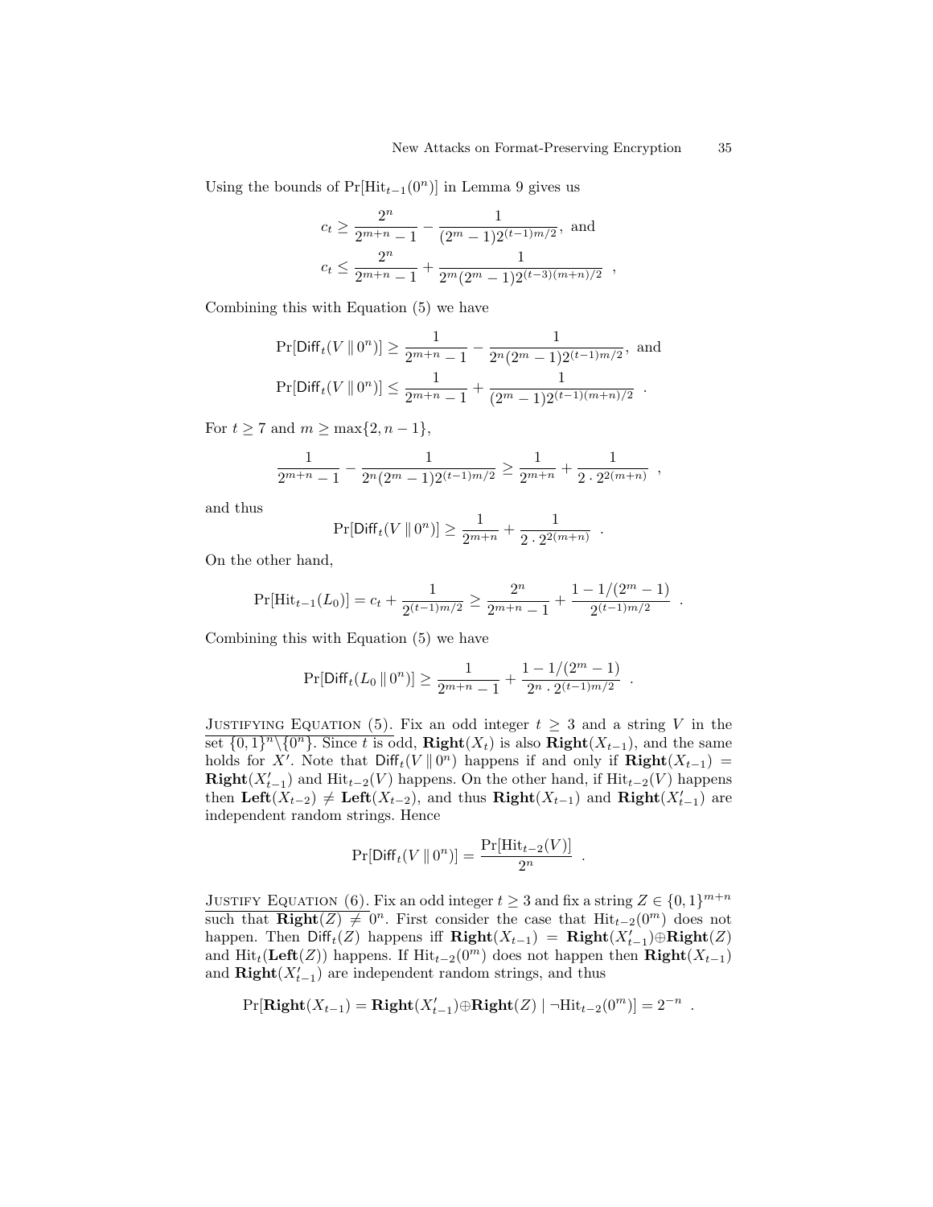Using the bounds of $\Pr[\text{Hit}_{t-1}(0^n)]$ in Lemma 9 gives us

$$c_t \geq \frac{2^n}{2^{m+n}-1} - \frac{1}{(2^m-1)2^{(t-1)m/2}}, \text{ and}$$
$$c_t \leq \frac{2^n}{2^{m+n}-1} + \frac{1}{2^m(2^m-1)2^{(t-3)(m+n)/2}} \enspace ,$$

Combining this with Equation (5) we have

$$\Pr[\mathsf{Diff}_t(V \,\|\, 0^n)] \geq \frac{1}{2^{m+n}-1} - \frac{1}{2^n(2^m-1)2^{(t-1)m/2}}, \text{ and}$$
$$\Pr[\mathsf{Diff}_t(V \,\|\, 0^n)] \leq \frac{1}{2^{m+n}-1} + \frac{1}{(2^m-1)2^{(t-1)(m+n)/2}} \enspace .$$

For $t \geq 7$ and $m \geq \max\{2, n-1\}$,

$$\frac{1}{2^{m+n}-1} - \frac{1}{2^n(2^m-1)2^{(t-1)m/2}} \geq \frac{1}{2^{m+n}} + \frac{1}{2 \cdot 2^{2(m+n)}} \enspace ,$$

and thus

$$\Pr[\mathsf{Diff}_t(V \,\|\, 0^n)] \geq \frac{1}{2^{m+n}} + \frac{1}{2 \cdot 2^{2(m+n)}} \enspace .$$

On the other hand,

$$\Pr[\text{Hit}_{t-1}(L_0)] = c_t + \frac{1}{2^{(t-1)m/2}} \geq \frac{2^n}{2^{m+n}-1} + \frac{1-1/(2^m-1)}{2^{(t-1)m/2}} \enspace .$$

Combining this with Equation (5) we have

$$\Pr[\mathsf{Diff}_t(L_0 \,\|\, 0^n)] \geq \frac{1}{2^{m+n}-1} + \frac{1-1/(2^m-1)}{2^n \cdot 2^{(t-1)m/2}} \enspace .$$

<u>JUSTIFYING EQUATION (5).</u> Fix an odd integer $t \geq 3$ and a string $V$ in the set $\{0,1\}^n \backslash \{0^n\}$. Since $t$ is odd, $\mathbf{Right}(X_t)$ is also $\mathbf{Right}(X_{t-1})$, and the same holds for $X'$. Note that $\mathsf{Diff}_t(V \,\|\, 0^n)$ happens if and only if $\mathbf{Right}(X_{t-1}) = \mathbf{Right}(X'_{t-1})$ and $\text{Hit}_{t-2}(V)$ happens. On the other hand, if $\text{Hit}_{t-2}(V)$ happens then $\mathbf{Left}(X_{t-2}) \neq \mathbf{Left}(X_{t-2})$, and thus $\mathbf{Right}(X_{t-1})$ and $\mathbf{Right}(X'_{t-1})$ are independent random strings. Hence

$$\Pr[\mathsf{Diff}_t(V \,\|\, 0^n)] = \frac{\Pr[\text{Hit}_{t-2}(V)]}{2^n} \enspace .$$

<u>JUSTIFY EQUATION (6).</u> Fix an odd integer $t \geq 3$ and fix a string $Z \in \{0,1\}^{m+n}$ such that $\mathbf{Right}(Z) \neq 0^n$. First consider the case that $\text{Hit}_{t-2}(0^m)$ does not happen. Then $\mathsf{Diff}_t(Z)$ happens iff $\mathbf{Right}(X_{t-1}) = \mathbf{Right}(X'_{t-1}) \oplus \mathbf{Right}(Z)$ and $\text{Hit}_t(\mathbf{Left}(Z))$ happens. If $\text{Hit}_{t-2}(0^m)$ does not happen then $\mathbf{Right}(X_{t-1})$ and $\mathbf{Right}(X'_{t-1})$ are independent random strings, and thus

$$\Pr[\mathbf{Right}(X_{t-1}) = \mathbf{Right}(X'_{t-1}) \oplus \mathbf{Right}(Z) \mid \neg\text{Hit}_{t-2}(0^m)] = 2^{-n} \enspace .$$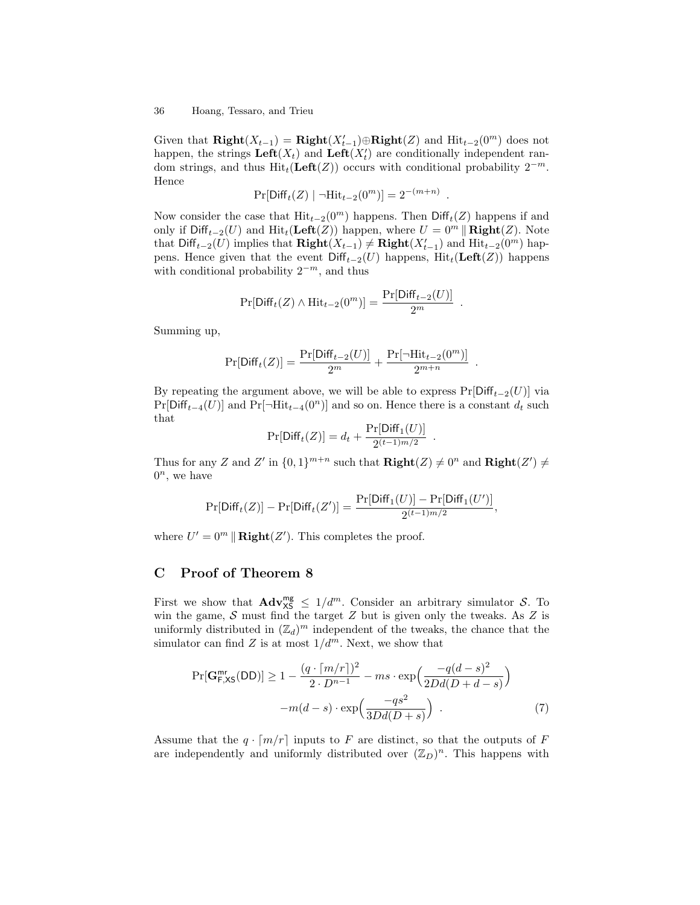Given that $\mathbf{Right}(X_{t-1}) = \mathbf{Right}(X'_{t-1}) \oplus \mathbf{Right}(Z)$ and $\mathrm{Hit}_{t-2}(0^m)$ does not happen, the strings $\mathbf{Left}(X_t)$ and $\mathbf{Left}(X'_t)$ are conditionally independent random strings, and thus $\mathrm{Hit}_t(\mathbf{Left}(Z))$ occurs with conditional probability $2^{-m}$. Hence

$$\Pr[\mathsf{Diff}_t(Z) \mid \neg\mathrm{Hit}_{t-2}(0^m)] = 2^{-(m+n)} \enspace .$$

Now consider the case that $\mathrm{Hit}_{t-2}(0^m)$ happens. Then $\mathsf{Diff}_t(Z)$ happens if and only if $\mathsf{Diff}_{t-2}(U)$ and $\mathrm{Hit}_t(\mathbf{Left}(Z))$ happen, where $U = 0^m \,\|\, \mathbf{Right}(Z)$. Note that $\mathsf{Diff}_{t-2}(U)$ implies that $\mathbf{Right}(X_{t-1}) \neq \mathbf{Right}(X'_{t-1})$ and $\mathrm{Hit}_{t-2}(0^m)$ happens. Hence given that the event $\mathsf{Diff}_{t-2}(U)$ happens, $\mathrm{Hit}_t(\mathbf{Left}(Z))$ happens with conditional probability $2^{-m}$, and thus

$$\Pr[\mathsf{Diff}_t(Z) \wedge \mathrm{Hit}_{t-2}(0^m)] = \frac{\Pr[\mathsf{Diff}_{t-2}(U)]}{2^m} \enspace .$$

Summing up,

$$\Pr[\mathsf{Diff}_t(Z)] = \frac{\Pr[\mathsf{Diff}_{t-2}(U)]}{2^m} + \frac{\Pr[\neg\mathrm{Hit}_{t-2}(0^m)]}{2^{m+n}} \enspace .$$

By repeating the argument above, we will be able to express $\Pr[\mathsf{Diff}_{t-2}(U)]$ via $\Pr[\mathsf{Diff}_{t-4}(U)]$ and $\Pr[\neg\mathrm{Hit}_{t-4}(0^n)]$ and so on. Hence there is a constant $d_t$ such that

$$\Pr[\mathsf{Diff}_t(Z)] = d_t + \frac{\Pr[\mathsf{Diff}_1(U)]}{2^{(t-1)m/2}} \enspace .$$

Thus for any $Z$ and $Z'$ in $\{0,1\}^{m+n}$ such that $\mathbf{Right}(Z) \neq 0^n$ and $\mathbf{Right}(Z') \neq 0^n$, we have

$$\Pr[\mathsf{Diff}_t(Z)] - \Pr[\mathsf{Diff}_t(Z')] = \frac{\Pr[\mathsf{Diff}_1(U)] - \Pr[\mathsf{Diff}_1(U')]}{2^{(t-1)m/2}},$$

where $U' = 0^m \,\|\, \mathbf{Right}(Z')$. This completes the proof.

## C Proof of Theorem 8

First we show that $\mathbf{Adv}^{\mathsf{mg}}_{\mathsf{XS}} \leq 1/d^m$. Consider an arbitrary simulator $\mathcal{S}$. To win the game, $\mathcal{S}$ must find the target $Z$ but is given only the tweaks. As $Z$ is uniformly distributed in $(\mathbb{Z}_d)^m$ independent of the tweaks, the chance that the simulator can find $Z$ is at most $1/d^m$. Next, we show that

$$\begin{aligned}\Pr[\mathbf{G}^{\mathsf{mr}}_{\mathsf{F},\mathsf{XS}}(\mathsf{DD})] \geq 1 &- \frac{(q \cdot \lceil m/r \rceil)^2}{2 \cdot D^{n-1}} - ms \cdot \exp\Big(\frac{-q(d-s)^2}{2Dd(D+d-s)}\Big) \\ &- m(d-s) \cdot \exp\Big(\frac{-qs^2}{3Dd(D+s)}\Big) \enspace . \end{aligned} \tag{7}$$

Assume that the $q \cdot \lceil m/r \rceil$ inputs to $F$ are distinct, so that the outputs of $F$ are independently and uniformly distributed over $(\mathbb{Z}_D)^n$. This happens with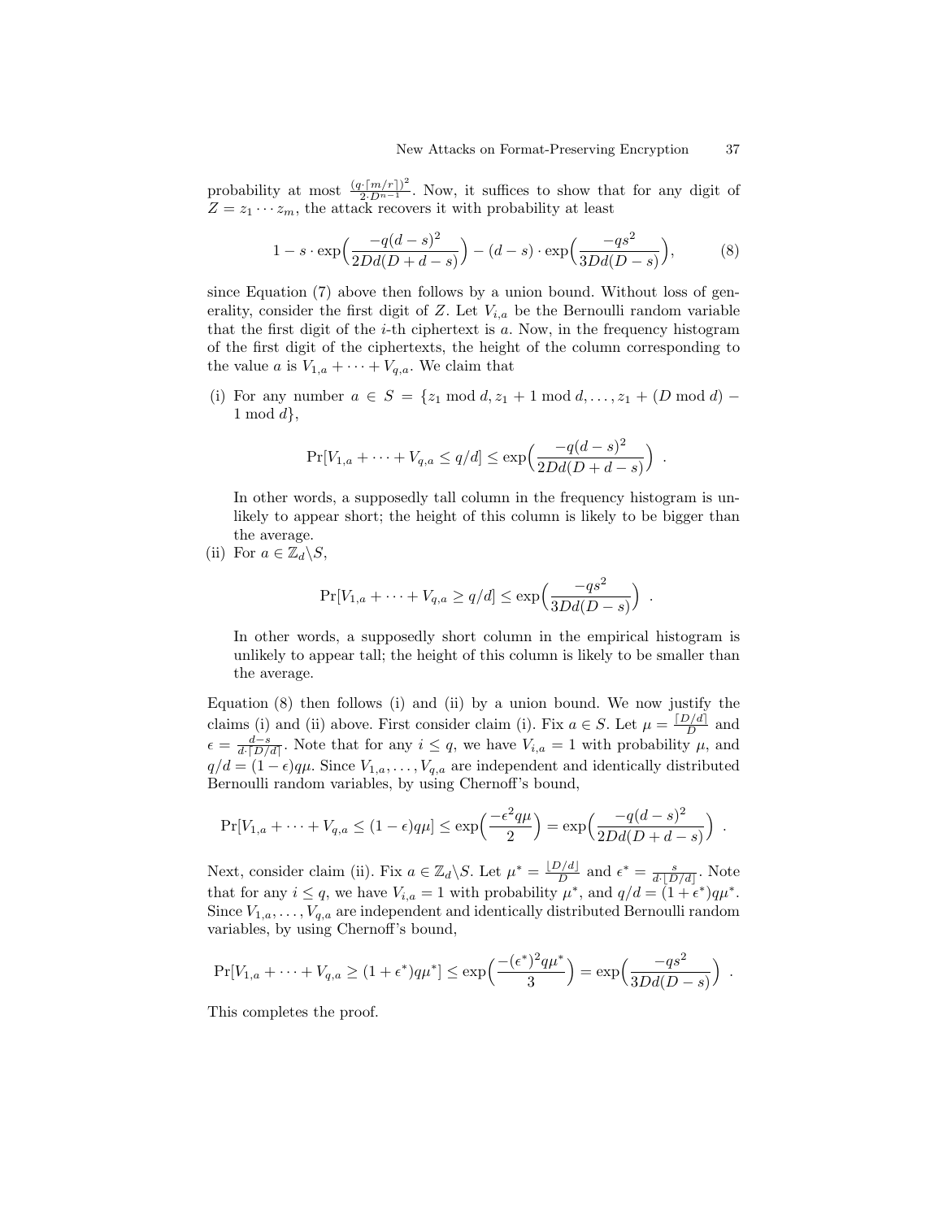probability at most $\frac{(q \cdot \lceil m/r \rceil)^2}{2 \cdot D^{n-1}}$. Now, it suffices to show that for any digit of $Z = z_1 \cdots z_m$, the attack recovers it with probability at least

$$1 - s \cdot \exp\Big(\frac{-q(d-s)^2}{2Dd(D+d-s)}\Big) - (d-s) \cdot \exp\Big(\frac{-qs^2}{3Dd(D-s)}\Big), \tag{8}$$

since Equation (7) above then follows by a union bound. Without loss of generality, consider the first digit of $Z$. Let $V_{i,a}$ be the Bernoulli random variable that the first digit of the $i$-th ciphertext is $a$. Now, in the frequency histogram of the first digit of the ciphertexts, the height of the column corresponding to the value $a$ is $V_{1,a} + \cdots + V_{q,a}$. We claim that

(i) For any number $a \in S = \{z_1 \bmod d, z_1 + 1 \bmod d, \ldots, z_1 + (D \bmod d) - 1 \bmod d\}$,

$$\Pr[V_{1,a} + \cdots + V_{q,a} \leq q/d] \leq \exp\Big(\frac{-q(d-s)^2}{2Dd(D+d-s)}\Big) \ .$$

In other words, a supposedly tall column in the frequency histogram is unlikely to appear short; the height of this column is likely to be bigger than the average.

(ii) For $a \in \mathbb{Z}_d \backslash S$,

$$\Pr[V_{1,a} + \cdots + V_{q,a} \geq q/d] \leq \exp\Big(\frac{-qs^2}{3Dd(D-s)}\Big) \ .$$

In other words, a supposedly short column in the empirical histogram is unlikely to appear tall; the height of this column is likely to be smaller than the average.

Equation (8) then follows (i) and (ii) by a union bound. We now justify the claims (i) and (ii) above. First consider claim (i). Fix $a \in S$. Let $\mu = \frac{\lceil D/d \rceil}{D}$ and $\epsilon = \frac{d-s}{d \cdot \lceil D/d \rceil}$. Note that for any $i \leq q$, we have $V_{i,a} = 1$ with probability $\mu$, and $q/d = (1-\epsilon)q\mu$. Since $V_{1,a}, \ldots, V_{q,a}$ are independent and identically distributed Bernoulli random variables, by using Chernoff's bound,

$$\Pr[V_{1,a} + \cdots + V_{q,a} \leq (1-\epsilon)q\mu] \leq \exp\Big(\frac{-\epsilon^2 q\mu}{2}\Big) = \exp\Big(\frac{-q(d-s)^2}{2Dd(D+d-s)}\Big) \ .$$

Next, consider claim (ii). Fix $a \in \mathbb{Z}_d \backslash S$. Let $\mu^* = \frac{\lfloor D/d \rfloor}{D}$ and $\epsilon^* = \frac{s}{d \cdot \lfloor D/d \rfloor}$. Note that for any $i \leq q$, we have $V_{i,a} = 1$ with probability $\mu^*$, and $q/d = (1+\epsilon^*)q\mu^*$. Since $V_{1,a}, \ldots, V_{q,a}$ are independent and identically distributed Bernoulli random variables, by using Chernoff's bound,

$$\Pr[V_{1,a} + \cdots + V_{q,a} \geq (1+\epsilon^*)q\mu^*] \leq \exp\Big(\frac{-(\epsilon^*)^2 q\mu^*}{3}\Big) = \exp\Big(\frac{-qs^2}{3Dd(D-s)}\Big) \ .$$

This completes the proof.